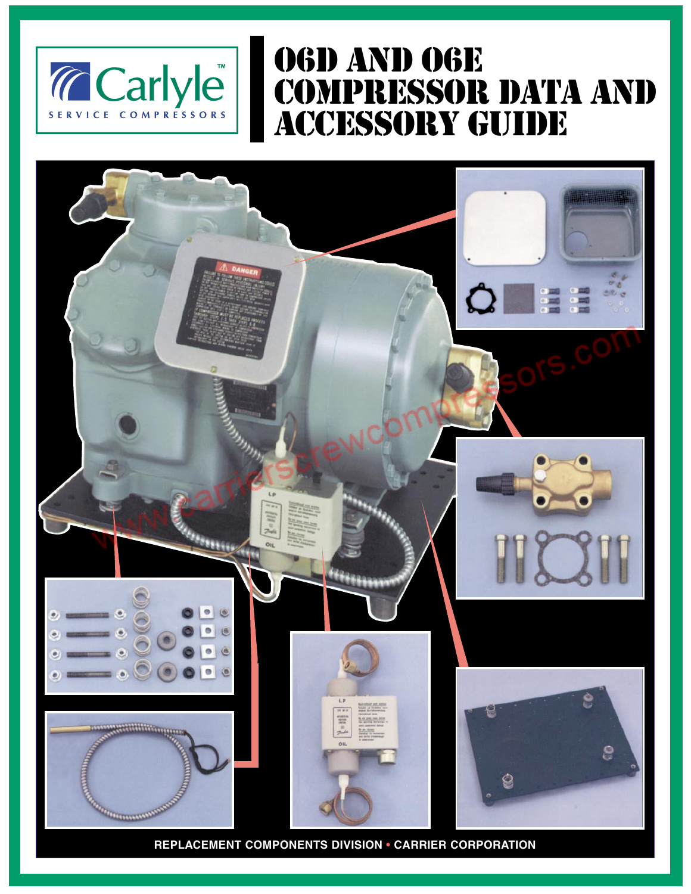Carlyle™

SERVICE COMPRESSORS

# 06D AND 06E COMPRESSOR DATA AND ACCESSORY GUIDE

REPLACEMENT COMPONENTS DIVISION • CARRIER CORPORATION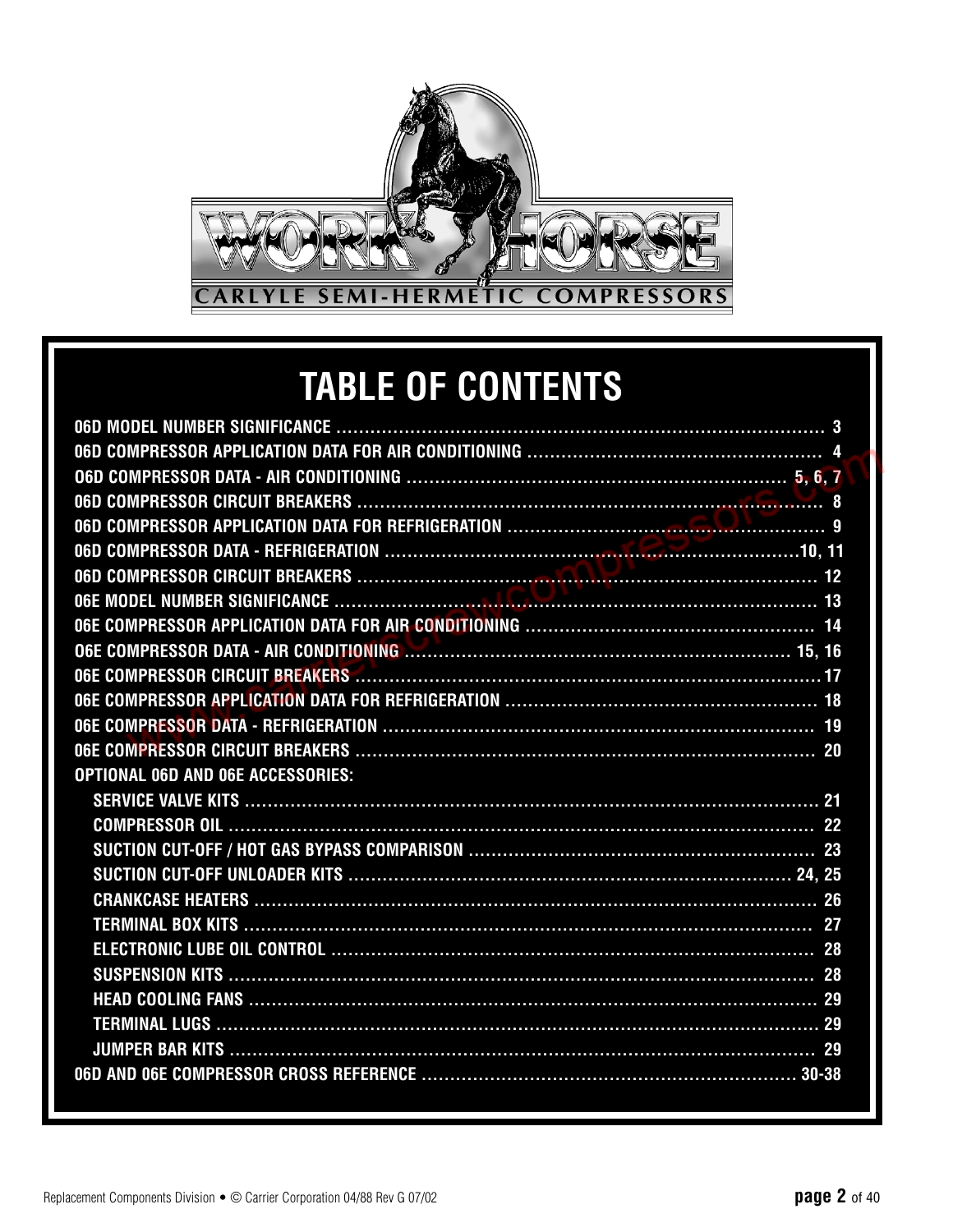WORK HORSE

CARLYLE SEMI-HERMETIC COMPRESSORS

# TABLE OF CONTENTS

06D MODEL NUMBER SIGNIFICANCE ........ 3
06D COMPRESSOR APPLICATION DATA FOR AIR CONDITIONING ........ 4
O6D COMPRESSOR DATA - AIR CONDITIONING ........ 5, 6, 7
06D COMPRESSOR CIRCUIT BREAKERS ........ 8
06D COMPRESSOR APPLICATION DATA FOR REFRIGERATION ........ 9
06D COMPRESSOR DATA - REFRIGERATION ........ 10, 11
06D COMPRESSOR CIRCUIT BREAKERS ........ 12
06E MODEL NUMBER SIGNIFICANCE ........ 13
06E COMPRESSOR APPLICATION DATA FOR AIR CONDITIONING ........ 14
O6E COMPRESSOR DATA - AIR CONDITIONING ........ 15, 16
06E COMPRESSOR CIRCUIT BREAKERS ........ 17
06E COMPRESSOR APPLICATION DATA FOR REFRIGERATION ........ 18
06E COMPRESSOR DATA - REFRIGERATION ........ 19
06E COMPRESSOR CIRCUIT BREAKERS ........ 20

OPTIONAL 06D AND 06E ACCESSORIES:

- SERVICE VALVE KITS ........ 21
- COMPRESSOR OIL ........ 22
- SUCTION CUT-OFF / HOT GAS BYPASS COMPARISON ........ 23
- SUCTION CUT-OFF UNLOADER KITS ........ 24, 25
- CRANKCASE HEATERS ........ 26
- TERMINAL BOX KITS ........ 27
- ELECTRONIC LUBE OIL CONTROL ........ 28
- SUSPENSION KITS ........ 28
- HEAD COOLING FANS ........ 29
- TERMINAL LUGS ........ 29
- JUMPER BAR KITS ........ 29

06D AND 06E COMPRESSOR CROSS REFERENCE ........ 30-38

Replacement Components Division • © Carrier Corporation 04/88 Rev G 07/02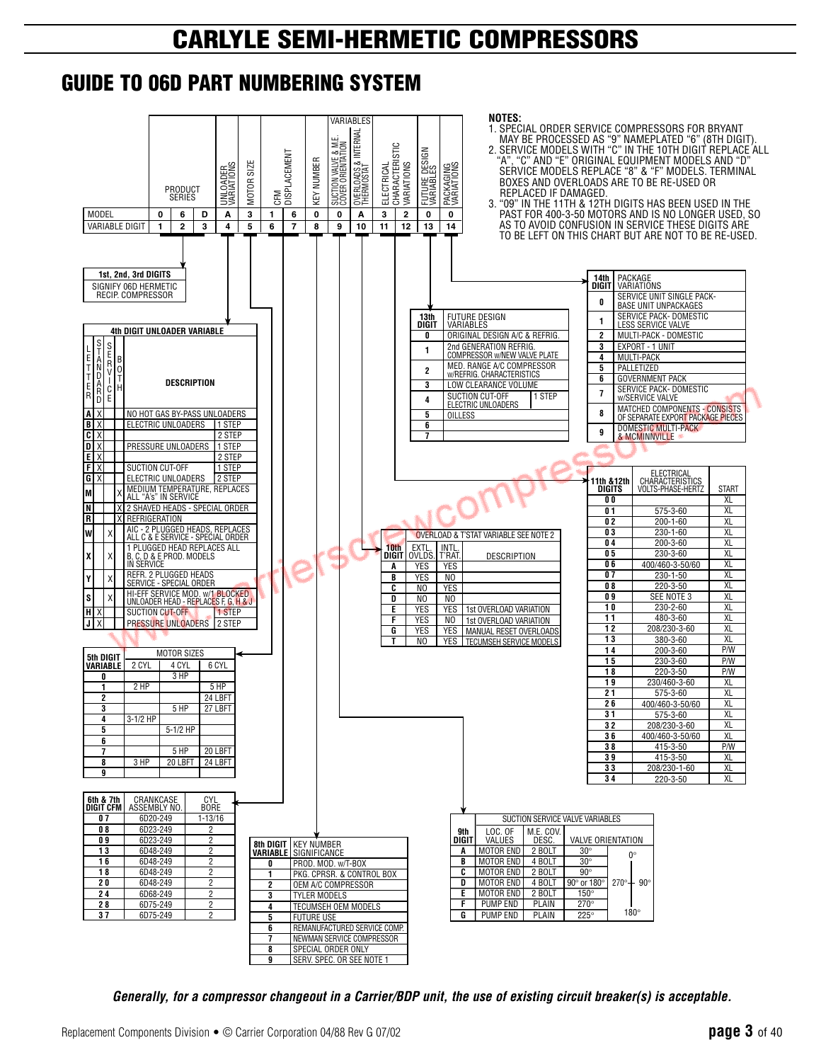# CARLYLE SEMI-HERMETIC COMPRESSORS

## GUIDE TO 06D PART NUMBERING SYSTEM

| | PRODUCT SERIES | | | UNLOADER VARIATIONS | MOTOR SIZE | CFM DISPLACEMENT | | KEY NUMBER | SUCTION VALVE & M.E. COVER ORIENTATION (VARIABLES) | OVERLOADS & INTERNAL THERMOSTAT (VARIABLES) | ELECTRICAL CHARACTERISTIC VARIATIONS | | FUTURE DESIGN VARIABLES | PACKAGING VARIATIONS |
|---|---|---|---|---|---|---|---|---|---|---|---|---|---|---|
| MODEL | 0 | 6 | D | A | 3 | 1 | 6 | 0 | 0 | A | 3 | 2 | 0 | 0 |
| VARIABLE DIGIT | 1 | 2 | 3 | 4 | 5 | 6 | 7 | 8 | 9 | 10 | 11 | 12 | 13 | 14 |

**NOTES:**

1. SPECIAL ORDER SERVICE COMPRESSORS FOR BRYANT MAY BE PROCESSED AS "9" NAMEPLATED "6" (8TH DIGIT).
2. SERVICE MODELS WITH "C" IN THE 10TH DIGIT REPLACE ALL "A", "C" AND "E" ORIGINAL EQUIPMENT MODELS AND "D" SERVICE MODELS REPLACE "8" & "F" MODELS. TERMINAL BOXES AND OVERLOADS ARE TO BE RE-USED OR REPLACED IF DAMAGED.
3. "09" IN THE 11TH & 12TH DIGITS HAS BEEN USED IN THE PAST FOR 400-3-50 MOTORS AND IS NO LONGER USED, SO AS TO AVOID CONFUSION IN SERVICE THESE DIGITS ARE TO BE LEFT ON THIS CHART BUT ARE NOT TO BE RE-USED.

| 1st, 2nd, 3rd DIGITS |
|---|
| SIGNIFY 06D HERMETIC RECIP. COMPRESSOR |

| 4th DIGIT UNLOADER VARIABLE | | | | | |
|---|---|---|---|---|---|
| LETTER | STANDARD | SERVICE | BOTH | DESCRIPTION | |
| A | X | | | NO HOT GAS BY-PASS UNLOADERS | |
| B | X | | | ELECTRIC UNLOADERS | 1 STEP |
| C | X | | | | 2 STEP |
| D | X | | | PRESSURE UNLOADERS | 1 STEP |
| E | X | | | | 2 STEP |
| F | X | | | SUCTION CUT-OFF | 1 STEP |
| G | X | | | ELECTRIC UNLOADERS | 2 STEP |
| M | | | X | MEDIUM TEMPERATURE, REPLACES ALL "A"s" IN SERVICE | |
| N | | | X | 2 SHAVED HEADS - SPECIAL ORDER | |
| R | | | X | REFRIGERATION | |
| W | | X | | AIC - 2 PLUGGED HEADS, REPLACES ALL C & E SERVICE - SPECIAL ORDER | |
| X | | X | | 1 PLUGGED HEAD REPLACES ALL B, C, D & E PROD. MODELS IN SERVICE | |
| Y | | X | | REFR. 2 PLUGGED HEADS SERVICE - SPECIAL ORDER | |
| S | | X | | HI-EFF SERVICE MOD. w/1 BLOCKED UNLOADER HEAD - REPLACES F, G, H & J | |
| H | X | | | SUCTION CUT-OFF | 1 STEP |
| J | X | | | PRESSURE UNLOADERS | 2 STEP |

| 5th DIGIT VARIABLE | MOTOR SIZES 2 CYL | 4 CYL | 6 CYL |
|---|---|---|---|
| 0 | | 3 HP | |
| 1 | 2 HP | | 5 HP |
| 2 | | | 24 LBFT |
| 3 | | 5 HP | 27 LBFT |
| 4 | 3-1/2 HP | | |
| 5 | | 5-1/2 HP | |
| 6 | | | |
| 7 | | 5 HP | 20 LBFT |
| 8 | 3 HP | 20 LBFT | 24 LBFT |
| 9 | | | |

| 6th & 7th DIGIT CFM | CRANKCASE ASSEMBLY NO. | CYL BORE |
|---|---|---|
| 07 | 6D20-249 | 1-13/16 |
| 08 | 6D23-249 | 2 |
| 09 | 6D23-249 | 2 |
| 13 | 6D48-249 | 2 |
| 16 | 6D48-249 | 2 |
| 18 | 6D48-249 | 2 |
| 20 | 6D48-249 | 2 |
| 24 | 6D68-249 | 2 |
| 28 | 6D75-249 | 2 |
| 37 | 6D75-249 | 2 |

| 8th DIGIT VARIABLE | KEY NUMBER SIGNIFICANCE |
|---|---|
| 0 | PROD. MOD. w/T-BOX |
| 1 | PKG. CPRSR. & CONTROL BOX |
| 2 | OEM A/C COMPRESSOR |
| 3 | TYLER MODELS |
| 4 | TECUMSEH OEM MODELS |
| 5 | FUTURE USE |
| 6 | REMANUFACTURED SERVICE COMP. |
| 7 | NEWMAN SERVICE COMPRESSOR |
| 8 | SPECIAL ORDER ONLY |
| 9 | SERV. SPEC. OR SEE NOTE 1 |

| 9th DIGIT | LOC. OF VALVES | M.E. COV. DESC. | VALVE ORIENTATION |
|---|---|---|---|
| A | MOTOR END | 2 BOLT | 30° |
| B | MOTOR END | 4 BOLT | 30° |
| C | MOTOR END | 2 BOLT | 90° |
| D | MOTOR END | 4 BOLT | 90° or 180° |
| E | MOTOR END | 2 BOLT | 150° |
| F | PUMP END | PLAIN | 270° |
| G | PUMP END | PLAIN | 225° |

(Suction service valve variables; orientation reference: 0°, 90°, 180°, 270°)

| 10th DIGIT | EXTL. OVLDS. | INTL. T'RAT. | DESCRIPTION |
|---|---|---|---|
| A | YES | YES | |
| B | YES | NO | |
| C | NO | YES | |
| D | NO | NO | |
| E | YES | YES | 1st OVERLOAD VARIATION |
| F | YES | NO | 1st OVERLOAD VARIATION |
| G | YES | YES | MANUAL RESET OVERLOADS |
| T | NO | YES | TECUMSEH SERVICE MODELS |

(Overload & T'stat variable see Note 2)

| 11th & 12th DIGITS | ELECTRICAL CHARACTERISTICS VOLTS-PHASE-HERTZ | START |
|---|---|---|
| 00 | | XL |
| 01 | 575-3-60 | XL |
| 02 | 200-1-60 | XL |
| 03 | 230-1-60 | XL |
| 04 | 200-3-60 | XL |
| 05 | 230-3-60 | XL |
| 06 | 400/460-3-50/60 | XL |
| 07 | 230-1-50 | XL |
| 08 | 220-3-50 | XL |
| 09 | SEE NOTE 3 | XL |
| 10 | 230-2-60 | XL |
| 11 | 480-3-60 | XL |
| 12 | 208/230-3-60 | XL |
| 13 | 380-3-60 | XL |
| 14 | 200-3-60 | P/W |
| 15 | 230-3-60 | P/W |
| 18 | 220-3-50 | P/W |
| 19 | 230/460-3-60 | XL |
| 21 | 575-3-60 | XL |
| 26 | 400/460-3-50/60 | XL |
| 31 | 575-3-60 | XL |
| 32 | 208/230-3-60 | XL |
| 36 | 400/460-3-50/60 | XL |
| 38 | 415-3-50 | P/W |
| 39 | 415-3-50 | XL |
| 33 | 208/230-1-60 | XL |
| 34 | 220-3-50 | XL |

| 13th DIGIT | FUTURE DESIGN VARIABLES | |
|---|---|---|
| 0 | ORIGINAL DESIGN A/C & REFRIG. | |
| 1 | 2nd GENERATION REFRIG. COMPRESSOR w/NEW VALVE PLATE | |
| 2 | MED. RANGE A/C COMPRESSOR w/REFRIG. CHARACTERISTICS | |
| 3 | LOW CLEARANCE VOLUME | |
| 4 | SUCTION CUT-OFF ELECTRIC UNLOADERS | 1 STEP |
| 5 | OILLESS | |
| 6 | | |
| 7 | | |

| 14th DIGIT | PACKAGE VARIATIONS |
|---|---|
| 0 | SERVICE UNIT SINGLE PACK-BASE UNIT UNPACKAGED |
| 1 | SERVICE PACK- DOMESTIC LESS SERVICE VALVE |
| 2 | MULTI-PACK - DOMESTIC |
| 3 | EXPORT - 1 UNIT |
| 4 | MULTI-PACK |
| 5 | PALLETIZED |
| 6 | GOVERNMENT PACK |
| 7 | SERVICE PACK- DOMESTIC w/SERVICE VALVE |
| 8 | MATCHED COMPONENTS - CONSISTS OF SEPARATE EXPORT PACKAGE PIECES |
| 9 | DOMESTIC MULTI-PACK & MCMINNVILLE |

***Generally, for a compressor changeout in a Carrier/BDP unit, the use of existing circuit breaker(s) is acceptable.***

Replacement Components Division • © Carrier Corporation 04/88 Rev G 07/02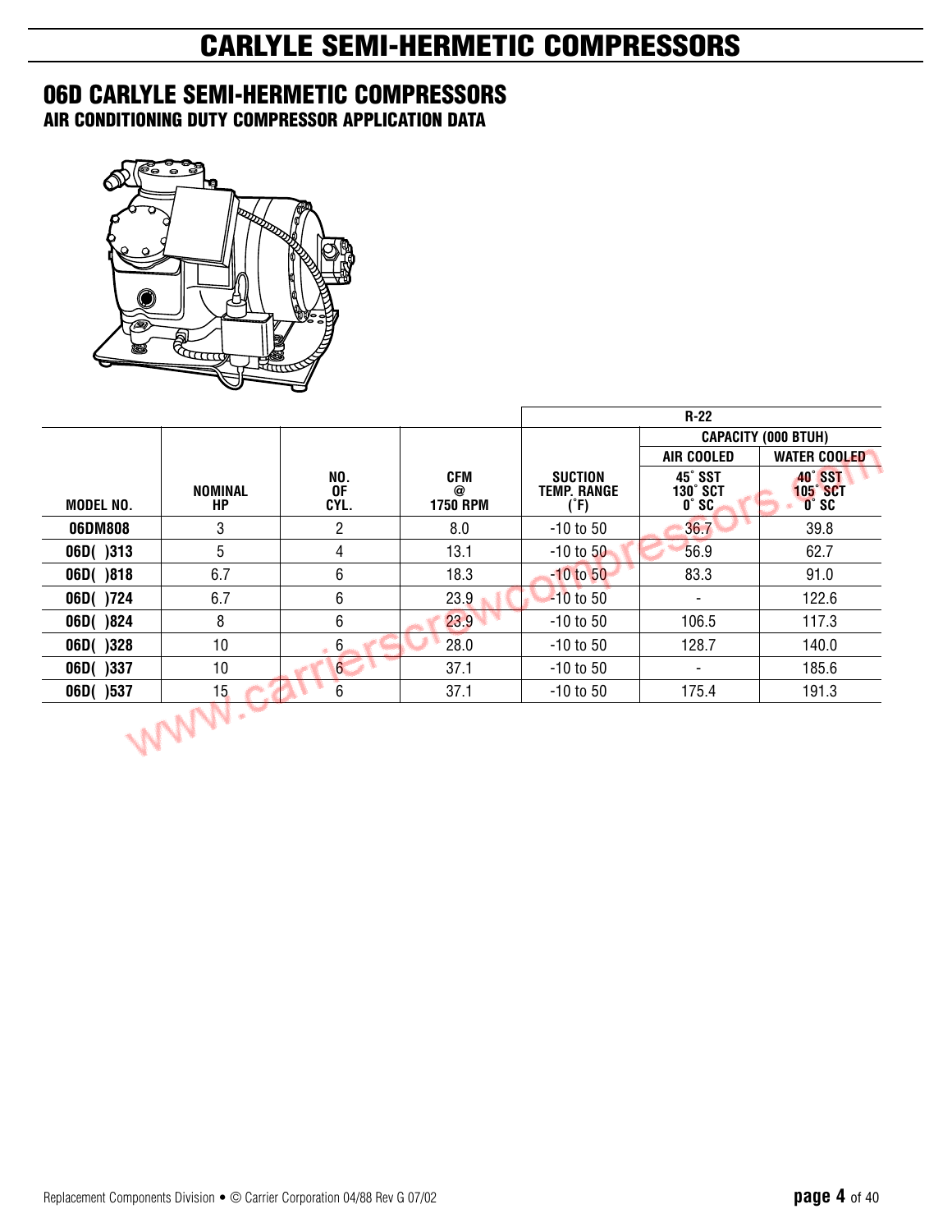# CARLYLE SEMI-HERMETIC COMPRESSORS

## 06D CARLYLE SEMI-HERMETIC COMPRESSORS

### AIR CONDITIONING DUTY COMPRESSOR APPLICATION DATA

| | | | | R-22 | | |
|---|---|---|---|---|---|---|
| | | | | | CAPACITY (000 BTUH) | |
| | | | | | AIR COOLED | WATER COOLED |
| MODEL NO. | NOMINAL HP | NO. OF CYL. | CFM @ 1750 RPM | SUCTION TEMP. RANGE (˚F) | 45˚ SST 130˚ SCT 0˚ SC | 40˚ SST 105˚ SCT 0˚ SC |
| **06DM808** | 3 | 2 | 8.0 | -10 to 50 | 36.7 | 39.8 |
| **06D( )313** | 5 | 4 | 13.1 | -10 to 50 | 56.9 | 62.7 |
| **06D( )818** | 6.7 | 6 | 18.3 | -10 to 50 | 83.3 | 91.0 |
| **06D( )724** | 6.7 | 6 | 23.9 | -10 to 50 | - | 122.6 |
| **06D( )824** | 8 | 6 | 23.9 | -10 to 50 | 106.5 | 117.3 |
| **06D( )328** | 10 | 6 | 28.0 | -10 to 50 | 128.7 | 140.0 |
| **06D( )337** | 10 | 6 | 37.1 | -10 to 50 | - | 185.6 |
| **06D( )537** | 15 | 6 | 37.1 | -10 to 50 | 175.4 | 191.3 |

Replacement Components Division • © Carrier Corporation 04/88 Rev G 07/02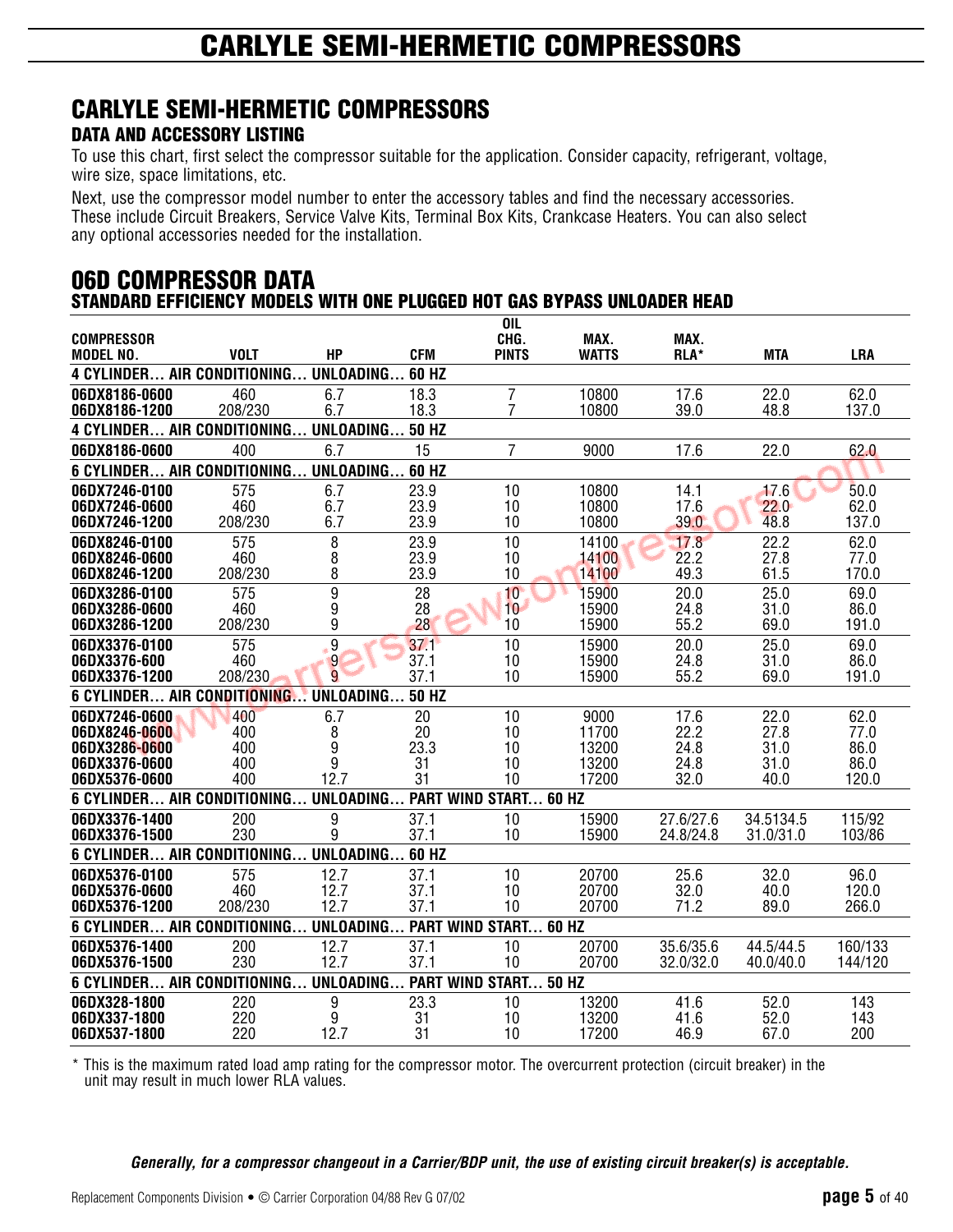# CARLYLE SEMI-HERMETIC COMPRESSORS

## CARLYLE SEMI-HERMETIC COMPRESSORS

### DATA AND ACCESSORY LISTING

To use this chart, first select the compressor suitable for the application. Consider capacity, refrigerant, voltage, wire size, space limitations, etc.

Next, use the compressor model number to enter the accessory tables and find the necessary accessories. These include Circuit Breakers, Service Valve Kits, Terminal Box Kits, Crankcase Heaters. You can also select any optional accessories needed for the installation.

## 06D COMPRESSOR DATA

### STANDARD EFFICIENCY MODELS WITH ONE PLUGGED HOT GAS BYPASS UNLOADER HEAD

| COMPRESSOR MODEL NO. | VOLT | HP | CFM | OIL CHG. PINTS | MAX. WATTS | MAX. RLA* | MTA | LRA |
|---|---|---|---|---|---|---|---|---|
| **4 CYLINDER… AIR CONDITIONING… UNLOADING… 60 HZ** | | | | | | | | |
| **06DX8186-0600** | 460 | 6.7 | 18.3 | 7 | 10800 | 17.6 | 22.0 | 62.0 |
| **06DX8186-1200** | 208/230 | 6.7 | 18.3 | 7 | 10800 | 39.0 | 48.8 | 137.0 |
| **4 CYLINDER… AIR CONDITIONING… UNLOADING… 50 HZ** | | | | | | | | |
| **06DX8186-0600** | 400 | 6.7 | 15 | 7 | 9000 | 17.6 | 22.0 | 62.0 |
| **6 CYLINDER… AIR CONDITIONING… UNLOADING… 60 HZ** | | | | | | | | |
| **06DX7246-0100** | 575 | 6.7 | 23.9 | 10 | 10800 | 14.1 | 17.6 | 50.0 |
| **06DX7246-0600** | 460 | 6.7 | 23.9 | 10 | 10800 | 17.6 | 22.0 | 62.0 |
| **06DX7246-1200** | 208/230 | 6.7 | 23.9 | 10 | 10800 | 39.0 | 48.8 | 137.0 |
| **06DX8246-0100** | 575 | 8 | 23.9 | 10 | 14100 | 17.8 | 22.2 | 62.0 |
| **06DX8246-0600** | 460 | 8 | 23.9 | 10 | 14100 | 22.2 | 27.8 | 77.0 |
| **06DX8246-1200** | 208/230 | 8 | 23.9 | 10 | 14100 | 49.3 | 61.5 | 170.0 |
| **06DX3286-0100** | 575 | 9 | 28 | 10 | 15900 | 20.0 | 25.0 | 69.0 |
| **06DX3286-0600** | 460 | 9 | 28 | 10 | 15900 | 24.8 | 31.0 | 86.0 |
| **06DX3286-1200** | 208/230 | 9 | 28 | 10 | 15900 | 55.2 | 69.0 | 191.0 |
| **06DX3376-0100** | 575 | 9 | 37.1 | 10 | 15900 | 20.0 | 25.0 | 69.0 |
| **06DX3376-600** | 460 | 9 | 37.1 | 10 | 15900 | 24.8 | 31.0 | 86.0 |
| **06DX3376-1200** | 208/230 | 9 | 37.1 | 10 | 15900 | 55.2 | 69.0 | 191.0 |
| **6 CYLINDER… AIR CONDITIONING… UNLOADING… 50 HZ** | | | | | | | | |
| **06DX7246-0600** | 400 | 6.7 | 20 | 10 | 9000 | 17.6 | 22.0 | 62.0 |
| **06DX8246-0600** | 400 | 8 | 20 | 10 | 11700 | 22.2 | 27.8 | 77.0 |
| **06DX3286-0600** | 400 | 9 | 23.3 | 10 | 13200 | 24.8 | 31.0 | 86.0 |
| **06DX3376-0600** | 400 | 9 | 31 | 10 | 13200 | 24.8 | 31.0 | 86.0 |
| **06DX5376-0600** | 400 | 12.7 | 31 | 10 | 17200 | 32.0 | 40.0 | 120.0 |
| **6 CYLINDER… AIR CONDITIONING… UNLOADING… PART WIND START… 60 HZ** | | | | | | | | |
| **06DX3376-1400** | 200 | 9 | 37.1 | 10 | 15900 | 27.6/27.6 | 34.5134.5 | 115/92 |
| **06DX3376-1500** | 230 | 9 | 37.1 | 10 | 15900 | 24.8/24.8 | 31.0/31.0 | 103/86 |
| **6 CYLINDER… AIR CONDITIONING… UNLOADING… 60 HZ** | | | | | | | | |
| **06DX5376-0100** | 575 | 12.7 | 37.1 | 10 | 20700 | 25.6 | 32.0 | 96.0 |
| **06DX5376-0600** | 460 | 12.7 | 37.1 | 10 | 20700 | 32.0 | 40.0 | 120.0 |
| **06DX5376-1200** | 208/230 | 12.7 | 37.1 | 10 | 20700 | 71.2 | 89.0 | 266.0 |
| **6 CYLINDER… AIR CONDITIONING… UNLOADING… PART WIND START… 60 HZ** | | | | | | | | |
| **06DX5376-1400** | 200 | 12.7 | 37.1 | 10 | 20700 | 35.6/35.6 | 44.5/44.5 | 160/133 |
| **06DX5376-1500** | 230 | 12.7 | 37.1 | 10 | 20700 | 32.0/32.0 | 40.0/40.0 | 144/120 |
| **6 CYLINDER… AIR CONDITIONING… UNLOADING… PART WIND START… 50 HZ** | | | | | | | | |
| **06DX328-1800** | 220 | 9 | 23.3 | 10 | 13200 | 41.6 | 52.0 | 143 |
| **06DX337-1800** | 220 | 9 | 31 | 10 | 13200 | 41.6 | 52.0 | 143 |
| **06DX537-1800** | 220 | 12.7 | 31 | 10 | 17200 | 46.9 | 67.0 | 200 |

\* This is the maximum rated load amp rating for the compressor motor. The overcurrent protection (circuit breaker) in the unit may result in much lower RLA values.

***Generally, for a compressor changeout in a Carrier/BDP unit, the use of existing circuit breaker(s) is acceptable.***

Replacement Components Division • © Carrier Corporation 04/88 Rev G 07/02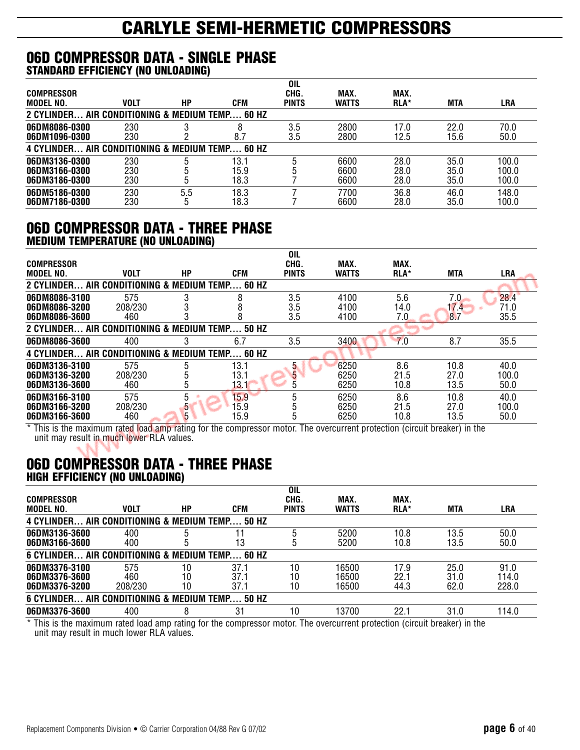# CARLYLE SEMI-HERMETIC COMPRESSORS

## 06D COMPRESSOR DATA - SINGLE PHASE

### STANDARD EFFICIENCY (NO UNLOADING)

| COMPRESSOR MODEL NO. | VOLT | HP | CFM | OIL CHG. PINTS | MAX. WATTS | MAX. RLA* | MTA | LRA |
|---|---|---|---|---|---|---|---|---|
| **2 CYLINDER… AIR CONDITIONING & MEDIUM TEMP…. 60 HZ** | | | | | | | | |
| 06DM8086-0300 | 230 | 3 | 8 | 3.5 | 2800 | 17.0 | 22.0 | 70.0 |
| 06DM1096-0300 | 230 | 2 | 8.7 | 3.5 | 2800 | 12.5 | 15.6 | 50.0 |
| **4 CYLINDER… AIR CONDITIONING & MEDIUM TEMP…. 60 HZ** | | | | | | | | |
| 06DM3136-0300 | 230 | 5 | 13.1 | 5 | 6600 | 28.0 | 35.0 | 100.0 |
| 06DM3166-0300 | 230 | 5 | 15.9 | 5 | 6600 | 28.0 | 35.0 | 100.0 |
| 06DM3186-0300 | 230 | 5 | 18.3 | 7 | 6600 | 28.0 | 35.0 | 100.0 |
| 06DM5186-0300 | 230 | 5.5 | 18.3 | 7 | 7700 | 36.8 | 46.0 | 148.0 |
| 06DM7186-0300 | 230 | 5 | 18.3 | 7 | 6600 | 28.0 | 35.0 | 100.0 |

## 06D COMPRESSOR DATA - THREE PHASE

### MEDIUM TEMPERATURE (NO UNLOADING)

| COMPRESSOR MODEL NO. | VOLT | HP | CFM | OIL CHG. PINTS | MAX. WATTS | MAX. RLA* | MTA | LRA |
|---|---|---|---|---|---|---|---|---|
| **2 CYLINDER… AIR CONDITIONING & MEDIUM TEMP…. 60 HZ** | | | | | | | | |
| 06DM8086-3100 | 575 | 3 | 8 | 3.5 | 4100 | 5.6 | 7.0 | 28.4 |
| 06DM8086-3200 | 208/230 | 3 | 8 | 3.5 | 4100 | 14.0 | 17.4 | 71.0 |
| 06DM8086-3600 | 460 | 3 | 8 | 3.5 | 4100 | 7.0 | 8.7 | 35.5 |
| **2 CYLINDER… AIR CONDITIONING & MEDIUM TEMP…. 50 HZ** | | | | | | | | |
| 06DM8086-3600 | 400 | 3 | 6.7 | 3.5 | 3400 | 7.0 | 8.7 | 35.5 |
| **4 CYLINDER… AIR CONDITIONING & MEDIUM TEMP…. 60 HZ** | | | | | | | | |
| 06DM3136-3100 | 575 | 5 | 13.1 | 5 | 6250 | 8.6 | 10.8 | 40.0 |
| 06DM3136-3200 | 208/230 | 5 | 13.1 | 5 | 6250 | 21.5 | 27.0 | 100.0 |
| 06DM3136-3600 | 460 | 5 | 13.1 | 5 | 6250 | 10.8 | 13.5 | 50.0 |
| 06DM3166-3100 | 575 | 5 | 15.9 | 5 | 6250 | 8.6 | 10.8 | 40.0 |
| 06DM3166-3200 | 208/230 | 5 | 15.9 | 5 | 6250 | 21.5 | 27.0 | 100.0 |
| 06DM3166-3600 | 460 | 5 | 15.9 | 5 | 6250 | 10.8 | 13.5 | 50.0 |

\* This is the maximum rated load amp rating for the compressor motor. The overcurrent protection (circuit breaker) in the unit may result in much lower RLA values.

## 06D COMPRESSOR DATA - THREE PHASE

### HIGH EFFICIENCY (NO UNLOADING)

| COMPRESSOR MODEL NO. | VOLT | HP | CFM | OIL CHG. PINTS | MAX. WATTS | MAX. RLA* | MTA | LRA |
|---|---|---|---|---|---|---|---|---|
| **4 CYLINDER… AIR CONDITIONING & MEDIUM TEMP…. 50 HZ** | | | | | | | | |
| 06DM3136-3600 | 400 | 5 | 11 | 5 | 5200 | 10.8 | 13.5 | 50.0 |
| 06DM3166-3600 | 400 | 5 | 13 | 5 | 5200 | 10.8 | 13.5 | 50.0 |
| **6 CYLINDER… AIR CONDITIONING & MEDIUM TEMP…. 60 HZ** | | | | | | | | |
| 06DM3376-3100 | 575 | 10 | 37.1 | 10 | 16500 | 17.9 | 25.0 | 91.0 |
| 06DM3376-3600 | 460 | 10 | 37.1 | 10 | 16500 | 22.1 | 31.0 | 114.0 |
| 06DM3376-3200 | 208/230 | 10 | 37.1 | 10 | 16500 | 44.3 | 62.0 | 228.0 |
| **6 CYLINDER… AIR CONDITIONING & MEDIUM TEMP…. 50 HZ** | | | | | | | | |
| 06DM3376-3600 | 400 | 8 | 31 | 10 | 13700 | 22.1 | 31.0 | 114.0 |

\* This is the maximum rated load amp rating for the compressor motor. The overcurrent protection (circuit breaker) in the unit may result in much lower RLA values.

Replacement Components Division • © Carrier Corporation 04/88 Rev G 07/02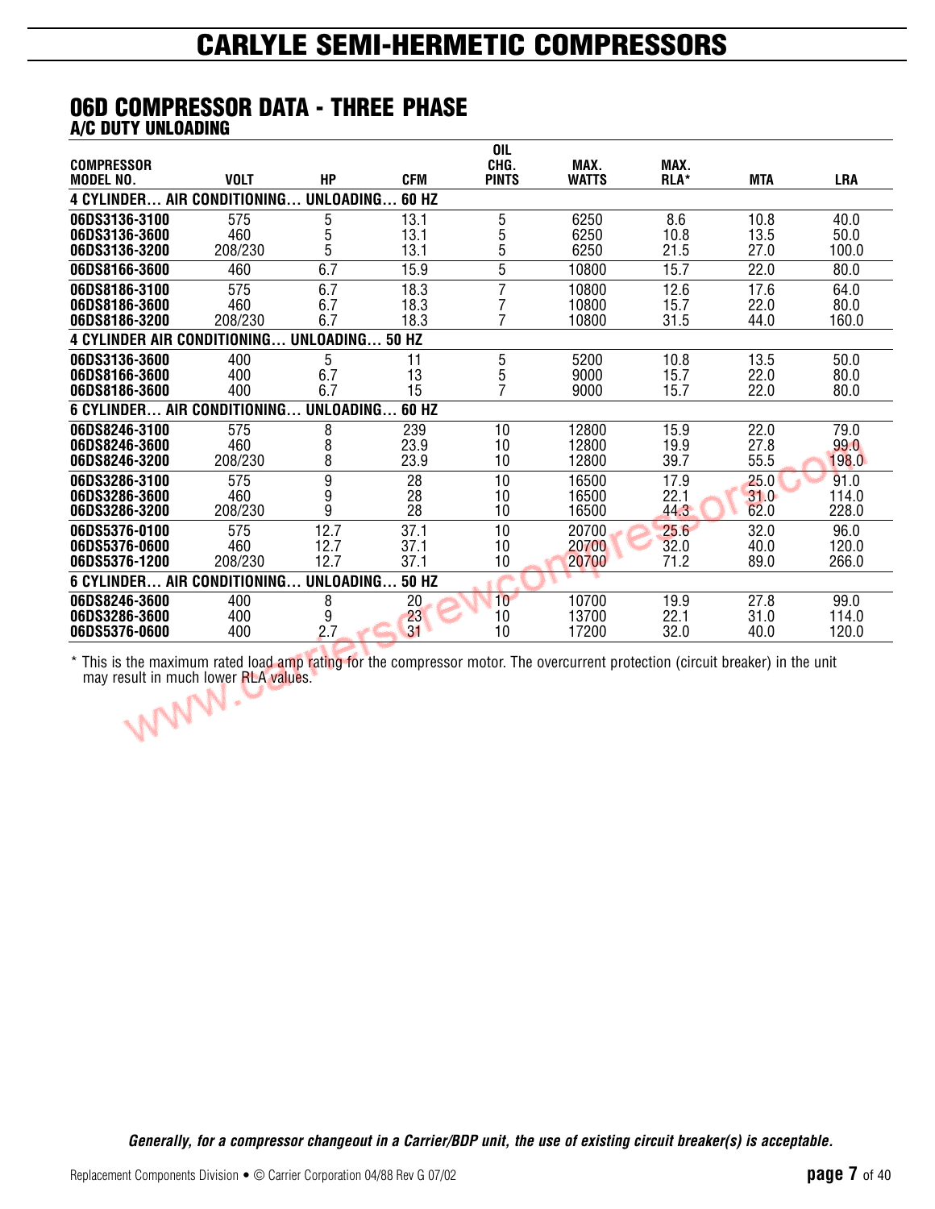# CARLYLE SEMI-HERMETIC COMPRESSORS

## 06D COMPRESSOR DATA - THREE PHASE

### A/C DUTY UNLOADING

| COMPRESSOR MODEL NO. | VOLT | HP | CFM | OIL CHG. PINTS | MAX. WATTS | MAX. RLA* | MTA | LRA |
|---|---|---|---|---|---|---|---|---|
| **4 CYLINDER… AIR CONDITIONING… UNLOADING… 60 HZ** | | | | | | | | |
| **06DS3136-3100** | 575 | 5 | 13.1 | 5 | 6250 | 8.6 | 10.8 | 40.0 |
| **06DS3136-3600** | 460 | 5 | 13.1 | 5 | 6250 | 10.8 | 13.5 | 50.0 |
| **06DS3136-3200** | 208/230 | 5 | 13.1 | 5 | 6250 | 21.5 | 27.0 | 100.0 |
| **06DS8166-3600** | 460 | 6.7 | 15.9 | 5 | 10800 | 15.7 | 22.0 | 80.0 |
| **06DS8186-3100** | 575 | 6.7 | 18.3 | 7 | 10800 | 12.6 | 17.6 | 64.0 |
| **06DS8186-3600** | 460 | 6.7 | 18.3 | 7 | 10800 | 15.7 | 22.0 | 80.0 |
| **06DS8186-3200** | 208/230 | 6.7 | 18.3 | 7 | 10800 | 31.5 | 44.0 | 160.0 |
| **4 CYLINDER AIR CONDITIONING… UNLOADING… 50 HZ** | | | | | | | | |
| **06DS3136-3600** | 400 | 5 | 11 | 5 | 5200 | 10.8 | 13.5 | 50.0 |
| **06DS8166-3600** | 400 | 6.7 | 13 | 5 | 9000 | 15.7 | 22.0 | 80.0 |
| **06DS8186-3600** | 400 | 6.7 | 15 | 7 | 9000 | 15.7 | 22.0 | 80.0 |
| **6 CYLINDER… AIR CONDITIONING… UNLOADING… 60 HZ** | | | | | | | | |
| **06DS8246-3100** | 575 | 8 | 239 | 10 | 12800 | 15.9 | 22.0 | 79.0 |
| **06DS8246-3600** | 460 | 8 | 23.9 | 10 | 12800 | 19.9 | 27.8 | 99.0 |
| **06DS8246-3200** | 208/230 | 8 | 23.9 | 10 | 12800 | 39.7 | 55.5 | 198.0 |
| **06DS3286-3100** | 575 | 9 | 28 | 10 | 16500 | 17.9 | 25.0 | 91.0 |
| **06DS3286-3600** | 460 | 9 | 28 | 10 | 16500 | 22.1 | 31.0 | 114.0 |
| **06DS3286-3200** | 208/230 | 9 | 28 | 10 | 16500 | 44.3 | 62.0 | 228.0 |
| **06DS5376-0100** | 575 | 12.7 | 37.1 | 10 | 20700 | 25.6 | 32.0 | 96.0 |
| **06DS5376-0600** | 460 | 12.7 | 37.1 | 10 | 20700 | 32.0 | 40.0 | 120.0 |
| **06DS5376-1200** | 208/230 | 12.7 | 37.1 | 10 | 20700 | 71.2 | 89.0 | 266.0 |
| **6 CYLINDER… AIR CONDITIONING… UNLOADING… 50 HZ** | | | | | | | | |
| **06DS8246-3600** | 400 | 8 | 20 | 10 | 10700 | 19.9 | 27.8 | 99.0 |
| **06DS3286-3600** | 400 | 9 | 23 | 10 | 13700 | 22.1 | 31.0 | 114.0 |
| **06DS5376-0600** | 400 | 2.7 | 31 | 10 | 17200 | 32.0 | 40.0 | 120.0 |

* This is the maximum rated load amp rating for the compressor motor. The overcurrent protection (circuit breaker) in the unit may result in much lower RLA values.

***Generally, for a compressor changeout in a Carrier/BDP unit, the use of existing circuit breaker(s) is acceptable.***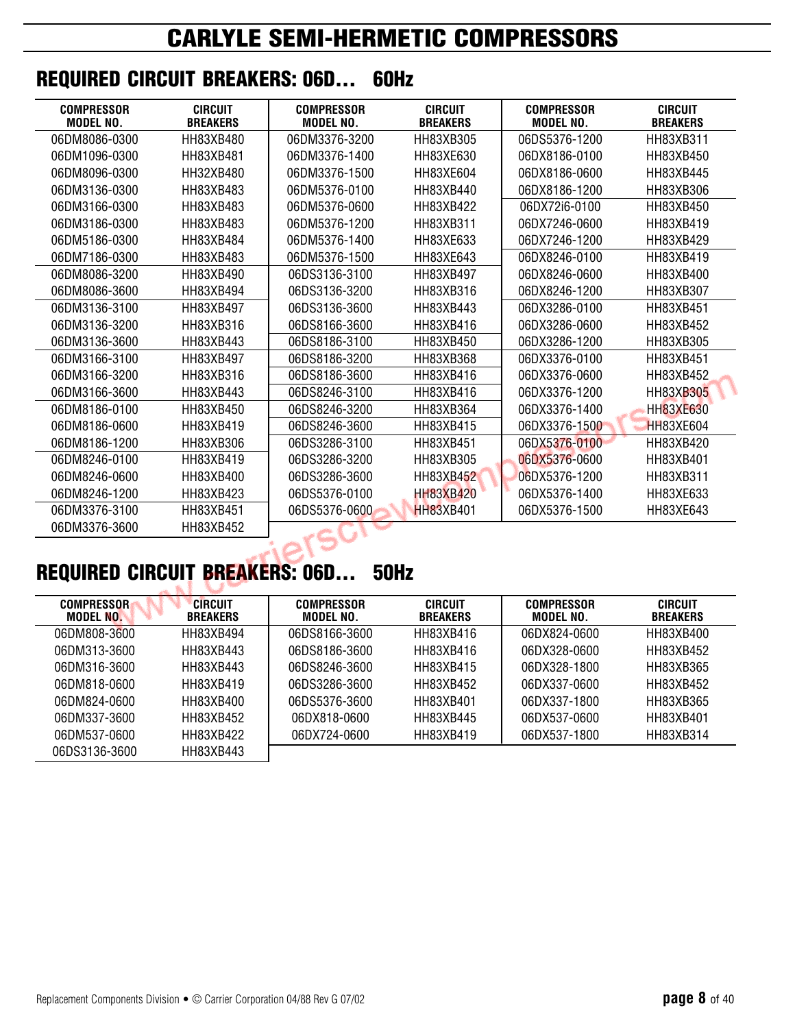# CARLYLE SEMI-HERMETIC COMPRESSORS

## REQUIRED CIRCUIT BREAKERS: 06D... 60Hz

| COMPRESSOR MODEL NO. | CIRCUIT BREAKERS | COMPRESSOR MODEL NO. | CIRCUIT BREAKERS | COMPRESSOR MODEL NO. | CIRCUIT BREAKERS |
|---|---|---|---|---|---|
| 06DM8086-0300 | HH83XB480 | 06DM3376-3200 | HH83XB305 | 06DS5376-1200 | HH83XB311 |
| 06DM1096-0300 | HH83XB481 | 06DM3376-1400 | HH83XE630 | 06DX8186-0100 | HH83XB450 |
| 06DM8096-0300 | HH32XB480 | 06DM3376-1500 | HH83XE604 | 06DX8186-0600 | HH83XB445 |
| 06DM3136-0300 | HH83XB483 | 06DM5376-0100 | HH83XB440 | 06DX8186-1200 | HH83XB306 |
| 06DM3166-0300 | HH83XB483 | 06DM5376-0600 | HH83XB422 | 06DX72i6-0100 | HH83XB450 |
| 06DM3186-0300 | HH83XB483 | 06DM5376-1200 | HH83XB311 | 06DX7246-0600 | HH83XB419 |
| 06DM5186-0300 | HH83XB484 | 06DM5376-1400 | HH83XE633 | 06DX7246-1200 | HH83XB429 |
| 06DM7186-0300 | HH83XB483 | 06DM5376-1500 | HH83XE643 | 06DX8246-0100 | HH83XB419 |
| 06DM8086-3200 | HH83XB490 | 06DS3136-3100 | HH83XB497 | 06DX8246-0600 | HH83XB400 |
| 06DM8086-3600 | HH83XB494 | 06DS3136-3200 | HH83XB316 | 06DX8246-1200 | HH83XB307 |
| 06DM3136-3100 | HH83XB497 | 06DS3136-3600 | HH83XB443 | 06DX3286-0100 | HH83XB451 |
| 06DM3136-3200 | HH83XB316 | 06DS8166-3600 | HH83XB416 | 06DX3286-0600 | HH83XB452 |
| 06DM3136-3600 | HH83XB443 | 06DS8186-3100 | HH83XB450 | 06DX3286-1200 | HH83XB305 |
| 06DM3166-3100 | HH83XB497 | 06DS8186-3200 | HH83XB368 | 06DX3376-0100 | HH83XB451 |
| 06DM3166-3200 | HH83XB316 | 06DS8186-3600 | HH83XB416 | 06DX3376-0600 | HH83XB452 |
| 06DM3166-3600 | HH83XB443 | 06DS8246-3100 | HH83XB416 | 06DX3376-1200 | HH83XB305 |
| 06DM8186-0100 | HH83XB450 | 06DS8246-3200 | HH83XB364 | 06DX3376-1400 | HH83XE630 |
| 06DM8186-0600 | HH83XB419 | 06DS8246-3600 | HH83XB415 | 06DX3376-1500 | HH83XE604 |
| 06DM8186-1200 | HH83XB306 | 06DS3286-3100 | HH83XB451 | 06DX5376-0100 | HH83XB420 |
| 06DM8246-0100 | HH83XB419 | 06DS3286-3200 | HH83XB305 | 06DX5376-0600 | HH83XB401 |
| 06DM8246-0600 | HH83XB400 | 06DS3286-3600 | HH83XB452 | 06DX5376-1200 | HH83XB311 |
| 06DM8246-1200 | HH83XB423 | 06DS5376-0100 | HH83XB420 | 06DX5376-1400 | HH83XE633 |
| 06DM3376-3100 | HH83XB451 | 06DS5376-0600 | HH83XB401 | 06DX5376-1500 | HH83XE643 |
| 06DM3376-3600 | HH83XB452 | | | | |

## REQUIRED CIRCUIT BREAKERS: 06D... 50Hz

| COMPRESSOR MODEL NO. | CIRCUIT BREAKERS | COMPRESSOR MODEL NO. | CIRCUIT BREAKERS | COMPRESSOR MODEL NO. | CIRCUIT BREAKERS |
|---|---|---|---|---|---|
| 06DM808-3600 | HH83XB494 | 06DS8166-3600 | HH83XB416 | 06DX824-0600 | HH83XB400 |
| 06DM313-3600 | HH83XB443 | 06DS8186-3600 | HH83XB416 | 06DX328-0600 | HH83XB452 |
| 06DM316-3600 | HH83XB443 | 06DS8246-3600 | HH83XB415 | 06DX328-1800 | HH83XB365 |
| 06DM818-0600 | HH83XB419 | 06DS3286-3600 | HH83XB452 | 06DX337-0600 | HH83XB452 |
| 06DM824-0600 | HH83XB400 | 06DS5376-3600 | HH83XB401 | 06DX337-1800 | HH83XB365 |
| 06DM337-3600 | HH83XB452 | 06DX818-0600 | HH83XB445 | 06DX537-0600 | HH83XB401 |
| 06DM537-0600 | HH83XB422 | 06DX724-0600 | HH83XB419 | 06DX537-1800 | HH83XB314 |
| 06DS3136-3600 | HH83XB443 | | | | |

Replacement Components Division • © Carrier Corporation 04/88 Rev G 07/02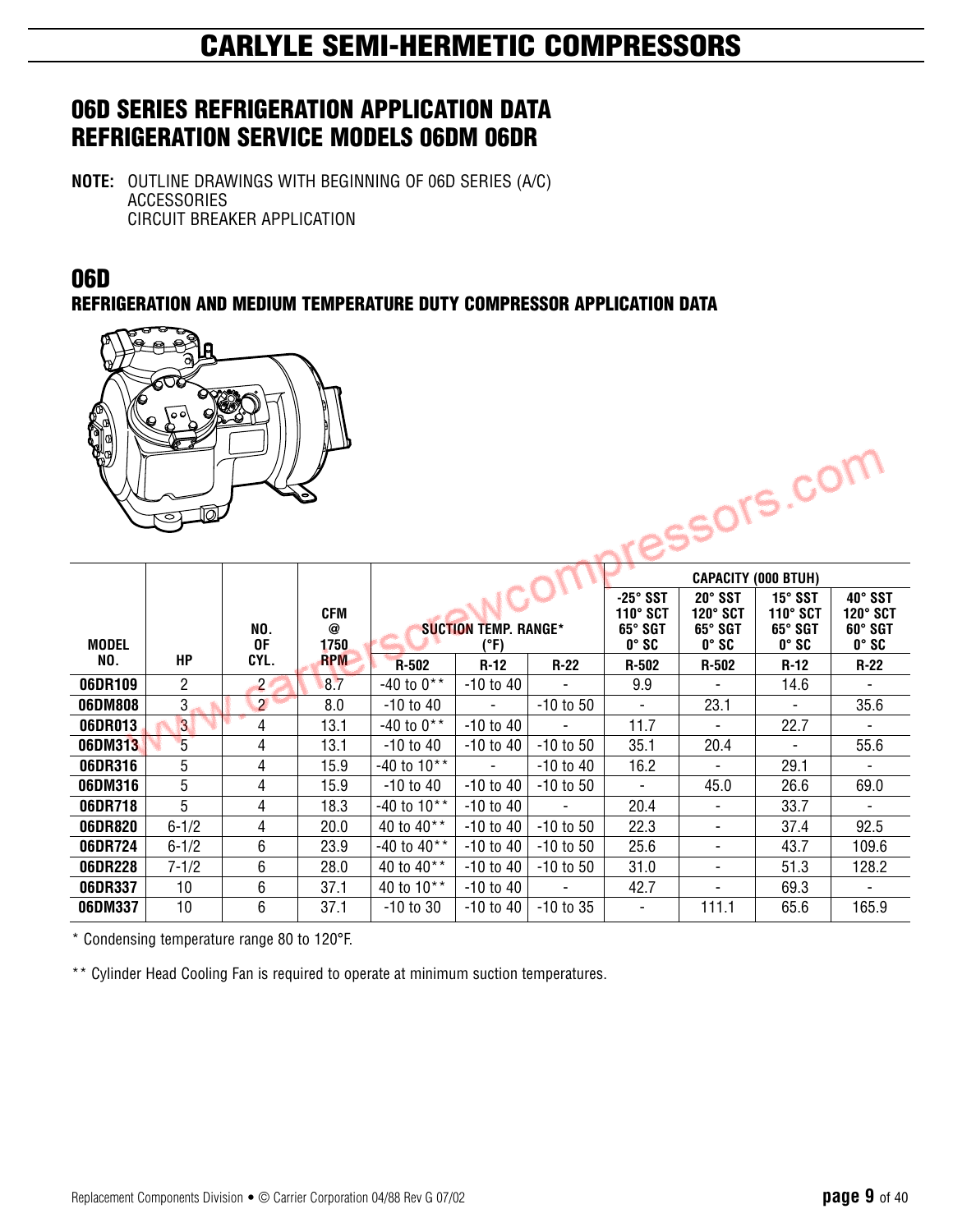# CARLYLE SEMI-HERMETIC COMPRESSORS

## 06D SERIES REFRIGERATION APPLICATION DATA REFRIGERATION SERVICE MODELS 06DM 06DR

**NOTE:** OUTLINE DRAWINGS WITH BEGINNING OF 06D SERIES (A/C)
ACCESSORIES
CIRCUIT BREAKER APPLICATION

## 06D

### REFRIGERATION AND MEDIUM TEMPERATURE DUTY COMPRESSOR APPLICATION DATA

| MODEL NO. | HP | NO. OF CYL. | CFM @ 1750 RPM | SUCTION TEMP. RANGE* (°F) | | | CAPACITY (000 BTUH) | | | |
|---|---|---|---|---|---|---|---|---|---|---|
| | | | | | | | -25° SST 110° SCT 65° SGT 0° SC | 20° SST 120° SCT 65° SGT 0° SC | 15° SST 110° SCT 65° SGT 0° SC | 40° SST 120° SCT 60° SGT 0° SC |
| | | | | R-502 | R-12 | R-22 | R-502 | R-502 | R-12 | R-22 |
| **06DR109** | 2 | 2 | 8.7 | -40 to 0** | -10 to 40 | - | 9.9 | - | 14.6 | - |
| **06DM808** | 3 | 2 | 8.0 | -10 to 40 | - | -10 to 50 | - | 23.1 | - | 35.6 |
| **06DR013** | 3 | 4 | 13.1 | -40 to 0** | -10 to 40 | - | 11.7 | - | 22.7 | - |
| **06DM313** | 5 | 4 | 13.1 | -10 to 40 | -10 to 40 | -10 to 50 | 35.1 | 20.4 | - | 55.6 |
| **06DR316** | 5 | 4 | 15.9 | -40 to 10** | - | -10 to 40 | 16.2 | - | 29.1 | - |
| **06DM316** | 5 | 4 | 15.9 | -10 to 40 | -10 to 40 | -10 to 50 | - | 45.0 | 26.6 | 69.0 |
| **06DR718** | 5 | 4 | 18.3 | -40 to 10** | -10 to 40 | - | 20.4 | - | 33.7 | - |
| **06DR820** | 6-1/2 | 4 | 20.0 | 40 to 40** | -10 to 40 | -10 to 50 | 22.3 | - | 37.4 | 92.5 |
| **06DR724** | 6-1/2 | 6 | 23.9 | -40 to 40** | -10 to 40 | -10 to 50 | 25.6 | - | 43.7 | 109.6 |
| **06DR228** | 7-1/2 | 6 | 28.0 | 40 to 40** | -10 to 40 | -10 to 50 | 31.0 | - | 51.3 | 128.2 |
| **06DR337** | 10 | 6 | 37.1 | 40 to 10** | -10 to 40 | - | 42.7 | - | 69.3 | - |
| **06DM337** | 10 | 6 | 37.1 | -10 to 30 | -10 to 40 | -10 to 35 | - | 111.1 | 65.6 | 165.9 |

* Condensing temperature range 80 to 120°F.

** Cylinder Head Cooling Fan is required to operate at minimum suction temperatures.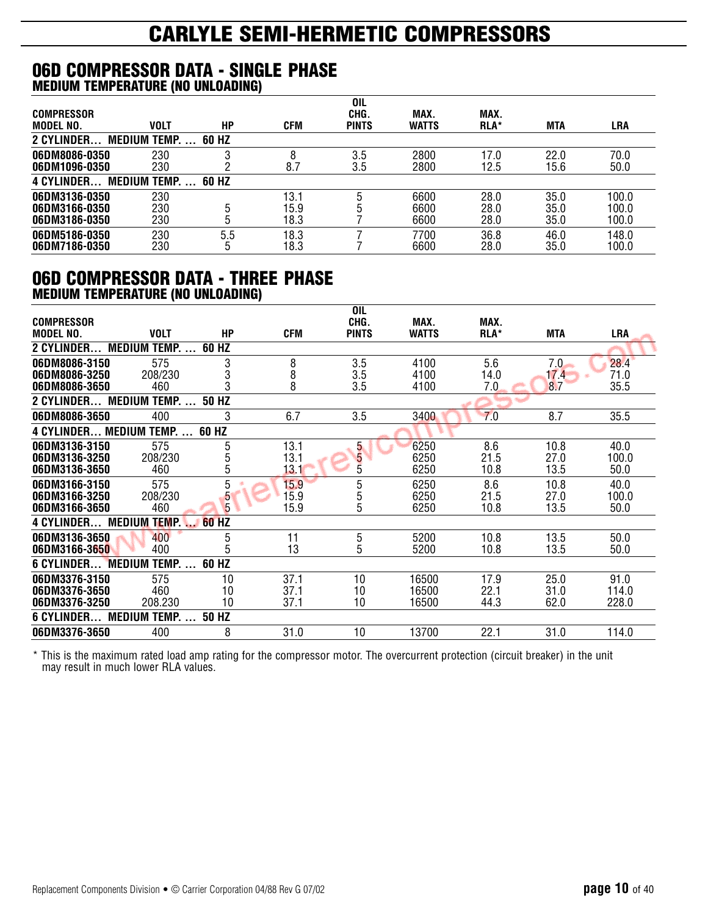# CARLYLE SEMI-HERMETIC COMPRESSORS

## 06D COMPRESSOR DATA - SINGLE PHASE

### MEDIUM TEMPERATURE (NO UNLOADING)

| COMPRESSOR MODEL NO. | VOLT | HP | CFM | OIL CHG. PINTS | MAX. WATTS | MAX. RLA* | MTA | LRA |
|---|---|---|---|---|---|---|---|---|
| **2 CYLINDER… MEDIUM TEMP. … 60 HZ** | | | | | | | | |
| **06DM8086-0350** | 230 | 3 | 8 | 3.5 | 2800 | 17.0 | 22.0 | 70.0 |
| **06DM1096-0350** | 230 | 2 | 8.7 | 3.5 | 2800 | 12.5 | 15.6 | 50.0 |
| **4 CYLINDER… MEDIUM TEMP. … 60 HZ** | | | | | | | | |
| **06DM3136-0350** | 230 | | 13.1 | 5 | 6600 | 28.0 | 35.0 | 100.0 |
| **06DM3166-0350** | 230 | 5 | 15.9 | 5 | 6600 | 28.0 | 35.0 | 100.0 |
| **06DM3186-0350** | 230 | 5 | 18.3 | 7 | 6600 | 28.0 | 35.0 | 100.0 |
| **06DM5186-0350** | 230 | 5.5 | 18.3 | 7 | 7700 | 36.8 | 46.0 | 148.0 |
| **06DM7186-0350** | 230 | 5 | 18.3 | 7 | 6600 | 28.0 | 35.0 | 100.0 |

## 06D COMPRESSOR DATA - THREE PHASE

### MEDIUM TEMPERATURE (NO UNLOADING)

| COMPRESSOR MODEL NO. | VOLT | HP | CFM | OIL CHG. PINTS | MAX. WATTS | MAX. RLA* | MTA | LRA |
|---|---|---|---|---|---|---|---|---|
| **2 CYLINDER… MEDIUM TEMP. … 60 HZ** | | | | | | | | |
| **06DM8086-3150** | 575 | 3 | 8 | 3.5 | 4100 | 5.6 | 7.0 | 28.4 |
| **06DM8086-3250** | 208/230 | 3 | 8 | 3.5 | 4100 | 14.0 | 17.4 | 71.0 |
| **06DM8086-3650** | 460 | 3 | 8 | 3.5 | 4100 | 7.0 | 8.7 | 35.5 |
| **2 CYLINDER… MEDIUM TEMP. … 50 HZ** | | | | | | | | |
| **06DM8086-3650** | 400 | 3 | 6.7 | 3.5 | 3400 | 7.0 | 8.7 | 35.5 |
| **4 CYLINDER… MEDIUM TEMP. … 60 HZ** | | | | | | | | |
| **06DM3136-3150** | 575 | 5 | 13.1 | 5 | 6250 | 8.6 | 10.8 | 40.0 |
| **06DM3136-3250** | 208/230 | 5 | 13.1 | 5 | 6250 | 21.5 | 27.0 | 100.0 |
| **06DM3136-3650** | 460 | 5 | 13.1 | 5 | 6250 | 10.8 | 13.5 | 50.0 |
| **06DM3166-3150** | 575 | 5 | 15.9 | 5 | 6250 | 8.6 | 10.8 | 40.0 |
| **06DM3166-3250** | 208/230 | 5 | 15.9 | 5 | 6250 | 21.5 | 27.0 | 100.0 |
| **06DM3166-3650** | 460 | 5 | 15.9 | 5 | 6250 | 10.8 | 13.5 | 50.0 |
| **4 CYLINDER… MEDIUM TEMP. … 60 HZ** | | | | | | | | |
| **06DM3136-3650** | 400 | 5 | 11 | 5 | 5200 | 10.8 | 13.5 | 50.0 |
| **06DM3166-3650** | 400 | 5 | 13 | 5 | 5200 | 10.8 | 13.5 | 50.0 |
| **6 CYLINDER… MEDIUM TEMP. … 60 HZ** | | | | | | | | |
| **06DM3376-3150** | 575 | 10 | 37.1 | 10 | 16500 | 17.9 | 25.0 | 91.0 |
| **06DM3376-3650** | 460 | 10 | 37.1 | 10 | 16500 | 22.1 | 31.0 | 114.0 |
| **06DM3376-3250** | 208.230 | 10 | 37.1 | 10 | 16500 | 44.3 | 62.0 | 228.0 |
| **6 CYLINDER… MEDIUM TEMP. … 50 HZ** | | | | | | | | |
| **06DM3376-3650** | 400 | 8 | 31.0 | 10 | 13700 | 22.1 | 31.0 | 114.0 |

* This is the maximum rated load amp rating for the compressor motor. The overcurrent protection (circuit breaker) in the unit may result in much lower RLA values.

Replacement Components Division • © Carrier Corporation 04/88 Rev G 07/02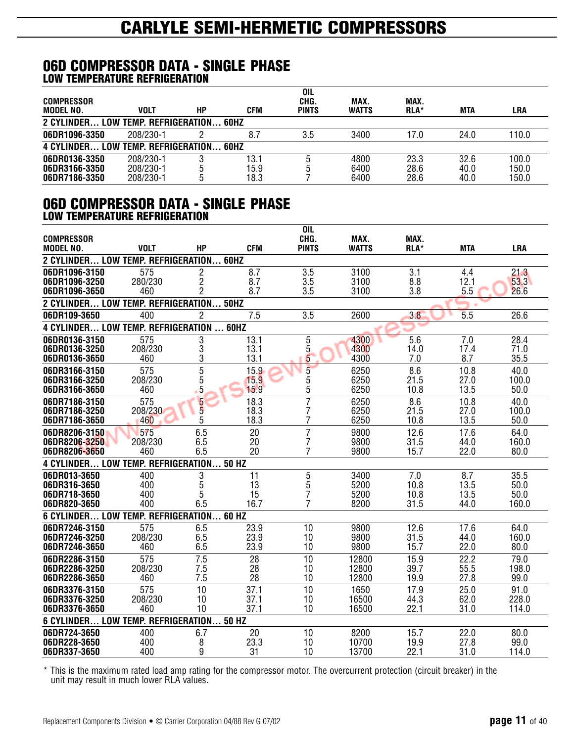# CARLYLE SEMI-HERMETIC COMPRESSORS

## 06D COMPRESSOR DATA - SINGLE PHASE
### LOW TEMPERATURE REFRIGERATION

| COMPRESSOR MODEL NO. | VOLT | HP | CFM | OIL CHG. PINTS | MAX. WATTS | MAX. RLA* | MTA | LRA |
|---|---|---|---|---|---|---|---|---|
| **2 CYLINDER… LOW TEMP. REFRIGERATION… 60HZ** | | | | | | | | |
| 06DR1096-3350 | 208/230-1 | 2 | 8.7 | 3.5 | 3400 | 17.0 | 24.0 | 110.0 |
| **4 CYLINDER… LOW TEMP. REFRIGERATION… 60HZ** | | | | | | | | |
| 06DR0136-3350 | 208/230-1 | 3 | 13.1 | 5 | 4800 | 23.3 | 32.6 | 100.0 |
| 06DR3166-3350 | 208/230-1 | 5 | 15.9 | 5 | 6400 | 28.6 | 40.0 | 150.0 |
| 06DR7186-3350 | 208/230-1 | 5 | 18.3 | 7 | 6400 | 28.6 | 40.0 | 150.0 |

## 06D COMPRESSOR DATA - SINGLE PHASE
### LOW TEMPERATURE REFRIGERATION

| COMPRESSOR MODEL NO. | VOLT | HP | CFM | OIL CHG. PINTS | MAX. WATTS | MAX. RLA* | MTA | LRA |
|---|---|---|---|---|---|---|---|---|
| **2 CYLINDER… LOW TEMP. REFRIGERATION… 60HZ** | | | | | | | | |
| 06DR1096-3150 | 575 | 2 | 8.7 | 3.5 | 3100 | 3.1 | 4.4 | 21.3 |
| 06DR1096-3250 | 280/230 | 2 | 8.7 | 3.5 | 3100 | 8.8 | 12.1 | 53.3 |
| 06DR1096-3650 | 460 | 2 | 8.7 | 3.5 | 3100 | 3.8 | 5.5 | 26.6 |
| **2 CYLINDER… LOW TEMP. REFRIGERATION… 50HZ** | | | | | | | | |
| 06DR109-3650 | 400 | 2 | 7.5 | 3.5 | 2600 | 3.8 | 5.5 | 26.6 |
| **4 CYLINDER… LOW TEMP. REFRIGERATION … 60HZ** | | | | | | | | |
| 06DR0136-3150 | 575 | 3 | 13.1 | 5 | 4300 | 5.6 | 7.0 | 28.4 |
| 06DR0136-3250 | 208/230 | 3 | 13.1 | 5 | 4300 | 14.0 | 17.4 | 71.0 |
| 06DR0136-3650 | 460 | 3 | 13.1 | 5 | 4300 | 7.0 | 8.7 | 35.5 |
| 06DR3166-3150 | 575 | 5 | 15.9 | 5 | 6250 | 8.6 | 10.8 | 40.0 |
| 06DR3166-3250 | 208/230 | 5 | 15.9 | 5 | 6250 | 21.5 | 27.0 | 100.0 |
| 06DR3166-3650 | 460 | 5 | 15.9 | 5 | 6250 | 10.8 | 13.5 | 50.0 |
| 06DR7186-3150 | 575 | 5 | 18.3 | 7 | 6250 | 8.6 | 10.8 | 40.0 |
| 06DR7186-3250 | 208/230 | 5 | 18.3 | 7 | 6250 | 21.5 | 27.0 | 100.0 |
| 06DR7186-3650 | 460 | 5 | 18.3 | 7 | 6250 | 10.8 | 13.5 | 50.0 |
| 06DR8206-3150 | 575 | 6.5 | 20 | 7 | 9800 | 12.6 | 17.6 | 64.0 |
| 06DR8206-3250 | 208/230 | 6.5 | 20 | 7 | 9800 | 31.5 | 44.0 | 160.0 |
| 06DR8206-3650 | 460 | 6.5 | 20 | 7 | 9800 | 15.7 | 22.0 | 80.0 |
| **4 CYLINDER… LOW TEMP. REFRIGERATION… 50 HZ** | | | | | | | | |
| 06DR013-3650 | 400 | 3 | 11 | 5 | 3400 | 7.0 | 8.7 | 35.5 |
| 06DR316-3650 | 400 | 5 | 13 | 5 | 5200 | 10.8 | 13.5 | 50.0 |
| 06DR718-3650 | 400 | 5 | 15 | 7 | 5200 | 10.8 | 13.5 | 50.0 |
| 06DR820-3650 | 400 | 6.5 | 16.7 | 7 | 8200 | 31.5 | 44.0 | 160.0 |
| **6 CYLINDER… LOW TEMP. REFRIGERATION… 60 HZ** | | | | | | | | |
| 06DR7246-3150 | 575 | 6.5 | 23.9 | 10 | 9800 | 12.6 | 17.6 | 64.0 |
| 06DR7246-3250 | 208/230 | 6.5 | 23.9 | 10 | 9800 | 31.5 | 44.0 | 160.0 |
| 06DR7246-3650 | 460 | 6.5 | 23.9 | 10 | 9800 | 15.7 | 22.0 | 80.0 |
| 06DR2286-3150 | 575 | 7.5 | 28 | 10 | 12800 | 15.9 | 22.2 | 79.0 |
| 06DR2286-3250 | 208/230 | 7.5 | 28 | 10 | 12800 | 39.7 | 55.5 | 198.0 |
| 06DR2286-3650 | 460 | 7.5 | 28 | 10 | 12800 | 19.9 | 27.8 | 99.0 |
| 06DR3376-3150 | 575 | 10 | 37.1 | 10 | 1650 | 17.9 | 25.0 | 91.0 |
| 06DR3376-3250 | 208/230 | 10 | 37.1 | 10 | 16500 | 44.3 | 62.0 | 228.0 |
| 06DR3376-3650 | 460 | 10 | 37.1 | 10 | 16500 | 22.1 | 31.0 | 114.0 |
| **6 CYLINDER… LOW TEMP. REFRIGERATION… 50 HZ** | | | | | | | | |
| 06DR724-3650 | 400 | 6.7 | 20 | 10 | 8200 | 15.7 | 22.0 | 80.0 |
| 06DR228-3650 | 400 | 8 | 23.3 | 10 | 10700 | 19.9 | 27.8 | 99.0 |
| 06DR337-3650 | 400 | 9 | 31 | 10 | 13700 | 22.1 | 31.0 | 114.0 |

* This is the maximum rated load amp rating for the compressor motor. The overcurrent protection (circuit breaker) in the unit may result in much lower RLA values.

Replacement Components Division • © Carrier Corporation 04/88 Rev G 07/02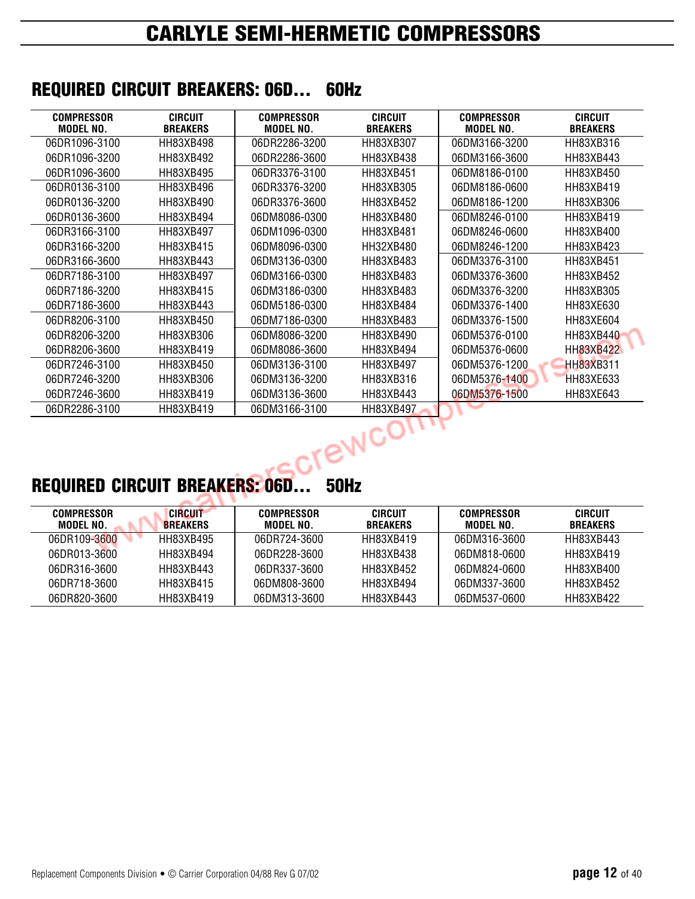# CARLYLE SEMI-HERMETIC COMPRESSORS

## REQUIRED CIRCUIT BREAKERS: 06D... 60Hz

| COMPRESSOR MODEL NO. | CIRCUIT BREAKERS | COMPRESSOR MODEL NO. | CIRCUIT BREAKERS | COMPRESSOR MODEL NO. | CIRCUIT BREAKERS |
|---|---|---|---|---|---|
| 06DR1096-3100 | HH83XB498 | 06DR2286-3200 | HH83XB307 | 06DM3166-3200 | HH83XB316 |
| 06DR1096-3200 | HH83XB492 | 06DR2286-3600 | HH83XB438 | 06DM3166-3600 | HH83XB443 |
| 06DR1096-3600 | HH83XB495 | 06DR3376-3100 | HH83XB451 | 06DM8186-0100 | HH83XB450 |
| 06DR0136-3100 | HH83XB496 | 06DR3376-3200 | HH83XB305 | 06DM8186-0600 | HH83XB419 |
| 06DR0136-3200 | HH83XB490 | 06DR3376-3600 | HH83XB452 | 06DM8186-1200 | HH83XB306 |
| 06DR0136-3600 | HH83XB494 | 06DM8086-0300 | HH83XB480 | 06DM8246-0100 | HH83XB419 |
| 06DR3166-3100 | HH83XB497 | 06DM1096-0300 | HH83XB481 | 06DM8246-0600 | HH83XB400 |
| 06DR3166-3200 | HH83XB415 | 06DM8096-0300 | HH32XB480 | 06DM8246-1200 | HH83XB423 |
| 06DR3166-3600 | HH83XB443 | 06DM3136-0300 | HH83XB483 | 06DM3376-3100 | HH83XB451 |
| 06DR7186-3100 | HH83XB497 | 06DM3166-0300 | HH83XB483 | 06DM3376-3600 | HH83XB452 |
| 06DR7186-3200 | HH83XB415 | 06DM3186-0300 | HH83XB483 | 06DM3376-3200 | HH83XB305 |
| 06DR7186-3600 | HH83XB443 | 06DM5186-0300 | HH83XB484 | 06DM3376-1400 | HH83XE630 |
| 06DR8206-3100 | HH83XB450 | 06DM7186-0300 | HH83XB483 | 06DM3376-1500 | HH83XE604 |
| 06DR8206-3200 | HH83XB306 | 06DM8086-3200 | HH83XB490 | 06DM5376-0100 | HH83XB440 |
| 06DR8206-3600 | HH83XB419 | 06DM8086-3600 | HH83XB494 | 06DM5376-0600 | HH83XB422 |
| 06DR7246-3100 | HH83XB450 | 06DM3136-3100 | HH83XB497 | 06DM5376-1200 | HH83XB311 |
| 06DR7246-3200 | HH83XB306 | 06DM3136-3200 | HH83XB316 | 06DM5376-1400 | HH83XE633 |
| 06DR7246-3600 | HH83XB419 | 06DM3136-3600 | HH83XB443 | 06DM5376-1500 | HH83XE643 |
| 06DR2286-3100 | HH83XB419 | 06DM3166-3100 | HH83XB497 | | |

## REQUIRED CIRCUIT BREAKERS: 06D... 50Hz

| COMPRESSOR MODEL NO. | CIRCUIT BREAKERS | COMPRESSOR MODEL NO. | CIRCUIT BREAKERS | COMPRESSOR MODEL NO. | CIRCUIT BREAKERS |
|---|---|---|---|---|---|
| 06DR109-3600 | HH83XB495 | 06DR724-3600 | HH83XB419 | 06DM316-3600 | HH83XB443 |
| 06DR013-3600 | HH83XB494 | 06DR228-3600 | HH83XB438 | 06DM818-0600 | HH83XB419 |
| 06DR316-3600 | HH83XB443 | 06DR337-3600 | HH83XB452 | 06DM824-0600 | HH83XB400 |
| 06DR718-3600 | HH83XB415 | 06DM808-3600 | HH83XB494 | 06DM337-3600 | HH83XB452 |
| 06DR820-3600 | HH83XB419 | 06DM313-3600 | HH83XB443 | 06DM537-0600 | HH83XB422 |

Replacement Components Division • © Carrier Corporation 04/88 Rev G 07/02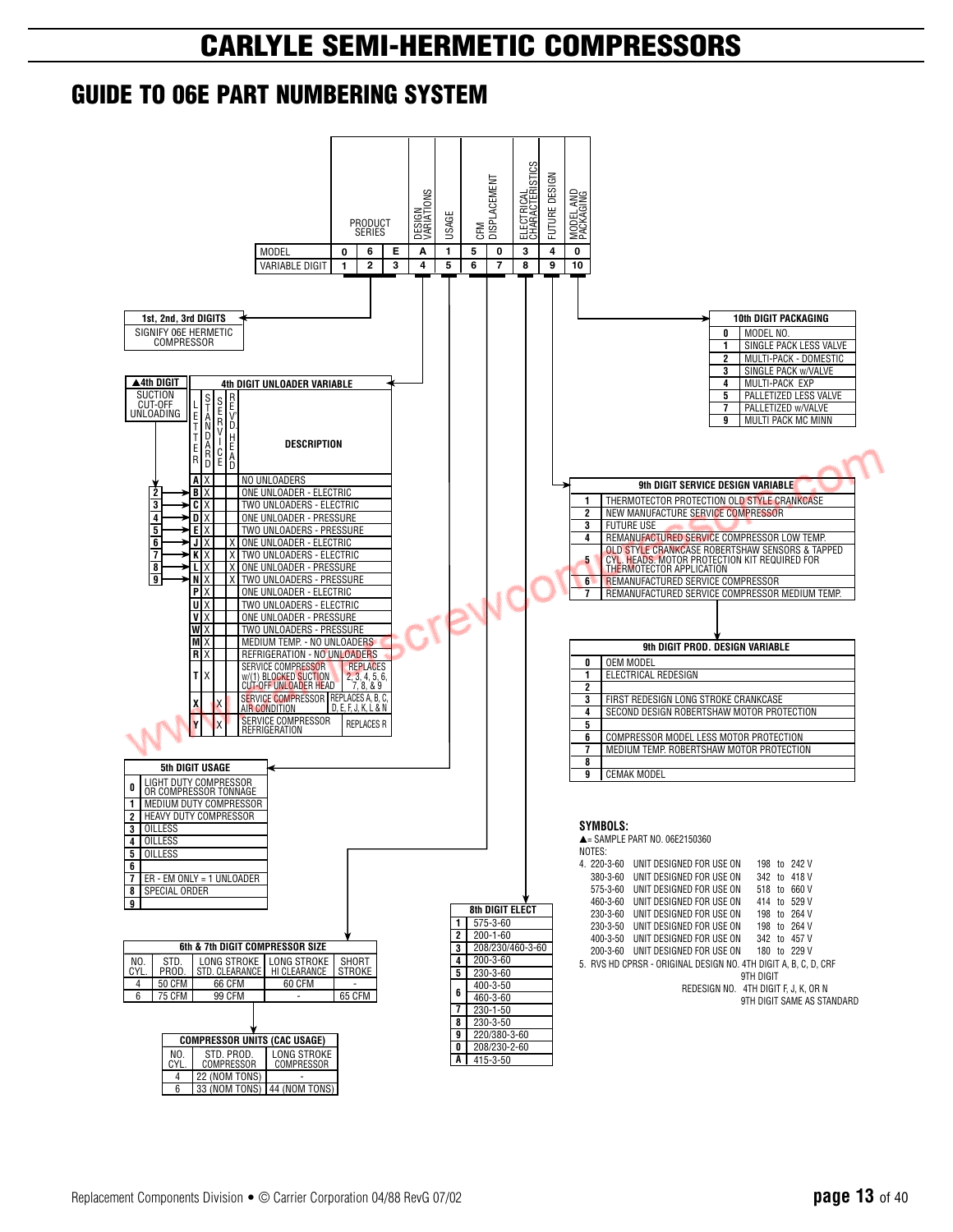# CARLYLE SEMI-HERMETIC COMPRESSORS

## GUIDE TO 06E PART NUMBERING SYSTEM

| | PRODUCT SERIES | | | DESIGN VARIATIONS | USAGE | CFM DISPLACEMENT | | ELECTRICAL CHARACTERISTICS | FUTURE DESIGN | MODEL AND PACKAGING |
|---|---|---|---|---|---|---|---|---|---|---|
| MODEL | 0 | 6 | E | A | 1 | 5 | 0 | 3 | 4 | 0 |
| VARIABLE DIGIT | 1 | 2 | 3 | 4 | 5 | 6 | 7 | 8 | 9 | 10 |

### 1st, 2nd, 3rd DIGITS

SIGNIFY 06E HERMETIC COMPRESSOR

### ▲4th DIGIT

SUCTION CUT-OFF UNLOADING: 2, 3, 4, 5, 6, 7, 8, 9 (point to B, C, D, E, J, K, L, N)

### 4th DIGIT UNLOADER VARIABLE

| LETTER | STANDARD | SERVICE | REV. HEAD | DESCRIPTION | |
|---|---|---|---|---|---|
| A | X | | | NO UNLOADERS | |
| B | X | | | ONE UNLOADER - ELECTRIC | |
| C | X | | | TWO UNLOADERS - ELECTRIC | |
| D | X | | | ONE UNLOADER - PRESSURE | |
| E | X | | | TWO UNLOADERS - PRESSURE | |
| J | X | | X | ONE UNLOADER - ELECTRIC | |
| K | X | | X | TWO UNLOADERS - ELECTRIC | |
| L | X | | X | ONE UNLOADER - PRESSURE | |
| N | X | | X | TWO UNLOADERS - PRESSURE | |
| P | X | | | ONE UNLOADER - ELECTRIC | |
| U | X | | | TWO UNLOADERS - ELECTRIC | |
| V | X | | | ONE UNLOADER - PRESSURE | |
| W | X | | | TWO UNLOADERS - PRESSURE | |
| M | X | | | MEDIUM TEMP. - NO UNLOADERS | |
| R | X | | | REFRIGERATION - NO UNLOADERS | |
| T | X | | | SERVICE COMPRESSOR w/(1) BLOCKED SUCTION CUT-OFF UNLOADER HEAD | REPLACES 2, 3, 4, 5, 6, 7, 8, & 9 |
| X | | X | | SERVICE COMPRESSOR AIR CONDITION | REPLACES A, B, C, D, E, F, J, K, L & N |
| Y | | X | | SERVICE COMPRESSOR REFRIGERATION | REPLACES R |

### 5th DIGIT USAGE

| | |
|---|---|
| 0 | LIGHT DUTY COMPRESSOR OR COMPRESSOR TONNAGE |
| 1 | MEDIUM DUTY COMPRESSOR |
| 2 | HEAVY DUTY COMPRESSOR |
| 3 | OILLESS |
| 4 | OILLESS |
| 5 | OILLESS |
| 6 | |
| 7 | ER - EM ONLY = 1 UNLOADER |
| 8 | SPECIAL ORDER |
| 9 | |

### 6th & 7th DIGIT COMPRESSOR SIZE

| NO. CYL. | STD. PROD. | LONG STROKE STD. CLEARANCE | LONG STROKE HI CLEARANCE | SHORT STROKE |
|---|---|---|---|---|
| 4 | 50 CFM | 66 CFM | 60 CFM | - |
| 6 | 75 CFM | 99 CFM | - | 65 CFM |

### COMPRESSOR UNITS (CAC USAGE)

| NO. CYL. | STD. PROD. COMPRESSOR | LONG STROKE COMPRESSOR |
|---|---|---|
| 4 | 22 (NOM TONS) | - |
| 6 | 33 (NOM TONS) | 44 (NOM TONS) |

### 8th DIGIT ELECT

| | |
|---|---|
| 1 | 575-3-60 |
| 2 | 200-1-60 |
| 3 | 208/230/460-3-60 |
| 4 | 200-3-60 |
| 5 | 230-3-60 |
| 6 | 400-3-50 |
| 6 | 460-3-60 |
| 7 | 230-1-50 |
| 8 | 230-3-50 |
| 9 | 220/380-3-60 |
| 0 | 208/230-2-60 |
| A | 415-3-50 |

### 9th DIGIT SERVICE DESIGN VARIABLE

| | |
|---|---|
| 1 | THERMOTECTOR PROTECTION OLD STYLE CRANKCASE |
| 2 | NEW MANUFACTURE SERVICE COMPRESSOR |
| 3 | FUTURE USE |
| 4 | REMANUFACTURED SERVICE COMPRESSOR LOW TEMP. |
| 5 | OLD STYLE CRANKCASE ROBERTSHAW SENSORS & TAPPED CYL. HEADS. MOTOR PROTECTION KIT REQUIRED FOR THERMOTECTOR APPLICATION |
| 6 | REMANUFACTURED SERVICE COMPRESSOR |
| 7 | REMANUFACTURED SERVICE COMPRESSOR MEDIUM TEMP. |

### 9th DIGIT PROD. DESIGN VARIABLE

| | |
|---|---|
| 0 | OEM MODEL |
| 1 | ELECTRICAL REDESIGN |
| 2 | |
| 3 | FIRST REDESIGN LONG STROKE CRANKCASE |
| 4 | SECOND DESIGN ROBERTSHAW MOTOR PROTECTION |
| 5 | |
| 6 | COMPRESSOR MODEL LESS MOTOR PROTECTION |
| 7 | MEDIUM TEMP. ROBERTSHAW MOTOR PROTECTION |
| 8 | |
| 9 | CEMAK MODEL |

### 10th DIGIT PACKAGING

| | |
|---|---|
| 0 | MODEL NO. |
| 1 | SINGLE PACK LESS VALVE |
| 2 | MULTI-PACK - DOMESTIC |
| 3 | SINGLE PACK w/VALVE |
| 4 | MULTI-PACK EXP |
| 5 | PALLETIZED LESS VALVE |
| 7 | PALLETIZED w/VALVE |
| 9 | MULTI PACK MC MINN |

### SYMBOLS:

▲= SAMPLE PART NO. 06E2150360

NOTES:

4.
| | | |
|---|---|---|
| 220-3-60 | UNIT DESIGNED FOR USE ON | 198 to 242 V |
| 380-3-60 | UNIT DESIGNED FOR USE ON | 342 to 418 V |
| 575-3-60 | UNIT DESIGNED FOR USE ON | 518 to 660 V |
| 460-3-60 | UNIT DESIGNED FOR USE ON | 414 to 529 V |
| 230-3-60 | UNIT DESIGNED FOR USE ON | 198 to 264 V |
| 230-3-50 | UNIT DESIGNED FOR USE ON | 198 to 264 V |
| 400-3-50 | UNIT DESIGNED FOR USE ON | 342 to 457 V |
| 200-3-60 | UNIT DESIGNED FOR USE ON | 180 to 229 V |

5. RVS HD CPRSR - ORIGINAL DESIGN NO. 4TH DIGIT A, B, C, D, CRF 9TH DIGIT
REDESIGN NO. 4TH DIGIT F, J, K, OR N 9TH DIGIT SAME AS STANDARD

Replacement Components Division • © Carrier Corporation 04/88 RevG 07/02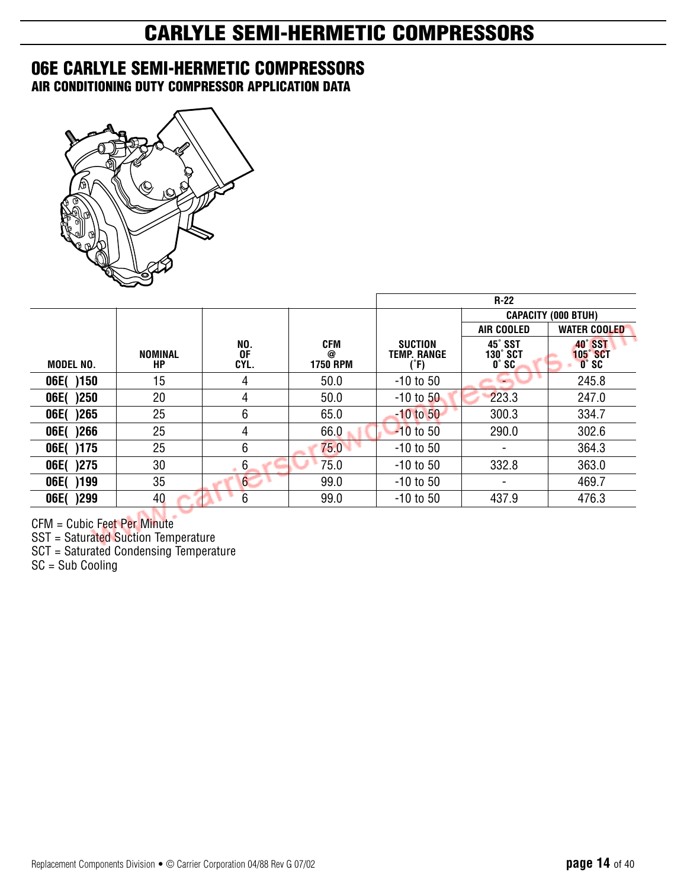# CARLYLE SEMI-HERMETIC COMPRESSORS

## 06E CARLYLE SEMI-HERMETIC COMPRESSORS

### AIR CONDITIONING DUTY COMPRESSOR APPLICATION DATA

| MODEL NO. | NOMINAL HP | NO. OF CYL. | CFM @ 1750 RPM | R-22 | | |
|---|---|---|---|---|---|---|
| | | | | SUCTION TEMP. RANGE (˚F) | CAPACITY (000 BTUH) | |
| | | | | | AIR COOLED | WATER COOLED |
| | | | | | 45˚ SST 130˚ SCT 0˚ SC | 40˚ SST 105˚ SCT 0˚ SC |
| 06E( )150 | 15 | 4 | 50.0 | -10 to 50 | - | 245.8 |
| 06E( )250 | 20 | 4 | 50.0 | -10 to 50 | 223.3 | 247.0 |
| 06E( )265 | 25 | 6 | 65.0 | -10 to 50 | 300.3 | 334.7 |
| 06E( )266 | 25 | 4 | 66.0 | -10 to 50 | 290.0 | 302.6 |
| 06E( )175 | 25 | 6 | 75.0 | -10 to 50 | - | 364.3 |
| 06E( )275 | 30 | 6 | 75.0 | -10 to 50 | 332.8 | 363.0 |
| 06E( )199 | 35 | 6 | 99.0 | -10 to 50 | - | 469.7 |
| 06E( )299 | 40 | 6 | 99.0 | -10 to 50 | 437.9 | 476.3 |

CFM = Cubic Feet Per Minute
SST = Saturated Suction Temperature
SCT = Saturated Condensing Temperature
SC = Sub Cooling

Replacement Components Division • © Carrier Corporation 04/88 Rev G 07/02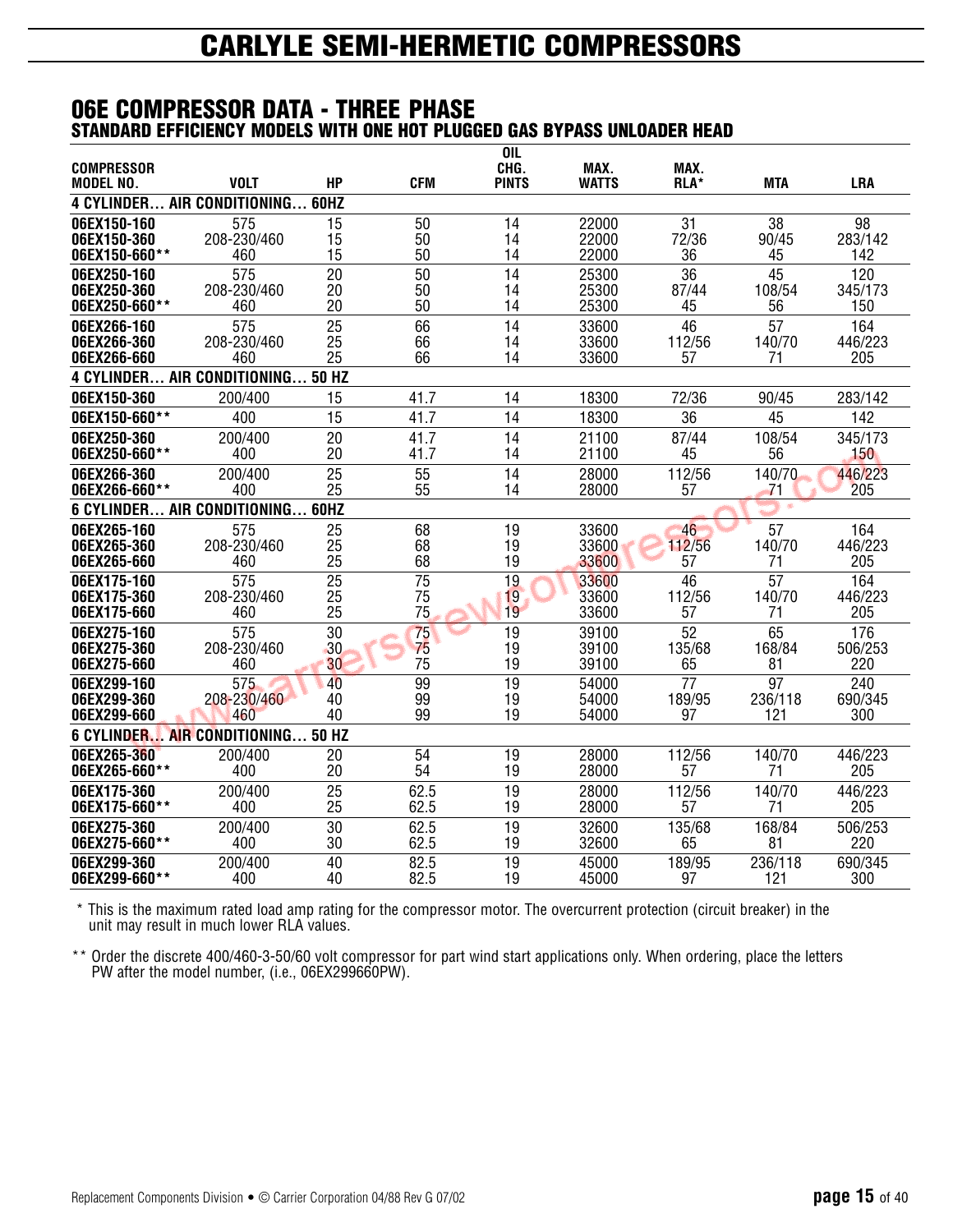# CARLYLE SEMI-HERMETIC COMPRESSORS

## 06E COMPRESSOR DATA - THREE PHASE

### STANDARD EFFICIENCY MODELS WITH ONE HOT PLUGGED GAS BYPASS UNLOADER HEAD

| COMPRESSOR MODEL NO. | VOLT | HP | CFM | OIL CHG. PINTS | MAX. WATTS | MAX. RLA* | MTA | LRA |
|---|---|---|---|---|---|---|---|---|
| **4 CYLINDER… AIR CONDITIONING… 60HZ** | | | | | | | | |
| 06EX150-160 | 575 | 15 | 50 | 14 | 22000 | 31 | 38 | 98 |
| 06EX150-360 | 208-230/460 | 15 | 50 | 14 | 22000 | 72/36 | 90/45 | 283/142 |
| 06EX150-660** | 460 | 15 | 50 | 14 | 22000 | 36 | 45 | 142 |
| 06EX250-160 | 575 | 20 | 50 | 14 | 25300 | 36 | 45 | 120 |
| 06EX250-360 | 208-230/460 | 20 | 50 | 14 | 25300 | 87/44 | 108/54 | 345/173 |
| 06EX250-660** | 460 | 20 | 50 | 14 | 25300 | 45 | 56 | 150 |
| 06EX266-160 | 575 | 25 | 66 | 14 | 33600 | 46 | 57 | 164 |
| 06EX266-360 | 208-230/460 | 25 | 66 | 14 | 33600 | 112/56 | 140/70 | 446/223 |
| 06EX266-660 | 460 | 25 | 66 | 14 | 33600 | 57 | 71 | 205 |
| **4 CYLINDER… AIR CONDITIONING… 50 HZ** | | | | | | | | |
| 06EX150-360 | 200/400 | 15 | 41.7 | 14 | 18300 | 72/36 | 90/45 | 283/142 |
| 06EX150-660** | 400 | 15 | 41.7 | 14 | 18300 | 36 | 45 | 142 |
| 06EX250-360 | 200/400 | 20 | 41.7 | 14 | 21100 | 87/44 | 108/54 | 345/173 |
| 06EX250-660** | 400 | 20 | 41.7 | 14 | 21100 | 45 | 56 | 150 |
| 06EX266-360 | 200/400 | 25 | 55 | 14 | 28000 | 112/56 | 140/70 | 446/223 |
| 06EX266-660** | 400 | 25 | 55 | 14 | 28000 | 57 | 71 | 205 |
| **6 CYLINDER… AIR CONDITIONING… 60HZ** | | | | | | | | |
| 06EX265-160 | 575 | 25 | 68 | 19 | 33600 | 46 | 57 | 164 |
| 06EX265-360 | 208-230/460 | 25 | 68 | 19 | 33600 | 112/56 | 140/70 | 446/223 |
| 06EX265-660 | 460 | 25 | 68 | 19 | 33600 | 57 | 71 | 205 |
| 06EX175-160 | 575 | 25 | 75 | 19 | 33600 | 46 | 57 | 164 |
| 06EX175-360 | 208-230/460 | 25 | 75 | 19 | 33600 | 112/56 | 140/70 | 446/223 |
| 06EX175-660 | 460 | 25 | 75 | 19 | 33600 | 57 | 71 | 205 |
| 06EX275-160 | 575 | 30 | 75 | 19 | 39100 | 52 | 65 | 176 |
| 06EX275-360 | 208-230/460 | 30 | 75 | 19 | 39100 | 135/68 | 168/84 | 506/253 |
| 06EX275-660 | 460 | 30 | 75 | 19 | 39100 | 65 | 81 | 220 |
| 06EX299-160 | 575 | 40 | 99 | 19 | 54000 | 77 | 97 | 240 |
| 06EX299-360 | 208-230/460 | 40 | 99 | 19 | 54000 | 189/95 | 236/118 | 690/345 |
| 06EX299-660 | 460 | 40 | 99 | 19 | 54000 | 97 | 121 | 300 |
| **6 CYLINDER… AIR CONDITIONING… 50 HZ** | | | | | | | | |
| 06EX265-360 | 200/400 | 20 | 54 | 19 | 28000 | 112/56 | 140/70 | 446/223 |
| 06EX265-660** | 400 | 20 | 54 | 19 | 28000 | 57 | 71 | 205 |
| 06EX175-360 | 200/400 | 25 | 62.5 | 19 | 28000 | 112/56 | 140/70 | 446/223 |
| 06EX175-660** | 400 | 25 | 62.5 | 19 | 28000 | 57 | 71 | 205 |
| 06EX275-360 | 200/400 | 30 | 62.5 | 19 | 32600 | 135/68 | 168/84 | 506/253 |
| 06EX275-660** | 400 | 30 | 62.5 | 19 | 32600 | 65 | 81 | 220 |
| 06EX299-360 | 200/400 | 40 | 82.5 | 19 | 45000 | 189/95 | 236/118 | 690/345 |
| 06EX299-660** | 400 | 40 | 82.5 | 19 | 45000 | 97 | 121 | 300 |

\* This is the maximum rated load amp rating for the compressor motor. The overcurrent protection (circuit breaker) in the unit may result in much lower RLA values.

\*\* Order the discrete 400/460-3-50/60 volt compressor for part wind start applications only. When ordering, place the letters PW after the model number, (i.e., 06EX299660PW).

Replacement Components Division • © Carrier Corporation 04/88 Rev G 07/02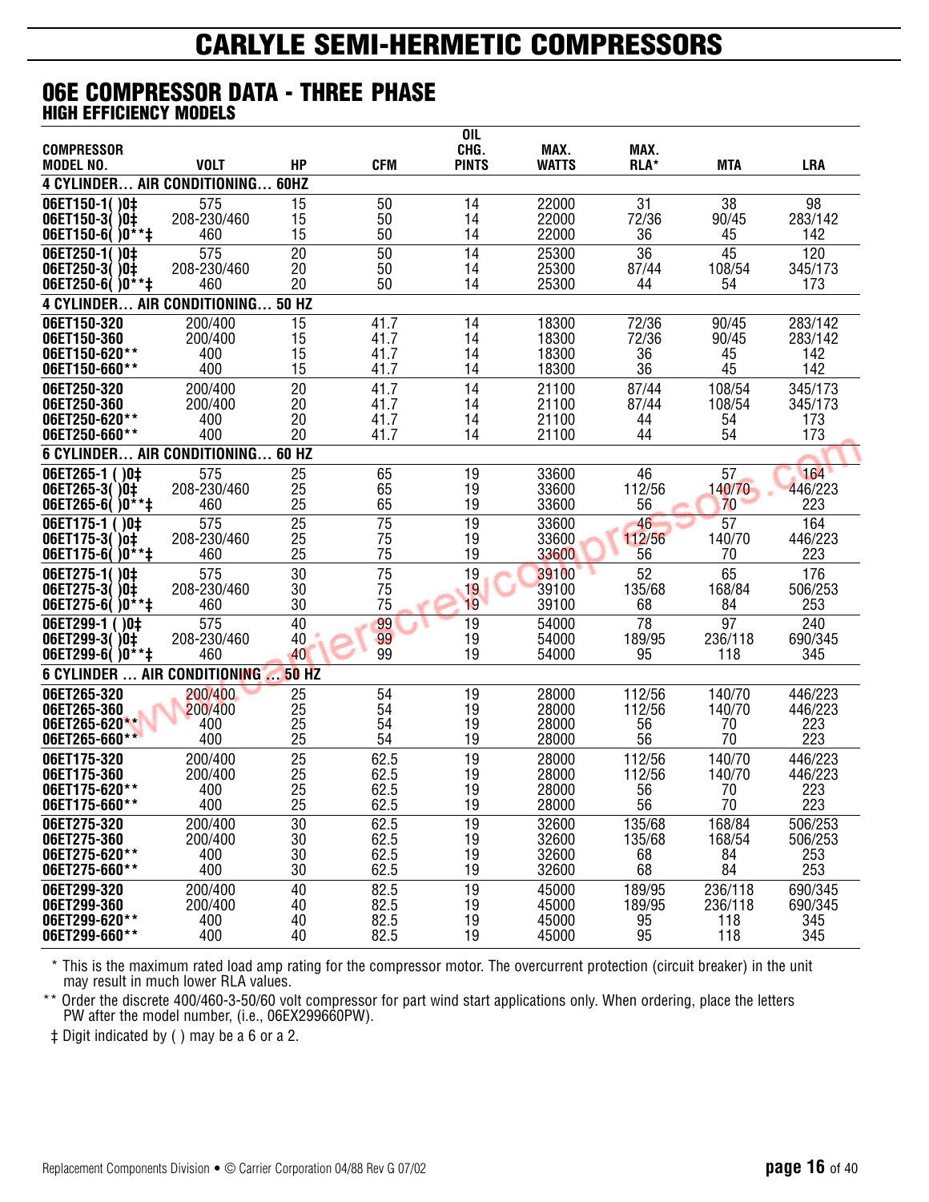# CARLYLE SEMI-HERMETIC COMPRESSORS

## 06E COMPRESSOR DATA - THREE PHASE

### HIGH EFFICIENCY MODELS

| COMPRESSOR MODEL NO. | VOLT | HP | CFM | OIL CHG. PINTS | MAX. WATTS | MAX. RLA* | MTA | LRA |
|---|---|---|---|---|---|---|---|---|
| **4 CYLINDER… AIR CONDITIONING… 60HZ** | | | | | | | | |
| 06ET150-1( )0‡ | 575 | 15 | 50 | 14 | 22000 | 31 | 38 | 98 |
| 06ET150-3( )0‡ | 208-230/460 | 15 | 50 | 14 | 22000 | 72/36 | 90/45 | 283/142 |
| 06ET150-6( )0**‡ | 460 | 15 | 50 | 14 | 22000 | 36 | 45 | 142 |
| 06ET250-1( )0‡ | 575 | 20 | 50 | 14 | 25300 | 36 | 45 | 120 |
| 06ET250-3( )0‡ | 208-230/460 | 20 | 50 | 14 | 25300 | 87/44 | 108/54 | 345/173 |
| 06ET250-6( )0**‡ | 460 | 20 | 50 | 14 | 25300 | 44 | 54 | 173 |
| **4 CYLINDER… AIR CONDITIONING… 50 HZ** | | | | | | | | |
| 06ET150-320 | 200/400 | 15 | 41.7 | 14 | 18300 | 72/36 | 90/45 | 283/142 |
| 06ET150-360 | 200/400 | 15 | 41.7 | 14 | 18300 | 72/36 | 90/45 | 283/142 |
| 06ET150-620** | 400 | 15 | 41.7 | 14 | 18300 | 36 | 45 | 142 |
| 06ET150-660** | 400 | 15 | 41.7 | 14 | 18300 | 36 | 45 | 142 |
| 06ET250-320 | 200/400 | 20 | 41.7 | 14 | 21100 | 87/44 | 108/54 | 345/173 |
| 06ET250-360 | 200/400 | 20 | 41.7 | 14 | 21100 | 87/44 | 108/54 | 345/173 |
| 06ET250-620** | 400 | 20 | 41.7 | 14 | 21100 | 44 | 54 | 173 |
| 06ET250-660** | 400 | 20 | 41.7 | 14 | 21100 | 44 | 54 | 173 |
| **6 CYLINDER… AIR CONDITIONING… 60 HZ** | | | | | | | | |
| 06ET265-1 ( )0‡ | 575 | 25 | 65 | 19 | 33600 | 46 | 57 | 164 |
| 06ET265-3( )0‡ | 208-230/460 | 25 | 65 | 19 | 33600 | 112/56 | 140/70 | 446/223 |
| 06ET265-6( )0**‡ | 460 | 25 | 65 | 19 | 33600 | 56 | 70 | 223 |
| 06ET175-1 ( )0‡ | 575 | 25 | 75 | 19 | 33600 | 46 | 57 | 164 |
| 06ET175-3( )0‡ | 208-230/460 | 25 | 75 | 19 | 33600 | 112/56 | 140/70 | 446/223 |
| 06ET175-6( )0**‡ | 460 | 25 | 75 | 19 | 33600 | 56 | 70 | 223 |
| 06ET275-1( )0‡ | 575 | 30 | 75 | 19 | 39100 | 52 | 65 | 176 |
| 06ET275-3( )0‡ | 208-230/460 | 30 | 75 | 19 | 39100 | 135/68 | 168/84 | 506/253 |
| 06ET275-6( )0**‡ | 460 | 30 | 75 | 19 | 39100 | 68 | 84 | 253 |
| 06ET299-1 ( )0‡ | 575 | 40 | 99 | 19 | 54000 | 78 | 97 | 240 |
| 06ET299-3( )0‡ | 208-230/460 | 40 | 99 | 19 | 54000 | 189/95 | 236/118 | 690/345 |
| 06ET299-6( )0**‡ | 460 | 40 | 99 | 19 | 54000 | 95 | 118 | 345 |
| **6 CYLINDER … AIR CONDITIONING … 50 HZ** | | | | | | | | |
| 06ET265-320 | 200/400 | 25 | 54 | 19 | 28000 | 112/56 | 140/70 | 446/223 |
| 06ET265-360 | 200/400 | 25 | 54 | 19 | 28000 | 112/56 | 140/70 | 446/223 |
| 06ET265-620** | 400 | 25 | 54 | 19 | 28000 | 56 | 70 | 223 |
| 06ET265-660** | 400 | 25 | 54 | 19 | 28000 | 56 | 70 | 223 |
| 06ET175-320 | 200/400 | 25 | 62.5 | 19 | 28000 | 112/56 | 140/70 | 446/223 |
| 06ET175-360 | 200/400 | 25 | 62.5 | 19 | 28000 | 112/56 | 140/70 | 446/223 |
| 06ET175-620** | 400 | 25 | 62.5 | 19 | 28000 | 56 | 70 | 223 |
| 06ET175-660** | 400 | 25 | 62.5 | 19 | 28000 | 56 | 70 | 223 |
| 06ET275-320 | 200/400 | 30 | 62.5 | 19 | 32600 | 135/68 | 168/84 | 506/253 |
| 06ET275-360 | 200/400 | 30 | 62.5 | 19 | 32600 | 135/68 | 168/54 | 506/253 |
| 06ET275-620** | 400 | 30 | 62.5 | 19 | 32600 | 68 | 84 | 253 |
| 06ET275-660** | 400 | 30 | 62.5 | 19 | 32600 | 68 | 84 | 253 |
| 06ET299-320 | 200/400 | 40 | 82.5 | 19 | 45000 | 189/95 | 236/118 | 690/345 |
| 06ET299-360 | 200/400 | 40 | 82.5 | 19 | 45000 | 189/95 | 236/118 | 690/345 |
| 06ET299-620** | 400 | 40 | 82.5 | 19 | 45000 | 95 | 118 | 345 |
| 06ET299-660** | 400 | 40 | 82.5 | 19 | 45000 | 95 | 118 | 345 |

\* This is the maximum rated load amp rating for the compressor motor. The overcurrent protection (circuit breaker) in the unit may result in much lower RLA values.

** Order the discrete 400/460-3-50/60 volt compressor for part wind start applications only. When ordering, place the letters PW after the model number, (i.e., 06EX299660PW).

‡ Digit indicated by ( ) may be a 6 or a 2.

Replacement Components Division • © Carrier Corporation 04/88 Rev G 07/02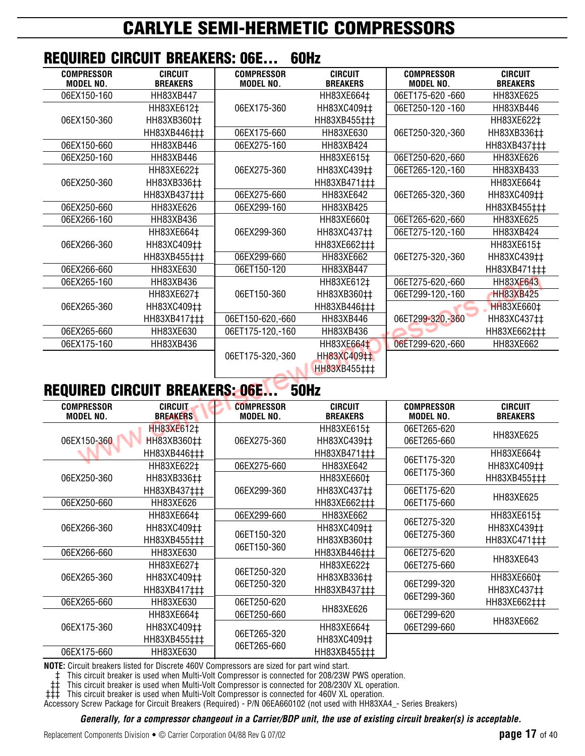# CARLYLE SEMI-HERMETIC COMPRESSORS

## REQUIRED CIRCUIT BREAKERS: 06E... 60Hz

| COMPRESSOR MODEL NO. | CIRCUIT BREAKERS | COMPRESSOR MODEL NO. | CIRCUIT BREAKERS | COMPRESSOR MODEL NO. | CIRCUIT BREAKERS |
|---|---|---|---|---|---|
| 06EX150-160 | HH83XB447 | 06EX175-360 | HH83XE664‡ | 06ET175-620 -660 | HH83XE625 |
| 06EX150-360 | HH83XE612‡ | | HH83XC409‡‡ | 06ET250-120 -160 | HH83XB446 |
| | HH83XB360‡‡ | | HH83XB455‡‡‡ | 06ET250-320,-360 | HH83XE622‡ |
| | HH83XB446‡‡‡ | 06EX175-660 | HH83XE630 | | HH83XB336‡‡ |
| 06EX150-660 | HH83XB446 | 06EX275-160 | HH83XB424 | | HH83XB437‡‡‡ |
| 06EX250-160 | HH83XB446 | 06EX275-360 | HH83XE615‡ | 06ET250-620,-660 | HH83XE626 |
| 06EX250-360 | HH83XE622‡ | | HH83XC439‡‡ | 06ET265-120,-160 | HH83XB433 |
| | HH83XB336‡‡ | | HH83XB471‡‡‡ | 06ET265-320,-360 | HH83XE664‡ |
| | HH83XB437‡‡‡ | 06EX275-660 | HH83XE642 | | HH83XC409‡‡ |
| 06EX250-660 | HH83XE626 | 06EX299-160 | HH83XB425 | | HH83XB455‡‡‡ |
| 06EX266-160 | HH83XB436 | 06EX299-360 | HH83XE660‡ | 06ET265-620,-660 | HH83XE625 |
| 06EX266-360 | HH83XE664‡ | | HH83XC437‡‡ | 06ET275-120,-160 | HH83XB424 |
| | HH83XC409‡‡ | | HH83XE662‡‡‡ | 06ET275-320,-360 | HH83XE615‡ |
| | HH83XB455‡‡‡ | 06EX299-660 | HH83XE662 | | HH83XC439‡‡ |
| 06EX266-660 | HH83XE630 | 06ET150-120 | HH83XB447 | | HH83XB471‡‡‡ |
| 06EX265-160 | HH83XB436 | 06ET150-360 | HH83XE612‡ | 06ET275-620,-660 | HH83XE643 |
| 06EX265-360 | HH83XE627‡ | | HH83XB360‡‡ | 06ET299-120,-160 | HH83XB425 |
| | HH83XC409‡‡ | | HH83XB446‡‡‡ | 06ET299-320,-360 | HH83XE660‡ |
| | HH83XB417‡‡‡ | 06ET150-620,-660 | HH83XB446 | | HH83XC437‡‡ |
| 06EX265-660 | HH83XE630 | 06ET175-120,-160 | HH83XB436 | | HH83XE662‡‡‡ |
| 06EX175-160 | HH83XB436 | 06ET175-320,-360 | HH83XE664‡ | 06ET299-620,-660 | HH83XE662 |
| | | | HH83XC409‡‡ | | |
| | | | HH83XB455‡‡‡ | | |

## REQUIRED CIRCUIT BREAKERS: 06E... 50Hz

| COMPRESSOR MODEL NO. | CIRCUIT BREAKERS | COMPRESSOR MODEL NO. | CIRCUIT BREAKERS | COMPRESSOR MODEL NO. | CIRCUIT BREAKERS |
|---|---|---|---|---|---|
| 06EX150-360 | HH83XE612‡ | 06EX275-360 | HH83XE615‡ | 06ET265-620 | HH83XE625 |
| | HH83XB360‡‡ | | HH83XC439‡‡ | 06ET265-660 | |
| | HH83XB446‡‡‡ | | HH83XB471‡‡‡ | 06ET175-320 | HH83XE664‡ |
| 06EX250-360 | HH83XE622‡ | 06EX275-660 | HH83XE642 | 06ET175-360 | HH83XC409‡‡ |
| | HH83XB336‡‡ | 06EX299-360 | HH83XE660‡ | | HH83XB455‡‡‡ |
| | HH83XB437‡‡‡ | | HH83XC437‡‡ | 06ET175-620 | HH83XE625 |
| 06EX250-660 | HH83XE626 | | HH83XE662‡‡‡ | 06ET175-660 | |
| 06EX266-360 | HH83XE664‡ | 06EX299-660 | HH83XE662 | 06ET275-320 | HH83XE615‡ |
| | HH83XC409‡‡ | 06ET150-320 | HH83XC409‡‡ | 06ET275-360 | HH83XC439‡‡ |
| | HH83XB455‡‡‡ | 06ET150-360 | HH83XB360‡‡ | | HH83XC471‡‡‡ |
| 06EX266-660 | HH83XE630 | | HH83XB446‡‡‡ | 06ET275-620 | HH83XE643 |
| 06EX265-360 | HH83XE627‡ | 06ET250-320 | HH83XE622‡ | 06ET275-660 | |
| | HH83XC409‡‡ | 06ET250-320 | HH83XB336‡‡ | 06ET299-320 | HH83XE660‡ |
| | HH83XB417‡‡‡ | | HH83XB437‡‡‡ | 06ET299-360 | HH83XC437‡‡ |
| 06EX265-660 | HH83XE630 | 06ET250-620 | HH83XE626 | | HH83XE662‡‡‡ |
| 06EX175-360 | HH83XE664‡ | 06ET250-660 | | 06ET299-620 | HH83XE662 |
| | HH83XC409‡‡ | 06ET265-320 | HH83XE664‡ | 06ET299-660 | |
| | HH83XB455‡‡‡ | 06ET265-660 | HH83XC409‡‡ | | |
| 06EX175-660 | HH83XE630 | | HH83XB455‡‡‡ | | |

**NOTE:** Circuit breakers listed for Discrete 460V Compressors are sized for part wind start.

‡ This circuit breaker is used when Multi-Volt Compressor is connected for 208/23W PWS operation.

‡‡ This circuit breaker is used when Multi-Volt Compressor is connected for 208/230V XL operation.

‡‡‡ This circuit breaker is used when Multi-Volt Compressor is connected for 460V XL operation.

Accessory Screw Package for Circuit Breakers (Required) - P/N 06EA660102 (not used with HH83XA4_- Series Breakers)

***Generally, for a compressor changeout in a Carrier/BDP unit, the use of existing circuit breaker(s) is acceptable.***

Replacement Components Division • © Carrier Corporation 04/88 Rev G 07/02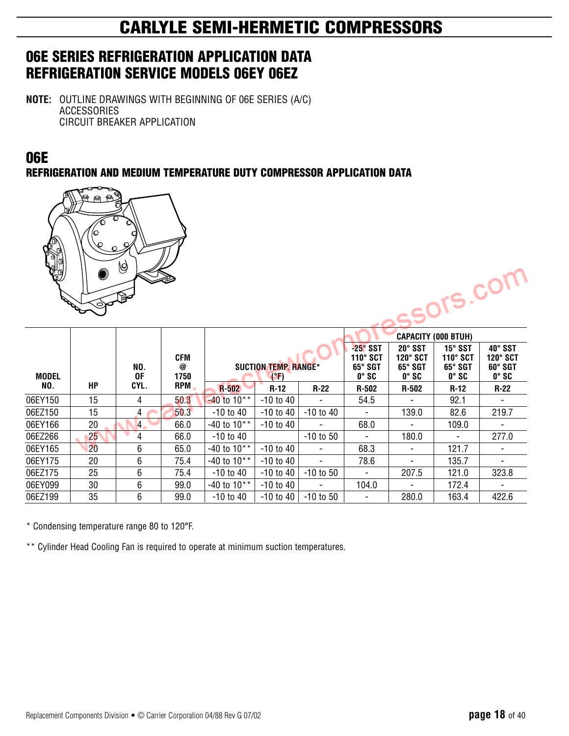# CARLYLE SEMI-HERMETIC COMPRESSORS

## 06E SERIES REFRIGERATION APPLICATION DATA
## REFRIGERATION SERVICE MODELS 06EY 06EZ

**NOTE:** OUTLINE DRAWINGS WITH BEGINNING OF 06E SERIES (A/C)
ACCESSORIES
CIRCUIT BREAKER APPLICATION

## 06E

### REFRIGERATION AND MEDIUM TEMPERATURE DUTY COMPRESSOR APPLICATION DATA

| MODEL NO. | HP | NO. OF CYL. | CFM @ 1750 RPM | SUCTION TEMP. RANGE* (°F) | | | CAPACITY (000 BTUH) | | | |
|---|---|---|---|---|---|---|---|---|---|---|
| | | | | | | | -25° SST 110° SCT 65° SGT 0° SC | 20° SST 120° SCT 65° SGT 0° SC | 15° SST 110° SCT 65° SGT 0° SC | 40° SST 120° SCT 60° SGT 0° SC |
| | | | | R-502 | R-12 | R-22 | R-502 | R-502 | R-12 | R-22 |
| 06EY150 | 15 | 4 | 50.3 | -40 to 10** | -10 to 40 | - | 54.5 | - | 92.1 | - |
| 06EZ150 | 15 | 4 | 50.3 | -10 to 40 | -10 to 40 | -10 to 40 | - | 139.0 | 82.6 | 219.7 |
| 06EY166 | 20 | 4 | 66.0 | -40 to 10** | -10 to 40 | - | 68.0 | - | 109.0 | - |
| 06EZ266 | 25 | 4 | 66.0 | -10 to 40 | | -10 to 50 | - | 180.0 | - | 277.0 |
| 06EY165 | 20 | 6 | 65.0 | -40 to 10** | -10 to 40 | - | 68.3 | - | 121.7 | - |
| 06EY175 | 20 | 6 | 75.4 | -40 to 10** | -10 to 40 | - | 78.6 | - | 135.7 | - |
| 06EZ175 | 25 | 6 | 75.4 | -10 to 40 | -10 to 40 | -10 to 50 | - | 207.5 | 121.0 | 323.8 |
| 06EY099 | 30 | 6 | 99.0 | -40 to 10** | -10 to 40 | - | 104.0 | - | 172.4 | - |
| 06EZ199 | 35 | 6 | 99.0 | -10 to 40 | -10 to 40 | -10 to 50 | - | 280.0 | 163.4 | 422.6 |

* Condensing temperature range 80 to 120°F.

** Cylinder Head Cooling Fan is required to operate at minimum suction temperatures.

Replacement Components Division • © Carrier Corporation 04/88 Rev G 07/02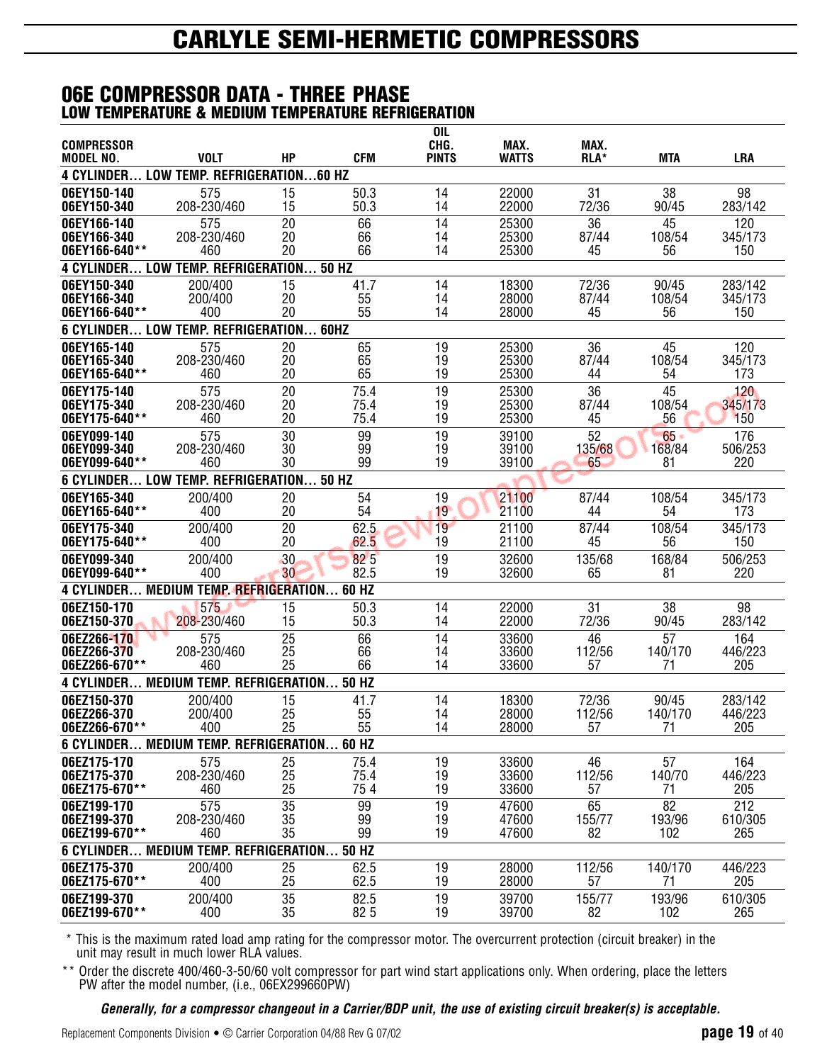# CARLYLE SEMI-HERMETIC COMPRESSORS

## 06E COMPRESSOR DATA - THREE PHASE

### LOW TEMPERATURE & MEDIUM TEMPERATURE REFRIGERATION

| COMPRESSOR MODEL NO. | VOLT | HP | CFM | OIL CHG. PINTS | MAX. WATTS | MAX. RLA* | MTA | LRA |
|---|---|---|---|---|---|---|---|---|
| **4 CYLINDER… LOW TEMP. REFRIGERATION…60 HZ** | | | | | | | | |
| 06EY150-140 | 575 | 15 | 50.3 | 14 | 22000 | 31 | 38 | 98 |
| 06EY150-340 | 208-230/460 | 15 | 50.3 | 14 | 22000 | 72/36 | 90/45 | 283/142 |
| 06EY166-140 | 575 | 20 | 66 | 14 | 25300 | 36 | 45 | 120 |
| 06EY166-340 | 208-230/460 | 20 | 66 | 14 | 25300 | 87/44 | 108/54 | 345/173 |
| 06EY166-640** | 460 | 20 | 66 | 14 | 25300 | 45 | 56 | 150 |
| **4 CYLINDER… LOW TEMP. REFRIGERATION… 50 HZ** | | | | | | | | |
| 06EY150-340 | 200/400 | 15 | 41.7 | 14 | 18300 | 72/36 | 90/45 | 283/142 |
| 06EY166-340 | 200/400 | 20 | 55 | 14 | 28000 | 87/44 | 108/54 | 345/173 |
| 06EY166-640** | 400 | 20 | 55 | 14 | 28000 | 45 | 56 | 150 |
| **6 CYLINDER… LOW TEMP. REFRIGERATION… 60HZ** | | | | | | | | |
| 06EY165-140 | 575 | 20 | 65 | 19 | 25300 | 36 | 45 | 120 |
| 06EY165-340 | 208-230/460 | 20 | 65 | 19 | 25300 | 87/44 | 108/54 | 345/173 |
| 06EY165-640** | 460 | 20 | 65 | 19 | 25300 | 44 | 54 | 173 |
| 06EY175-140 | 575 | 20 | 75.4 | 19 | 25300 | 36 | 45 | 120 |
| 06EY175-340 | 208-230/460 | 20 | 75.4 | 19 | 25300 | 87/44 | 108/54 | 345/173 |
| 06EY175-640** | 460 | 20 | 75.4 | 19 | 25300 | 45 | 56 | 150 |
| 06EY099-140 | 575 | 30 | 99 | 19 | 39100 | 52 | 65 | 176 |
| 06EY099-340 | 208-230/460 | 30 | 99 | 19 | 39100 | 135/68 | 168/84 | 506/253 |
| 06EY099-640** | 460 | 30 | 99 | 19 | 39100 | 65 | 81 | 220 |
| **6 CYLINDER… LOW TEMP. REFRIGERATION… 50 HZ** | | | | | | | | |
| 06EY165-340 | 200/400 | 20 | 54 | 19 | 21100 | 87/44 | 108/54 | 345/173 |
| 06EY165-640** | 400 | 20 | 54 | 19 | 21100 | 44 | 54 | 173 |
| 06EY175-340 | 200/400 | 20 | 62.5 | 19 | 21100 | 87/44 | 108/54 | 345/173 |
| 06EY175-640** | 400 | 20 | 62.5 | 19 | 21100 | 45 | 56 | 150 |
| 06EY099-340 | 200/400 | 30 | 82 5 | 19 | 32600 | 135/68 | 168/84 | 506/253 |
| 06EY099-640** | 400 | 30 | 82.5 | 19 | 32600 | 65 | 81 | 220 |
| **4 CYLINDER… MEDIUM TEMP. REFRIGERATION… 60 HZ** | | | | | | | | |
| 06EZ150-170 | 575 | 15 | 50.3 | 14 | 22000 | 31 | 38 | 98 |
| 06EZ150-370 | 208-230/460 | 15 | 50.3 | 14 | 22000 | 72/36 | 90/45 | 283/142 |
| 06EZ266-170 | 575 | 25 | 66 | 14 | 33600 | 46 | 57 | 164 |
| 06EZ266-370 | 208-230/460 | 25 | 66 | 14 | 33600 | 112/56 | 140/170 | 446/223 |
| 06EZ266-670** | 460 | 25 | 66 | 14 | 33600 | 57 | 71 | 205 |
| **4 CYLINDER… MEDIUM TEMP. REFRIGERATION… 50 HZ** | | | | | | | | |
| 06EZ150-370 | 200/400 | 15 | 41.7 | 14 | 18300 | 72/36 | 90/45 | 283/142 |
| 06EZ266-370 | 200/400 | 25 | 55 | 14 | 28000 | 112/56 | 140/170 | 446/223 |
| 06EZ266-670** | 400 | 25 | 55 | 14 | 28000 | 57 | 71 | 205 |
| **6 CYLINDER… MEDIUM TEMP. REFRIGERATION… 60 HZ** | | | | | | | | |
| 06EZ175-170 | 575 | 25 | 75.4 | 19 | 33600 | 46 | 57 | 164 |
| 06EZ175-370 | 208-230/460 | 25 | 75.4 | 19 | 33600 | 112/56 | 140/70 | 446/223 |
| 06EZ175-670** | 460 | 25 | 75 4 | 19 | 33600 | 57 | 71 | 205 |
| 06EZ199-170 | 575 | 35 | 99 | 19 | 47600 | 65 | 82 | 212 |
| 06EZ199-370 | 208-230/460 | 35 | 99 | 19 | 47600 | 155/77 | 193/96 | 610/305 |
| 06EZ199-670** | 460 | 35 | 99 | 19 | 47600 | 82 | 102 | 265 |
| **6 CYLINDER… MEDIUM TEMP. REFRIGERATION… 50 HZ** | | | | | | | | |
| 06EZ175-370 | 200/400 | 25 | 62.5 | 19 | 28000 | 112/56 | 140/170 | 446/223 |
| 06EZ175-670** | 400 | 25 | 62.5 | 19 | 28000 | 57 | 71 | 205 |
| 06EZ199-370 | 200/400 | 35 | 82.5 | 19 | 39700 | 155/77 | 193/96 | 610/305 |
| 06EZ199-670** | 400 | 35 | 82 5 | 19 | 39700 | 82 | 102 | 265 |

* This is the maximum rated load amp rating for the compressor motor. The overcurrent protection (circuit breaker) in the unit may result in much lower RLA values.

** Order the discrete 400/460-3-50/60 volt compressor for part wind start applications only. When ordering, place the letters PW after the model number, (i.e., 06EX299660PW)

***Generally, for a compressor changeout in a Carrier/BDP unit, the use of existing circuit breaker(s) is acceptable.***

Replacement Components Division • © Carrier Corporation 04/88 Rev G 07/02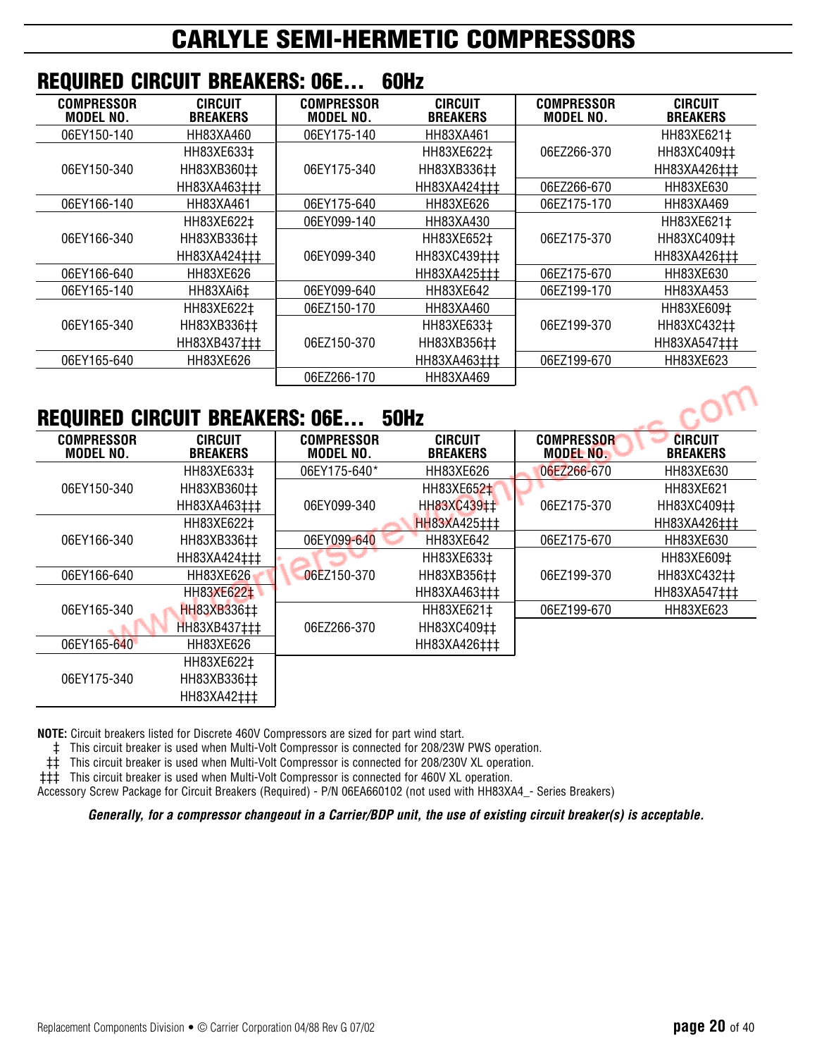# CARLYLE SEMI-HERMETIC COMPRESSORS

## REQUIRED CIRCUIT BREAKERS: 06E... 60Hz

| COMPRESSOR MODEL NO. | CIRCUIT BREAKERS | COMPRESSOR MODEL NO. | CIRCUIT BREAKERS | COMPRESSOR MODEL NO. | CIRCUIT BREAKERS |
|---|---|---|---|---|---|
| 06EY150-140 | HH83XA460 | 06EY175-140 | HH83XA461 | 06EZ266-370 | HH83XE621‡ |
| 06EY150-340 | HH83XE633‡ | 06EY175-340 | HH83XE622‡ | | HH83XC409‡‡ |
| | HH83XB360‡‡ | | HH83XB336‡‡ | | HH83XA426‡‡‡ |
| | HH83XA463‡‡‡ | | HH83XA424‡‡‡ | 06EZ266-670 | HH83XE630 |
| 06EY166-140 | HH83XA461 | 06EY175-640 | HH83XE626 | 06EZ175-170 | HH83XA469 |
| 06EY166-340 | HH83XE622‡ | 06EY099-140 | HH83XA430 | 06EZ175-370 | HH83XE621‡ |
| | HH83XB336‡‡ | 06EY099-340 | HH83XE652‡ | | HH83XC409‡‡ |
| | HH83XA424‡‡‡ | | HH83XC439‡‡‡ | | HH83XA426‡‡‡ |
| 06EY166-640 | HH83XE626 | | HH83XA425‡‡‡ | 06EZ175-670 | HH83XE630 |
| 06EY165-140 | HH83XAi6‡ | 06EY099-640 | HH83XE642 | 06EZ199-170 | HH83XA453 |
| 06EY165-340 | HH83XE622‡ | 06EZ150-170 | HH83XA460 | 06EZ199-370 | HH83XE609‡ |
| | HH83XB336‡‡ | 06EZ150-370 | HH83XE633‡ | | HH83XC432‡‡ |
| | HH83XB437‡‡‡ | | HH83XB356‡‡ | | HH83XA547‡‡‡ |
| 06EY165-640 | HH83XE626 | | HH83XA463‡‡‡ | 06EZ199-670 | HH83XE623 |
| | | 06EZ266-170 | HH83XA469 | | |

## REQUIRED CIRCUIT BREAKERS: 06E... 50Hz

| COMPRESSOR MODEL NO. | CIRCUIT BREAKERS | COMPRESSOR MODEL NO. | CIRCUIT BREAKERS | COMPRESSOR MODEL NO. | CIRCUIT BREAKERS |
|---|---|---|---|---|---|
| 06EY150-340 | HH83XE633‡ | 06EY175-640* | HH83XE626 | 06EZ266-670 | HH83XE630 |
| | HH83XB360‡‡ | 06EY099-340 | HH83XE652‡ | 06EZ175-370 | HH83XE621 |
| | HH83XA463‡‡‡ | | HH83XC439‡‡ | | HH83XC409‡‡ |
| 06EY166-340 | HH83XE622‡ | | HH83XA425‡‡‡ | | HH83XA426‡‡‡ |
| | HH83XB336‡‡ | 06EY099-640 | HH83XE642 | 06EZ175-670 | HH83XE630 |
| | HH83XA424‡‡‡ | 06EZ150-370 | HH83XE633‡ | 06EZ199-370 | HH83XE609‡ |
| 06EY166-640 | HH83XE626 | | HH83XB356‡‡ | | HH83XC432‡‡ |
| 06EY165-340 | HH83XE622‡ | | HH83XA463‡‡‡ | | HH83XA547‡‡‡ |
| | HH83XB336‡‡ | 06EZ266-370 | HH83XE621‡ | 06EZ199-670 | HH83XE623 |
| | HH83XB437‡‡‡ | | HH83XC409‡‡ | | |
| 06EY165-640 | HH83XE626 | | HH83XA426‡‡‡ | | |
| 06EY175-340 | HH83XE622‡ | | | | |
| | HH83XB336‡‡ | | | | |
| | HH83XA42‡‡‡ | | | | |

**NOTE:** Circuit breakers listed for Discrete 460V Compressors are sized for part wind start.

‡ This circuit breaker is used when Multi-Volt Compressor is connected for 208/23W PWS operation.

‡‡ This circuit breaker is used when Multi-Volt Compressor is connected for 208/230V XL operation.

‡‡‡ This circuit breaker is used when Multi-Volt Compressor is connected for 460V XL operation.

Accessory Screw Package for Circuit Breakers (Required) - P/N 06EA660102 (not used with HH83XA4_- Series Breakers)

***Generally, for a compressor changeout in a Carrier/BDP unit, the use of existing circuit breaker(s) is acceptable.***

Replacement Components Division • © Carrier Corporation 04/88 Rev G 07/02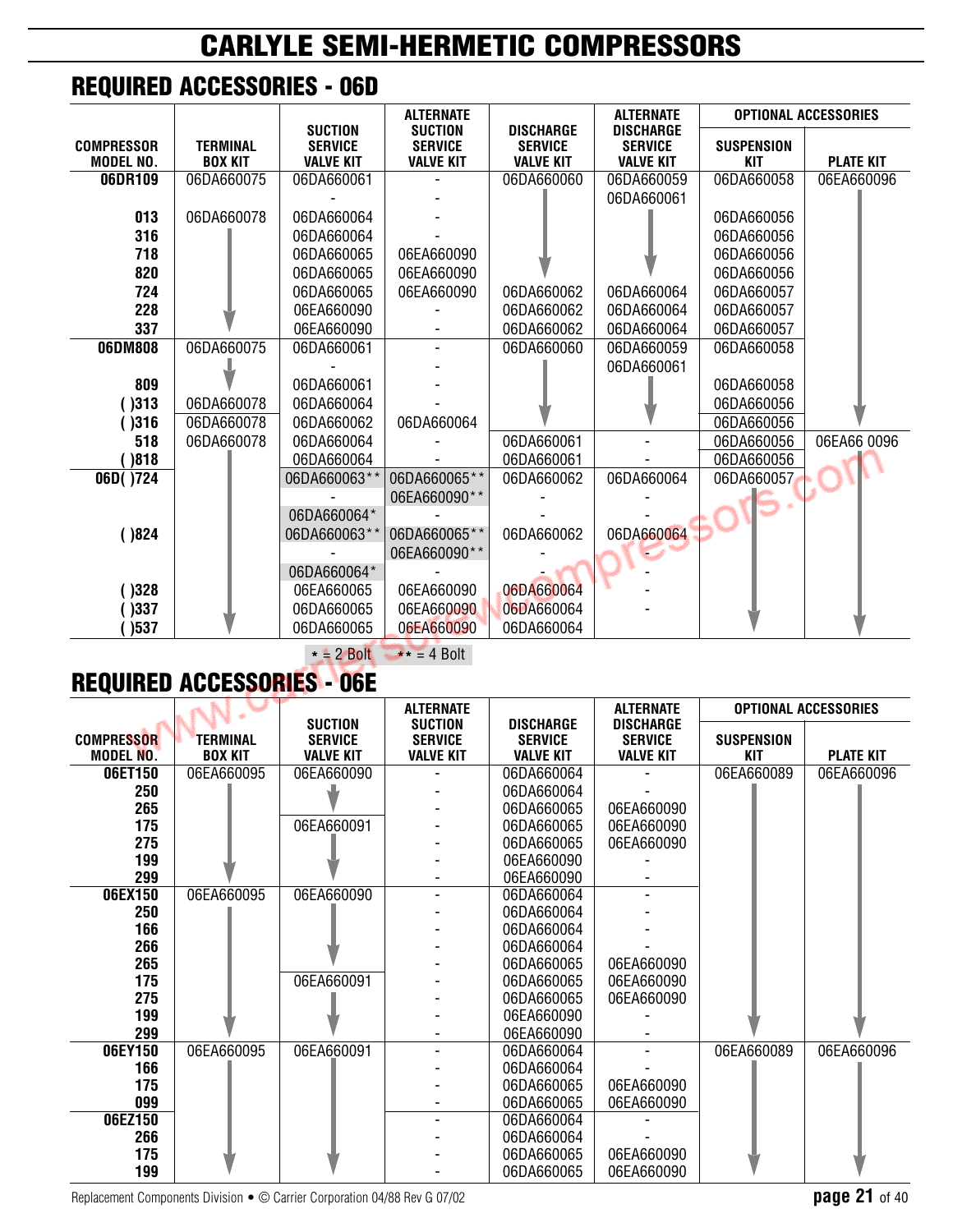# CARLYLE SEMI-HERMETIC COMPRESSORS

## REQUIRED ACCESSORIES - 06D

| COMPRESSOR MODEL NO. | TERMINAL BOX KIT | SUCTION SERVICE VALVE KIT | ALTERNATE SUCTION SERVICE VALVE KIT | DISCHARGE SERVICE VALVE KIT | ALTERNATE DISCHARGE SERVICE VALVE KIT | OPTIONAL ACCESSORIES | |
|---|---|---|---|---|---|---|---|
| | | | | | | SUSPENSION KIT | PLATE KIT |
| 06DR109 | 06DA660075 | 06DA660061 | - | 06DA660060 | 06DA660059 | 06DA660058 | 06EA660096 |
| | | - | - | | 06DA660061 | | |
| 013 | 06DA660078 | 06DA660064 | - | | | 06DA660056 | |
| 316 | | 06DA660064 | - | | | 06DA660056 | |
| 718 | | 06DA660065 | 06EA660090 | | | 06DA660056 | |
| 820 | | 06DA660065 | 06EA660090 | | | 06DA660056 | |
| 724 | | 06DA660065 | 06EA660090 | 06DA660062 | 06DA660064 | 06DA660057 | |
| 228 | | 06EA660090 | - | 06DA660062 | 06DA660064 | 06DA660057 | |
| 337 | | 06EA660090 | - | 06DA660062 | 06DA660064 | 06DA660057 | |
| 06DM808 | 06DA660075 | 06DA660061 | - | 06DA660060 | 06DA660059 | 06DA660058 | |
| | | - | - | | 06DA660061 | | |
| 809 | | 06DA660061 | - | | | 06DA660058 | |
| ( )313 | 06DA660078 | 06DA660064 | - | | | 06DA660056 | |
| ( )316 | 06DA660078 | 06DA660062 | 06DA660064 | | | 06DA660056 | |
| 518 | 06DA660078 | 06DA660064 | - | 06DA660061 | - | 06DA660056 | 06EA66 0096 |
| ( )818 | | 06DA660064 | - | 06DA660061 | - | 06DA660056 | |
| 06D( )724 | | 06DA660063** | 06DA660065** | 06DA660062 | 06DA660064 | 06DA660057 | |
| | | - | 06EA660090** | - | - | | |
| | | 06DA660064* | - | - | - | | |
| ( )824 | | 06DA660063** | 06DA660065** | 06DA660062 | 06DA660064 | | |
| | | - | 06EA660090** | - | - | | |
| | | 06DA660064* | - | - | - | | |
| ( )328 | | 06EA660065 | 06EA660090 | 06DA660064 | - | | |
| ( )337 | | 06DA660065 | 06EA660090 | 06DA660064 | - | | |
| ( )537 | | 06DA660065 | 06EA660090 | 06DA660064 | | | |

* = 2 Bolt ** = 4 Bolt

## REQUIRED ACCESSORIES - 06E

| COMPRESSOR MODEL NO. | TERMINAL BOX KIT | SUCTION SERVICE VALVE KIT | ALTERNATE SUCTION SERVICE VALVE KIT | DISCHARGE SERVICE VALVE KIT | ALTERNATE DISCHARGE SERVICE VALVE KIT | OPTIONAL ACCESSORIES | |
|---|---|---|---|---|---|---|---|
| | | | | | | SUSPENSION KIT | PLATE KIT |
| 06ET150 | 06EA660095 | 06EA660090 | - | 06DA660064 | - | 06EA660089 | 06EA660096 |
| 250 | | | - | 06DA660064 | - | | |
| 265 | | | - | 06DA660065 | 06EA660090 | | |
| 175 | | 06EA660091 | - | 06DA660065 | 06EA660090 | | |
| 275 | | | - | 06DA660065 | 06EA660090 | | |
| 199 | | | - | 06EA660090 | - | | |
| 299 | | | - | 06EA660090 | - | | |
| 06EX150 | 06EA660095 | 06EA660090 | - | 06DA660064 | - | | |
| 250 | | | - | 06DA660064 | - | | |
| 166 | | | - | 06DA660064 | - | | |
| 266 | | | - | 06DA660064 | - | | |
| 265 | | | - | 06DA660065 | 06EA660090 | | |
| 175 | | 06EA660091 | - | 06DA660065 | 06EA660090 | | |
| 275 | | | - | 06DA660065 | 06EA660090 | | |
| 199 | | | - | 06EA660090 | - | | |
| 299 | | | - | 06EA660090 | - | | |
| 06EY150 | 06EA660095 | 06EA660091 | - | 06DA660064 | - | 06EA660089 | 06EA660096 |
| 166 | | | - | 06DA660064 | - | | |
| 175 | | | - | 06DA660065 | 06EA660090 | | |
| 099 | | | - | 06DA660065 | 06EA660090 | | |
| 06EZ150 | | | - | 06DA660064 | - | | |
| 266 | | | - | 06DA660064 | - | | |
| 175 | | | - | 06DA660065 | 06EA660090 | | |
| 199 | | | - | 06DA660065 | 06EA660090 | | |

Replacement Components Division • © Carrier Corporation 04/88 Rev G 07/02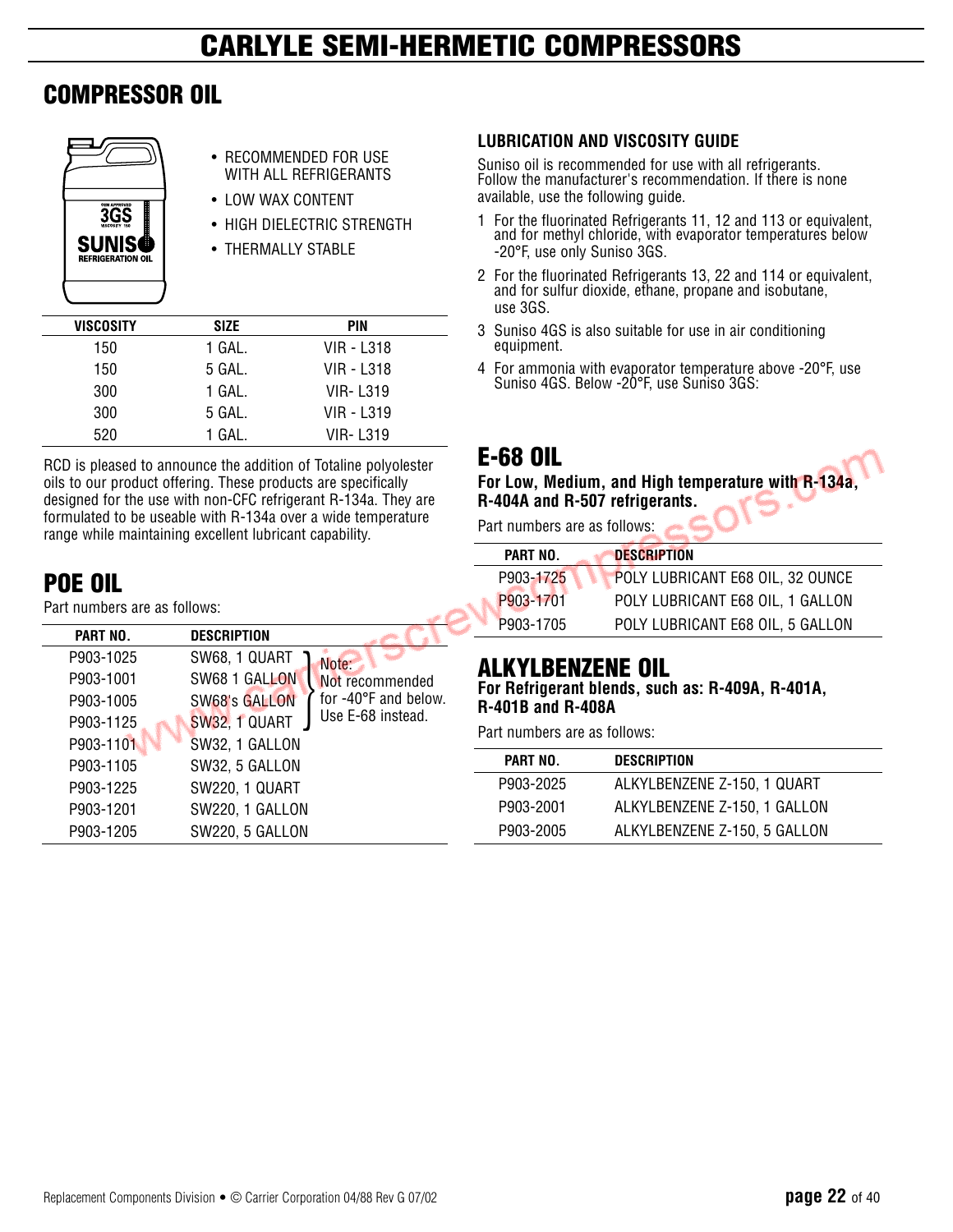# CARLYLE SEMI-HERMETIC COMPRESSORS

## COMPRESSOR OIL

- RECOMMENDED FOR USE WITH ALL REFRIGERANTS
- LOW WAX CONTENT
- HIGH DIELECTRIC STRENGTH
- THERMALLY STABLE

| VISCOSITY | SIZE | PIN |
|---|---|---|
| 150 | 1 GAL. | VIR - L318 |
| 150 | 5 GAL. | VIR - L318 |
| 300 | 1 GAL. | VIR- L319 |
| 300 | 5 GAL. | VIR - L319 |
| 520 | 1 GAL. | VIR- L319 |

RCD is pleased to announce the addition of Totaline polyolester oils to our product offering. These products are specifically designed for the use with non-CFC refrigerant R-134a. They are formulated to be useable with R-134a over a wide temperature range while maintaining excellent lubricant capability.

## POE OIL

Part numbers are as follows:

| PART NO. | DESCRIPTION | |
|---|---|---|
| P903-1025 | SW68, 1 QUART | Note: Not recommended for -40°F and below. Use E-68 instead. |
| P903-1001 | SW68 1 GALLON | |
| P903-1005 | SW68's GALLON | |
| P903-1125 | SW32, 1 QUART | |
| P903-1101 | SW32, 1 GALLON | |
| P903-1105 | SW32, 5 GALLON | |
| P903-1225 | SW220, 1 QUART | |
| P903-1201 | SW220, 1 GALLON | |
| P903-1205 | SW220, 5 GALLON | |

### LUBRICATION AND VISCOSITY GUIDE

Suniso oil is recommended for use with all refrigerants. Follow the manufacturer's recommendation. If there is none available, use the following guide.

1. For the fluorinated Refrigerants 11, 12 and 113 or equivalent, and for methyl chloride, with evaporator temperatures below -20°F, use only Suniso 3GS.
2. For the fluorinated Refrigerants 13, 22 and 114 or equivalent, and for sulfur dioxide, ethane, propane and isobutane, use 3GS.
3. Suniso 4GS is also suitable for use in air conditioning equipment.
4. For ammonia with evaporator temperature above -20°F, use Suniso 4GS. Below -20°F, use Suniso 3GS:

## E-68 OIL

**For Low, Medium, and High temperature with R-134a, R-404A and R-507 refrigerants.**

Part numbers are as follows:

| PART NO. | DESCRIPTION |
|---|---|
| P903-1725 | POLY LUBRICANT E68 OIL, 32 OUNCE |
| P903-1701 | POLY LUBRICANT E68 OIL, 1 GALLON |
| P903-1705 | POLY LUBRICANT E68 OIL, 5 GALLON |

## ALKYLBENZENE OIL

**For Refrigerant blends, such as: R-409A, R-401A, R-401B and R-408A**

Part numbers are as follows:

| PART NO. | DESCRIPTION |
|---|---|
| P903-2025 | ALKYLBENZENE Z-150, 1 QUART |
| P903-2001 | ALKYLBENZENE Z-150, 1 GALLON |
| P903-2005 | ALKYLBENZENE Z-150, 5 GALLON |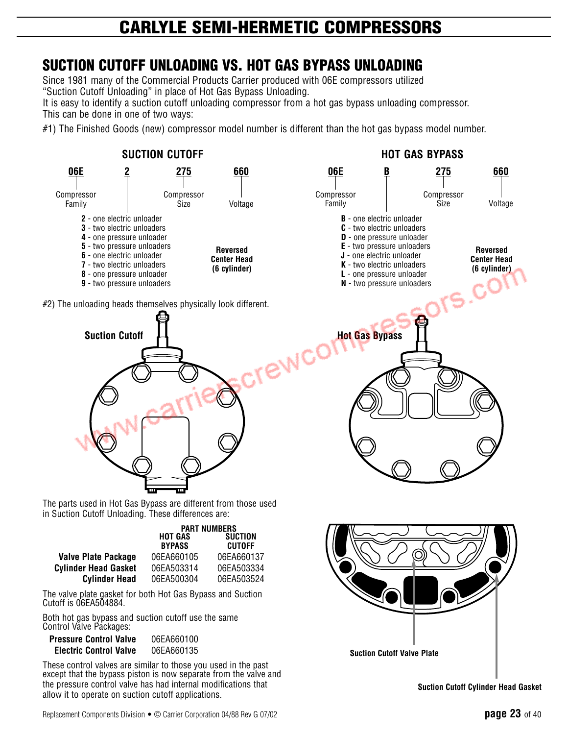# CARLYLE SEMI-HERMETIC COMPRESSORS

## SUCTION CUTOFF UNLOADING VS. HOT GAS BYPASS UNLOADING

Since 1981 many of the Commercial Products Carrier produced with 06E compressors utilized "Suction Cutoff Unloading" in place of Hot Gas Bypass Unloading.
It is easy to identify a suction cutoff unloading compressor from a hot gas bypass unloading compressor. This can be done in one of two ways:

#1) The Finished Goods (new) compressor model number is different than the hot gas bypass model number.

**SUCTION CUTOFF**

| 06E | 2 | 275 | 660 |
|---|---|---|---|
| Compressor Family | | Compressor Size | Voltage |

- **2** - one electric unloader
- **3** - two electric unloaders
- **4** - one pressure unloader
- **5** - two pressure unloaders
- **6** - one electric unloader
- **7** - two electric unloaders
- **8** - one pressure unloader
- **9** - two pressure unloaders

**Reversed Center Head (6 cylinder)**

**HOT GAS BYPASS**

| 06E | B | 275 | 660 |
|---|---|---|---|
| Compressor Family | | Compressor Size | Voltage |

- **B** - one electric unloader
- **C** - two electric unloaders
- **D** - one pressure unloader
- **E** - two pressure unloaders
- **J** - one electric unloader
- **K** - two electric unloaders
- **L** - one pressure unloader
- **N** - two pressure unloaders

**Reversed Center Head (6 cylinder)**

#2) The unloading heads themselves physically look different.

**Suction Cutoff**

**Hot Gas Bypass**

The parts used in Hot Gas Bypass are different from those used in Suction Cutoff Unloading. These differences are:

| | PART NUMBERS | |
|---|---|---|
| | HOT GAS BYPASS | SUCTION CUTOFF |
| **Valve Plate Package** | 06EA660105 | 06EA660137 |
| **Cylinder Head Gasket** | 06EA503314 | 06EA503334 |
| **Cylinder Head** | 06EA500304 | 06EA503524 |

The valve plate gasket for both Hot Gas Bypass and Suction Cutoff is 06EA504884.

Both hot gas bypass and suction cutoff use the same Control Valve Packages:

| | |
|---|---|
| **Pressure Control Valve** | 06EA660100 |
| **Electric Control Valve** | 06EA660135 |

These control valves are similar to those you used in the past except that the bypass piston is now separate from the valve and the pressure control valve has had internal modifications that allow it to operate on suction cutoff applications.

**Suction Cutoff Valve Plate**

**Suction Cutoff Cylinder Head Gasket**

Replacement Components Division • © Carrier Corporation 04/88 Rev G 07/02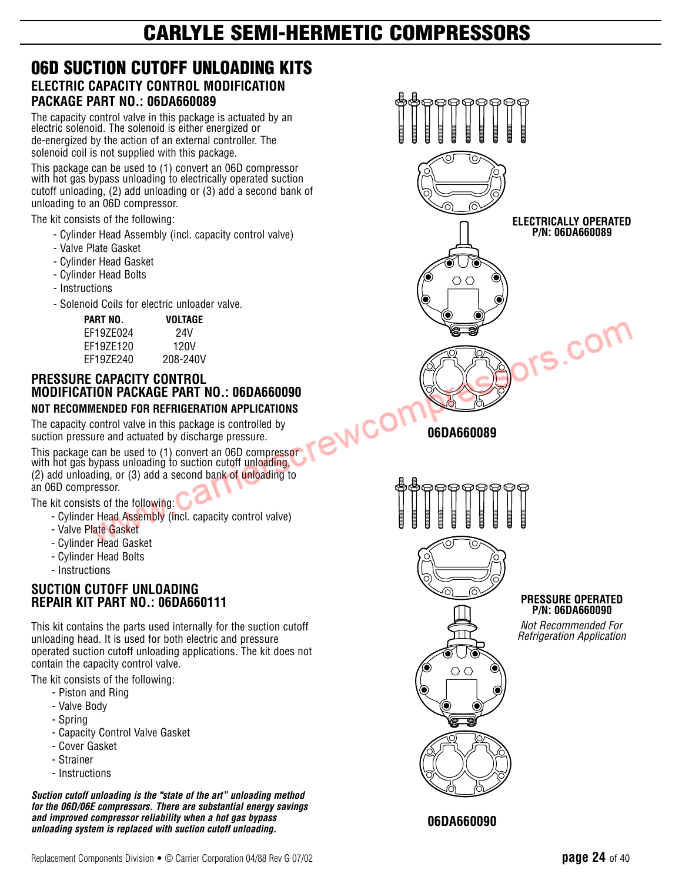# CARLYLE SEMI-HERMETIC COMPRESSORS

## 06D SUCTION CUTOFF UNLOADING KITS

### ELECTRIC CAPACITY CONTROL MODIFICATION PACKAGE PART NO.: 06DA660089

The capacity control valve in this package is actuated by an electric solenoid. The solenoid is either energized or de-energized by the action of an external controller. The solenoid coil is not supplied with this package.

This package can be used to (1) convert an 06D compressor with hot gas bypass unloading to electrically operated suction cutoff unloading, (2) add unloading or (3) add a second bank of unloading to an 06D compressor.

The kit consists of the following:

- Cylinder Head Assembly (incl. capacity control valve)
- Valve Plate Gasket
- Cylinder Head Gasket
- Cylinder Head Bolts
- Instructions
- Solenoid Coils for electric unloader valve.

| PART NO. | VOLTAGE |
|---|---|
| EF19ZE024 | 24V |
| EF19ZE120 | 120V |
| EF19ZE240 | 208-240V |

### PRESSURE CAPACITY CONTROL MODIFICATION PACKAGE PART NO.: 06DA660090

**NOT RECOMMENDED FOR REFRIGERATION APPLICATIONS**

The capacity control valve in this package is controlled by suction pressure and actuated by discharge pressure.

This package can be used to (1) convert an 06D compressor with hot gas bypass unloading to suction cutoff unloading, (2) add unloading, or (3) add a second bank of unloading to an 06D compressor.

The kit consists of the following:

- Cylinder Head Assembly (incl. capacity control valve)
- Valve Plate Gasket
- Cylinder Head Gasket
- Cylinder Head Bolts
- Instructions

### SUCTION CUTOFF UNLOADING REPAIR KIT PART NO.: 06DA660111

This kit contains the parts used internally for the suction cutoff unloading head. It is used for both electric and pressure operated suction cutoff unloading applications. The kit does not contain the capacity control valve.

The kit consists of the following:

- Piston and Ring
- Valve Body
- Spring
- Capacity Control Valve Gasket
- Cover Gasket
- Strainer
- Instructions

***Suction cutoff unloading is the "state of the art" unloading method for the 06D/06E compressors. There are substantial energy savings and improved compressor reliability when a hot gas bypass unloading system is replaced with suction cutoff unloading.***

**ELECTRICALLY OPERATED P/N: 06DA660089**

**06DA660089**

**PRESSURE OPERATED P/N: 06DA660090**

*Not Recommended For Refrigeration Application*

**06DA660090**

Replacement Components Division • © Carrier Corporation 04/88 Rev G 07/02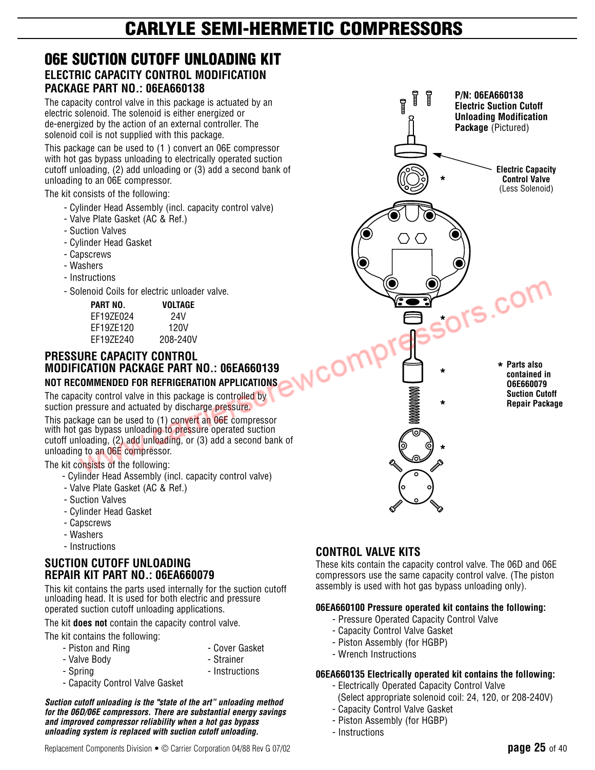# CARLYLE SEMI-HERMETIC COMPRESSORS

## 06E SUCTION CUTOFF UNLOADING KIT

### ELECTRIC CAPACITY CONTROL MODIFICATION PACKAGE PART NO.: 06EA660138

The capacity control valve in this package is actuated by an electric solenoid. The solenoid is either energized or de-energized by the action of an external controller. The solenoid coil is not supplied with this package.

This package can be used to (1 ) convert an 06E compressor with hot gas bypass unloading to electrically operated suction cutoff unloading, (2) add unloading or (3) add a second bank of unloading to an 06E compressor.

The kit consists of the following:

- Cylinder Head Assembly (incl. capacity control valve)
- Valve Plate Gasket (AC & Ref.)
- Suction Valves
- Cylinder Head Gasket
- Capscrews
- Washers
- Instructions
- Solenoid Coils for electric unloader valve.

| PART NO. | VOLTAGE |
|---|---|
| EF19ZE024 | 24V |
| EF19ZE120 | 120V |
| EF19ZE240 | 208-240V |

### PRESSURE CAPACITY CONTROL MODIFICATION PACKAGE PART NO.: 06EA660139

**NOT RECOMMENDED FOR REFRIGERATION APPLICATIONS**

The capacity control valve in this package is controlled by suction pressure and actuated by discharge pressure.

This package can be used to (1) convert an 06E compressor with hot gas bypass unloading to pressure operated suction cutoff unloading, (2) add unloading, or (3) add a second bank of unloading to an 06E compressor.

The kit consists of the following:

- Cylinder Head Assembly (incl. capacity control valve)
- Valve Plate Gasket (AC & Ref.)
- Suction Valves
- Cylinder Head Gasket
- Capscrews
- Washers
- Instructions

### SUCTION CUTOFF UNLOADING REPAIR KIT PART NO.: 06EA660079

This kit contains the parts used internally for the suction cutoff unloading head. It is used for both electric and pressure operated suction cutoff unloading applications.

The kit **does not** contain the capacity control valve.

The kit contains the following:

- Piston and Ring
- Valve Body
- Spring
- Capacity Control Valve Gasket
- Cover Gasket
- Strainer
- Instructions

***Suction cutoff unloading is the "state of the art" unloading method for the 06D/06E compressors. There are substantial energy savings and improved compressor reliability when a hot gas bypass unloading system is replaced with suction cutoff unloading.***

**P/N: 06EA660138 Electric Suction Cutoff Unloading Modification Package** (Pictured)

**Electric Capacity Control Valve** (Less Solenoid)

**\* Parts also contained in 06E660079 Suction Cutoff Repair Package**

### CONTROL VALVE KITS

These kits contain the capacity control valve. The 06D and 06E compressors use the same capacity control valve. (The piston assembly is used with hot gas bypass unloading only).

**06EA660100 Pressure operated kit contains the following:**

- Pressure Operated Capacity Control Valve
- Capacity Control Valve Gasket
- Piston Assembly (for HGBP)
- Wrench Instructions

**06EA660135 Electrically operated kit contains the following:**

- Electrically Operated Capacity Control Valve (Select appropriate solenoid coil: 24, 120, or 208-240V)
- Capacity Control Valve Gasket
- Piston Assembly (for HGBP)
- Instructions

Replacement Components Division • © Carrier Corporation 04/88 Rev G 07/02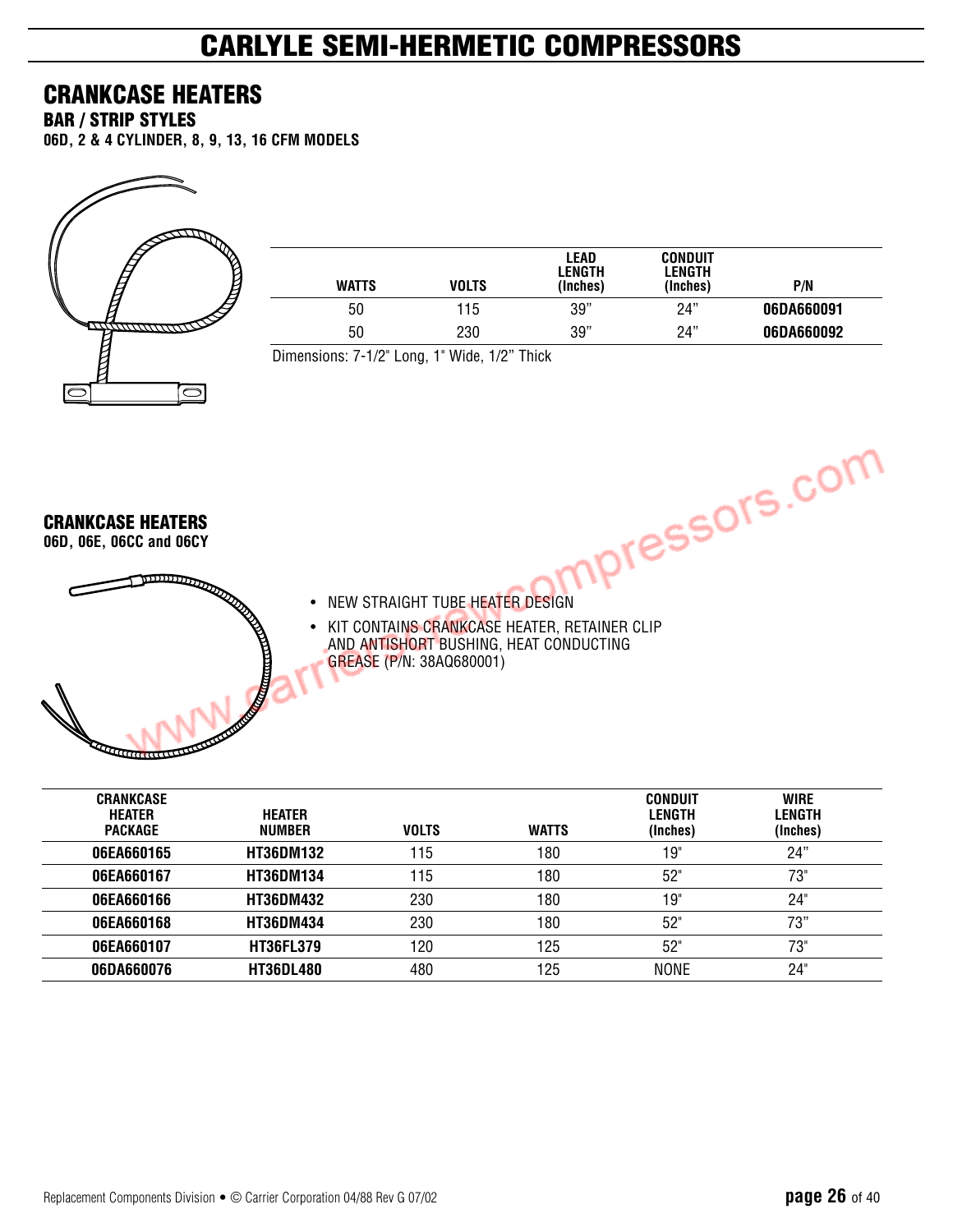# CARLYLE SEMI-HERMETIC COMPRESSORS

## CRANKCASE HEATERS

### BAR / STRIP STYLES

**06D, 2 & 4 CYLINDER, 8, 9, 13, 16 CFM MODELS**

| WATTS | VOLTS | LEAD LENGTH (Inches) | CONDUIT LENGTH (Inches) | P/N |
|---|---|---|---|---|
| 50 | 115 | 39" | 24" | **06DA660091** |
| 50 | 230 | 39" | 24" | **06DA660092** |

Dimensions: 7-1/2" Long, 1" Wide, 1/2" Thick

## CRANKCASE HEATERS

**06D, 06E, 06CC and 06CY**

- NEW STRAIGHT TUBE HEATER DESIGN
- KIT CONTAINS CRANKCASE HEATER, RETAINER CLIP AND ANTISHORT BUSHING, HEAT CONDUCTING GREASE (P/N: 38AQ680001)

| CRANKCASE HEATER PACKAGE | HEATER NUMBER | VOLTS | WATTS | CONDUIT LENGTH (Inches) | WIRE LENGTH (Inches) |
|---|---|---|---|---|---|
| **06EA660165** | **HT36DM132** | 115 | 180 | 19" | 24" |
| **06EA660167** | **HT36DM134** | 115 | 180 | 52" | 73" |
| **06EA660166** | **HT36DM432** | 230 | 180 | 19" | 24" |
| **06EA660168** | **HT36DM434** | 230 | 180 | 52" | 73" |
| **06EA660107** | **HT36FL379** | 120 | 125 | 52" | 73" |
| **06DA660076** | **HT36DL480** | 480 | 125 | NONE | 24" |

Replacement Components Division • © Carrier Corporation 04/88 Rev G 07/02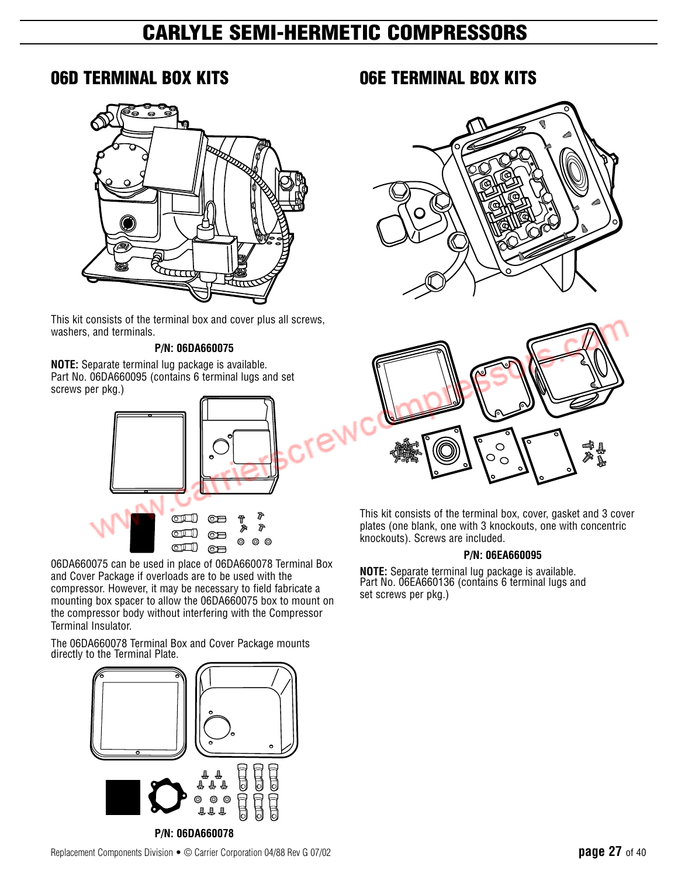# CARLYLE SEMI-HERMETIC COMPRESSORS

## 06D TERMINAL BOX KITS

This kit consists of the terminal box and cover plus all screws, washers, and terminals.

**P/N: 06DA660075**

**NOTE:** Separate terminal lug package is available. Part No. 06DA660095 (contains 6 terminal lugs and set screws per pkg.)

06DA660075 can be used in place of 06DA660078 Terminal Box and Cover Package if overloads are to be used with the compressor. However, it may be necessary to field fabricate a mounting box spacer to allow the 06DA660075 box to mount on the compressor body without interfering with the Compressor Terminal Insulator.

The 06DA660078 Terminal Box and Cover Package mounts directly to the Terminal Plate.

**P/N: 06DA660078**

## 06E TERMINAL BOX KITS

This kit consists of the terminal box, cover, gasket and 3 cover plates (one blank, one with 3 knockouts, one with concentric knockouts). Screws are included.

**P/N: 06EA660095**

**NOTE:** Separate terminal lug package is available. Part No. 06EA660136 (contains 6 terminal lugs and set screws per pkg.)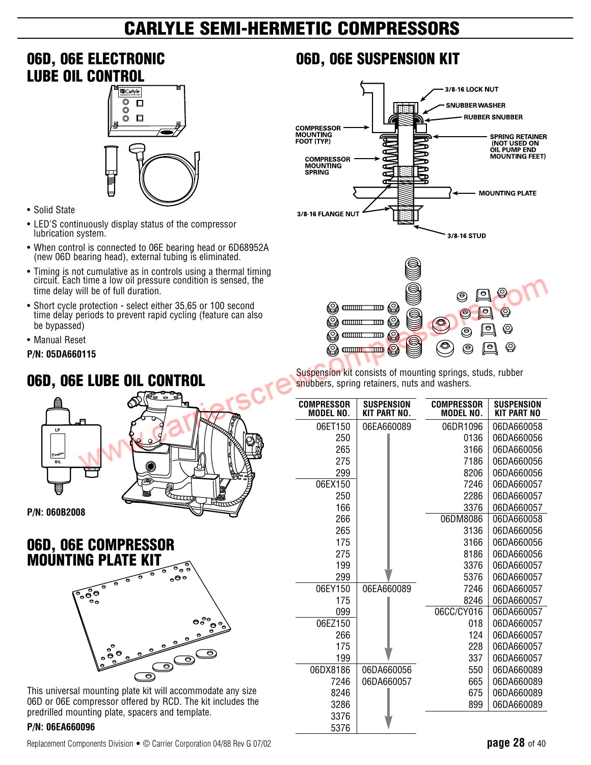# CARLYLE SEMI-HERMETIC COMPRESSORS

## 06D, 06E ELECTRONIC LUBE OIL CONTROL

- Solid State
- LED'S continuously display status of the compressor lubrication system.
- When control is connected to 06E bearing head or 6D68952A (new 06D bearing head), external tubing is eliminated.
- Timing is not cumulative as in controls using a thermal timing circuit. Each time a low oil pressure condition is sensed, the time delay will be of full duration.
- Short cycle protection - select either 35,65 or 100 second time delay periods to prevent rapid cycling (feature can also be bypassed)
- Manual Reset

**P/N: 05DA660115**

## 06D, 06E LUBE OIL CONTROL

**P/N: 060B2008**

## 06D, 06E COMPRESSOR MOUNTING PLATE KIT

This universal mounting plate kit will accommodate any size 06D or 06E compressor offered by RCD. The kit includes the predrilled mounting plate, spacers and template.

**P/N: 06EA660096**

## 06D, 06E SUSPENSION KIT

3/8-16 LOCK NUT
SNUBBER WASHER
RUBBER SNUBBER
COMPRESSOR MOUNTING FOOT (TYP.)
SPRING RETAINER (NOT USED ON OIL PUMP END MOUNTING FEET)
COMPRESSOR MOUNTING SPRING
MOUNTING PLATE
3/8-16 FLANGE NUT
3/8-16 STUD

Suspension kit consists of mounting springs, studs, rubber snubbers, spring retainers, nuts and washers.

| COMPRESSOR MODEL NO. | SUSPENSION KIT PART NO. |
|---|---|
| 06ET150 | 06EA660089 |
| 250 | ↓ |
| 265 | ↓ |
| 275 | ↓ |
| 299 | ↓ |
| 06EX150 | ↓ |
| 250 | ↓ |
| 166 | ↓ |
| 266 | ↓ |
| 265 | ↓ |
| 175 | ↓ |
| 275 | ↓ |
| 199 | ↓ |
| 299 | ↓ |
| 06EY150 | 06EA660089 |
| 175 | ↓ |
| 099 | ↓ |
| 06EZ150 | ↓ |
| 266 | ↓ |
| 175 | ↓ |
| 199 | ↓ |
| 06DX8186 | 06DA660056 |
| 7246 | 06DA660057 |
| 8246 | ↓ |
| 3286 | ↓ |
| 3376 | ↓ |
| 5376 | ↓ |

| COMPRESSOR MODEL NO. | SUSPENSION KIT PART NO |
|---|---|
| 06DR1096 | 06DA660058 |
| 0136 | 06DA660056 |
| 3166 | 06DA660056 |
| 7186 | 06DA660056 |
| 8206 | 06DA660056 |
| 7246 | 06DA660057 |
| 2286 | 06DA660057 |
| 3376 | 06DA660057 |
| 06DM8086 | 06DA660058 |
| 3136 | 06DA660056 |
| 3166 | 06DA660056 |
| 8186 | 06DA660056 |
| 3376 | 06DA660057 |
| 5376 | 06DA660057 |
| 7246 | 06DA660057 |
| 8246 | 06DA660057 |
| 06CC/CY016 | 06DA660057 |
| 018 | 06DA660057 |
| 124 | 06DA660057 |
| 228 | 06DA660057 |
| 337 | 06DA660057 |
| 550 | 06DA660089 |
| 665 | 06DA660089 |
| 675 | 06DA660089 |
| 899 | 06DA660089 |

Replacement Components Division • © Carrier Corporation 04/88 Rev G 07/02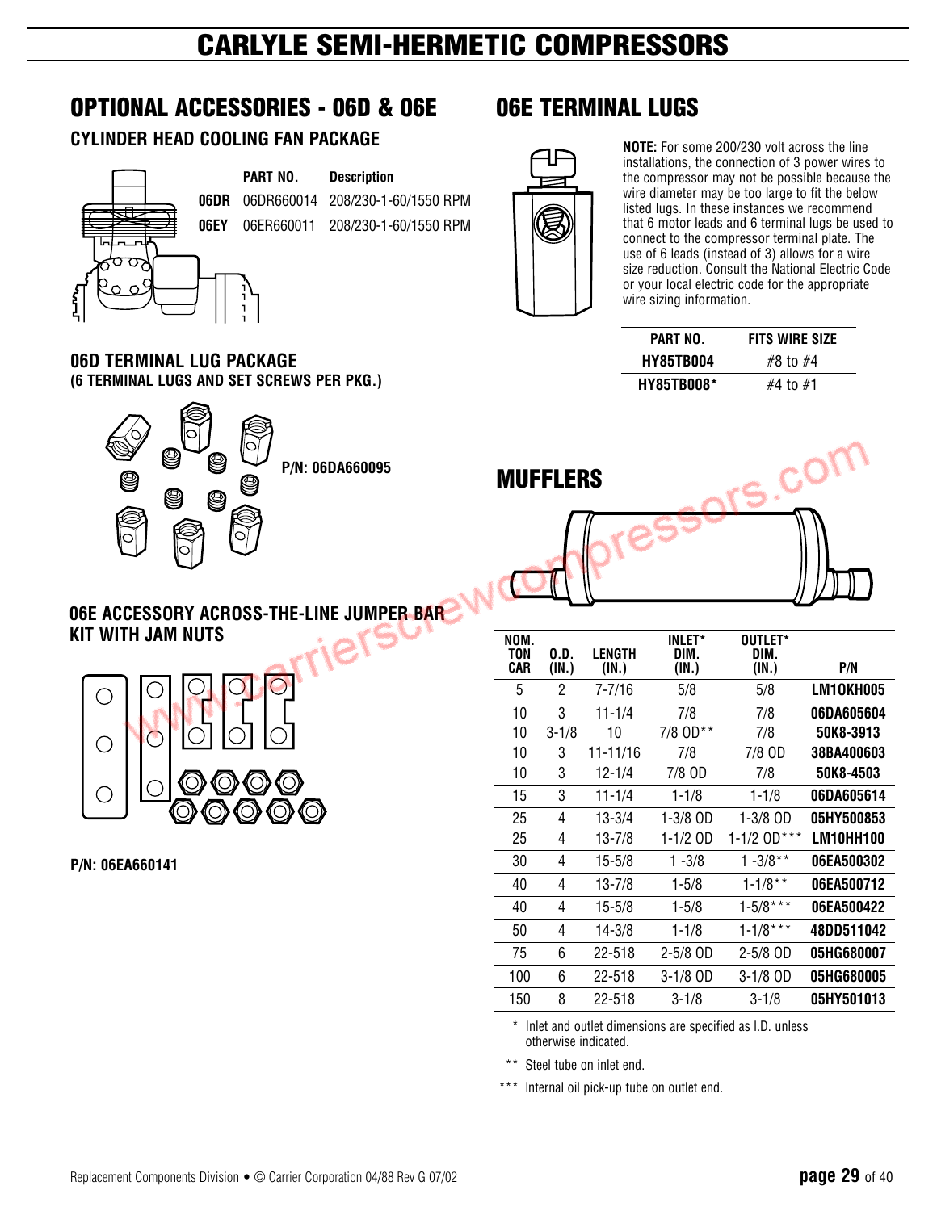# CARLYLE SEMI-HERMETIC COMPRESSORS

## OPTIONAL ACCESSORIES - 06D & 06E

### CYLINDER HEAD COOLING FAN PACKAGE

| | PART NO. | Description |
|---|---|---|
| 06DR | 06DR660014 | 208/230-1-60/1550 RPM |
| 06EY | 06ER660011 | 208/230-1-60/1550 RPM |

### 06D TERMINAL LUG PACKAGE
**(6 TERMINAL LUGS AND SET SCREWS PER PKG.)**

**P/N: 06DA660095**

### 06E ACCESSORY ACROSS-THE-LINE JUMPER BAR KIT WITH JAM NUTS

**P/N: 06EA660141**

## 06E TERMINAL LUGS

**NOTE:** For some 200/230 volt across the line installations, the connection of 3 power wires to the compressor may not be possible because the wire diameter may be too large to fit the below listed lugs. In these instances we recommend that 6 motor leads and 6 terminal lugs be used to connect to the compressor terminal plate. The use of 6 leads (instead of 3) allows for a wire size reduction. Consult the National Electric Code or your local electric code for the appropriate wire sizing information.

| PART NO. | FITS WIRE SIZE |
|---|---|
| **HY85TB004** | #8 to #4 |
| **HY85TB008*** | #4 to #1 |

## MUFFLERS

| NOM. TON CAR | O.D. (IN.) | LENGTH (IN.) | INLET* DIM. (IN.) | OUTLET* DIM. (IN.) | P/N |
|---|---|---|---|---|---|
| 5 | 2 | 7-7/16 | 5/8 | 5/8 | **LM1OKH005** |
| 10 | 3 | 11-1/4 | 7/8 | 7/8 | **06DA605604** |
| 10 | 3-1/8 | 10 | 7/8 OD** | 7/8 | **50K8-3913** |
| 10 | 3 | 11-11/16 | 7/8 | 7/8 OD | **38BA400603** |
| 10 | 3 | 12-1/4 | 7/8 OD | 7/8 | **50K8-4503** |
| 15 | 3 | 11-1/4 | 1-1/8 | 1-1/8 | **06DA605614** |
| 25 | 4 | 13-3/4 | 1-3/8 OD | 1-3/8 OD | **05HY500853** |
| 25 | 4 | 13-7/8 | 1-1/2 OD | 1-1/2 OD*** | **LM10HH100** |
| 30 | 4 | 15-5/8 | 1 -3/8 | 1 -3/8** | **06EA500302** |
| 40 | 4 | 13-7/8 | 1-5/8 | 1-1/8** | **06EA500712** |
| 40 | 4 | 15-5/8 | 1-5/8 | 1-5/8*** | **06EA500422** |
| 50 | 4 | 14-3/8 | 1-1/8 | 1-1/8*** | **48DD511042** |
| 75 | 6 | 22-518 | 2-5/8 OD | 2-5/8 OD | **05HG680007** |
| 100 | 6 | 22-518 | 3-1/8 OD | 3-1/8 OD | **05HG680005** |
| 150 | 8 | 22-518 | 3-1/8 | 3-1/8 | **05HY501013** |

\* Inlet and outlet dimensions are specified as I.D. unless otherwise indicated.

\** Steel tube on inlet end.

\*** Internal oil pick-up tube on outlet end.

Replacement Components Division • © Carrier Corporation 04/88 Rev G 07/02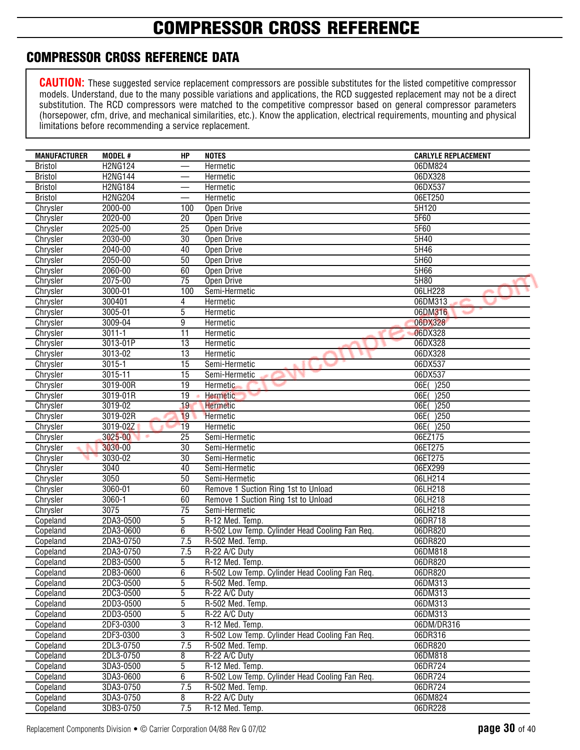# COMPRESSOR CROSS REFERENCE

## COMPRESSOR CROSS REFERENCE DATA

**CAUTION:** These suggested service replacement compressors are possible substitutes for the listed competitive compressor models. Understand, due to the many possible variations and applications, the RCD suggested replacement may not be a direct substitution. The RCD compressors were matched to the competitive compressor based on general compressor parameters (horsepower, cfm, drive, and mechanical similarities, etc.). Know the application, electrical requirements, mounting and physical limitations before recommending a service replacement.

| MANUFACTURER | MODEL # | HP | NOTES | CARLYLE REPLACEMENT |
|---|---|---|---|---|
| Bristol | H2NG124 | — | Hermetic | 06DM824 |
| Bristol | H2NG144 | — | Hermetic | 06DX328 |
| Bristol | H2NG184 | — | Hermetic | 06DX537 |
| Bristol | H2NG204 | — | Hermetic | 06ET250 |
| Chrysler | 2000-00 | 100 | Open Drive | 5H120 |
| Chrysler | 2020-00 | 20 | Open Drive | 5F60 |
| Chrysler | 2025-00 | 25 | Open Drive | 5F60 |
| Chrysler | 2030-00 | 30 | Open Drive | 5H40 |
| Chrysler | 2040-00 | 40 | Open Drive | 5H46 |
| Chrysler | 2050-00 | 50 | Open Drive | 5H60 |
| Chrysler | 2060-00 | 60 | Open Drive | 5H66 |
| Chrysler | 2075-00 | 75 | Open Drive | 5H80 |
| Chrysler | 3000-01 | 100 | Semi-Hermetic | 06LH228 |
| Chrysler | 300401 | 4 | Hermetic | 06DM313 |
| Chrysler | 3005-01 | 5 | Hermetic | 06DM316 |
| Chrysler | 3009-04 | 9 | Hermetic | 06DX328 |
| Chrysler | 3011-1 | 11 | Hermetic | 06DX328 |
| Chrysler | 3013-01P | 13 | Hermetic | 06DX328 |
| Chrysler | 3013-02 | 13 | Hermetic | 06DX328 |
| Chrysler | 3015-1 | 15 | Semi-Hermetic | 06DX537 |
| Chrysler | 3015-11 | 15 | Semi-Hermetic | 06DX537 |
| Chrysler | 3019-00R | 19 | Hermetic | 06E( )250 |
| Chrysler | 3019-01R | 19 | Hermetic | 06E( )250 |
| Chrysler | 3019-02 | 19 | Hermetic | 06E( )250 |
| Chrysler | 3019-02R | 19 | Hermetic | 06E( )250 |
| Chrysler | 3019-02Z | 19 | Hermetic | 06E( )250 |
| Chrysler | 3025-00 | 25 | Semi-Hermetic | 06EZ175 |
| Chrysler | 3030-00 | 30 | Semi-Hermetic | 06ET275 |
| Chrysler | 3030-02 | 30 | Semi-Hermetic | 06ET275 |
| Chrysler | 3040 | 40 | Semi-Hermetic | 06EX299 |
| Chrysler | 3050 | 50 | Semi-Hermetic | 06LH214 |
| Chrysler | 3060-01 | 60 | Remove 1 Suction Ring 1st to Unload | 06LH218 |
| Chrysler | 3060-1 | 60 | Remove 1 Suction Ring 1st to Unload | 06LH218 |
| Chrysler | 3075 | 75 | Semi-Hermetic | 06LH218 |
| Copeland | 2DA3-0500 | 5 | R-12 Med. Temp. | 06DR718 |
| Copeland | 2DA3-0600 | 6 | R-502 Low Temp. Cylinder Head Cooling Fan Req. | 06DR820 |
| Copeland | 2DA3-0750 | 7.5 | R-502 Med. Temp. | 06DR820 |
| Copeland | 2DA3-0750 | 7.5 | R-22 A/C Duty | 06DM818 |
| Copeland | 2DB3-0500 | 5 | R-12 Med. Temp. | 06DR820 |
| Copeland | 2DB3-0600 | 6 | R-502 Low Temp. Cylinder Head Cooling Fan Req. | 06DR820 |
| Copeland | 2DC3-0500 | 5 | R-502 Med. Temp. | 06DM313 |
| Copeland | 2DC3-0500 | 5 | R-22 A/C Duty | 06DM313 |
| Copeland | 2DD3-0500 | 5 | R-502 Med. Temp. | 06DM313 |
| Copeland | 2DD3-0500 | 5 | R-22 A/C Duty | 06DM313 |
| Copeland | 2DF3-0300 | 3 | R-12 Med. Temp. | 06DM/DR316 |
| Copeland | 2DF3-0300 | 3 | R-502 Low Temp. Cylinder Head Cooling Fan Req. | 06DR316 |
| Copeland | 2DL3-0750 | 7.5 | R-502 Med. Temp. | 06DR820 |
| Copeland | 2DL3-0750 | 8 | R-22 A/C Duty | 06DM818 |
| Copeland | 3DA3-0500 | 5 | R-12 Med. Temp. | 06DR724 |
| Copeland | 3DA3-0600 | 6 | R-502 Low Temp. Cylinder Head Cooling Fan Req. | 06DR724 |
| Copeland | 3DA3-0750 | 7.5 | R-502 Med. Temp. | 06DR724 |
| Copeland | 3DA3-0750 | 8 | R-22 A/C Duty | 06DM824 |
| Copeland | 3DB3-0750 | 7.5 | R-12 Med. Temp. | 06DR228 |

Replacement Components Division • © Carrier Corporation 04/88 Rev G 07/02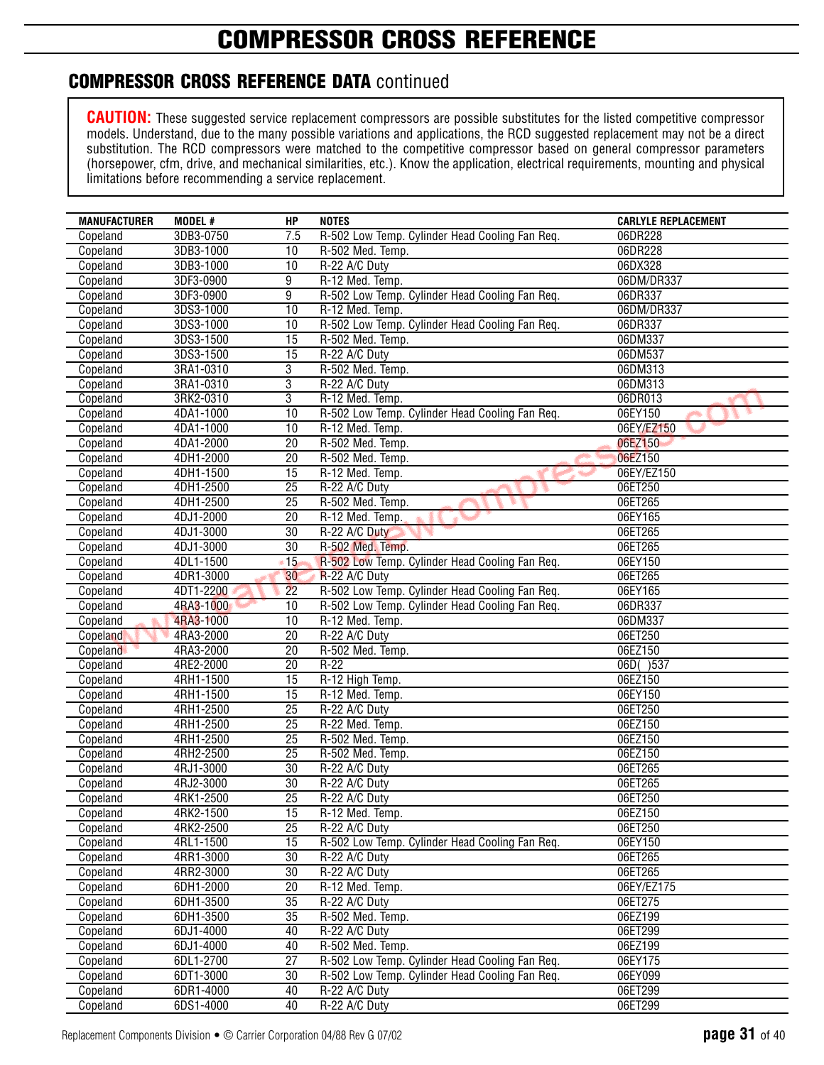# COMPRESSOR CROSS REFERENCE

## COMPRESSOR CROSS REFERENCE DATA continued

**CAUTION:** These suggested service replacement compressors are possible substitutes for the listed competitive compressor models. Understand, due to the many possible variations and applications, the RCD suggested replacement may not be a direct substitution. The RCD compressors were matched to the competitive compressor based on general compressor parameters (horsepower, cfm, drive, and mechanical similarities, etc.). Know the application, electrical requirements, mounting and physical limitations before recommending a service replacement.

| MANUFACTURER | MODEL # | HP | NOTES | CARLYLE REPLACEMENT |
|---|---|---|---|---|
| Copeland | 3DB3-0750 | 7.5 | R-502 Low Temp. Cylinder Head Cooling Fan Req. | 06DR228 |
| Copeland | 3DB3-1000 | 10 | R-502 Med. Temp. | 06DR228 |
| Copeland | 3DB3-1000 | 10 | R-22 A/C Duty | 06DX328 |
| Copeland | 3DF3-0900 | 9 | R-12 Med. Temp. | 06DM/DR337 |
| Copeland | 3DF3-0900 | 9 | R-502 Low Temp. Cylinder Head Cooling Fan Req. | 06DR337 |
| Copeland | 3DS3-1000 | 10 | R-12 Med. Temp. | 06DM/DR337 |
| Copeland | 3DS3-1000 | 10 | R-502 Low Temp. Cylinder Head Cooling Fan Req. | 06DR337 |
| Copeland | 3DS3-1500 | 15 | R-502 Med. Temp. | 06DM337 |
| Copeland | 3DS3-1500 | 15 | R-22 A/C Duty | 06DM537 |
| Copeland | 3RA1-0310 | 3 | R-502 Med. Temp. | 06DM313 |
| Copeland | 3RA1-0310 | 3 | R-22 A/C Duty | 06DM313 |
| Copeland | 3RK2-0310 | 3 | R-12 Med. Temp. | 06DR013 |
| Copeland | 4DA1-1000 | 10 | R-502 Low Temp. Cylinder Head Cooling Fan Req. | 06EY150 |
| Copeland | 4DA1-1000 | 10 | R-12 Med. Temp. | 06EY/EZ150 |
| Copeland | 4DA1-2000 | 20 | R-502 Med. Temp. | 06EZ150 |
| Copeland | 4DH1-2000 | 20 | R-502 Med. Temp. | 06EZ150 |
| Copeland | 4DH1-1500 | 15 | R-12 Med. Temp. | 06EY/EZ150 |
| Copeland | 4DH1-2500 | 25 | R-22 A/C Duty | 06ET250 |
| Copeland | 4DH1-2500 | 25 | R-502 Med. Temp. | 06ET265 |
| Copeland | 4DJ1-2000 | 20 | R-12 Med. Temp. | 06EY165 |
| Copeland | 4DJ1-3000 | 30 | R-22 A/C Duty | 06ET265 |
| Copeland | 4DJ1-3000 | 30 | R-502 Med. Temp. | 06ET265 |
| Copeland | 4DL1-1500 | 15 | R-502 Low Temp. Cylinder Head Cooling Fan Req. | 06EY150 |
| Copeland | 4DR1-3000 | 30 | R-22 A/C Duty | 06ET265 |
| Copeland | 4DT1-2200 | 22 | R-502 Low Temp. Cylinder Head Cooling Fan Req. | 06EY165 |
| Copeland | 4RA3-1000 | 10 | R-502 Low Temp. Cylinder Head Cooling Fan Req. | 06DR337 |
| Copeland | 4RA3-1000 | 10 | R-12 Med. Temp. | 06DM337 |
| Copeland | 4RA3-2000 | 20 | R-22 A/C Duty | 06ET250 |
| Copeland | 4RA3-2000 | 20 | R-502 Med. Temp. | 06EZ150 |
| Copeland | 4RE2-2000 | 20 | R-22 | 06D( )537 |
| Copeland | 4RH1-1500 | 15 | R-12 High Temp. | 06EZ150 |
| Copeland | 4RH1-1500 | 15 | R-12 Med. Temp. | 06EY150 |
| Copeland | 4RH1-2500 | 25 | R-22 A/C Duty | 06ET250 |
| Copeland | 4RH1-2500 | 25 | R-22 Med. Temp. | 06EZ150 |
| Copeland | 4RH1-2500 | 25 | R-502 Med. Temp. | 06EZ150 |
| Copeland | 4RH2-2500 | 25 | R-502 Med. Temp. | 06EZ150 |
| Copeland | 4RJ1-3000 | 30 | R-22 A/C Duty | 06ET265 |
| Copeland | 4RJ2-3000 | 30 | R-22 A/C Duty | 06ET265 |
| Copeland | 4RK1-2500 | 25 | R-22 A/C Duty | 06ET250 |
| Copeland | 4RK2-1500 | 15 | R-12 Med. Temp. | 06EZ150 |
| Copeland | 4RK2-2500 | 25 | R-22 A/C Duty | 06ET250 |
| Copeland | 4RL1-1500 | 15 | R-502 Low Temp. Cylinder Head Cooling Fan Req. | 06EY150 |
| Copeland | 4RR1-3000 | 30 | R-22 A/C Duty | 06ET265 |
| Copeland | 4RR2-3000 | 30 | R-22 A/C Duty | 06ET265 |
| Copeland | 6DH1-2000 | 20 | R-12 Med. Temp. | 06EY/EZ175 |
| Copeland | 6DH1-3500 | 35 | R-22 A/C Duty | 06ET275 |
| Copeland | 6DH1-3500 | 35 | R-502 Med. Temp. | 06EZ199 |
| Copeland | 6DJ1-4000 | 40 | R-22 A/C Duty | 06ET299 |
| Copeland | 6DJ1-4000 | 40 | R-502 Med. Temp. | 06EZ199 |
| Copeland | 6DL1-2700 | 27 | R-502 Low Temp. Cylinder Head Cooling Fan Req. | 06EY175 |
| Copeland | 6DT1-3000 | 30 | R-502 Low Temp. Cylinder Head Cooling Fan Req. | 06EY099 |
| Copeland | 6DR1-4000 | 40 | R-22 A/C Duty | 06ET299 |
| Copeland | 6DS1-4000 | 40 | R-22 A/C Duty | 06ET299 |

Replacement Components Division • © Carrier Corporation 04/88 Rev G 07/02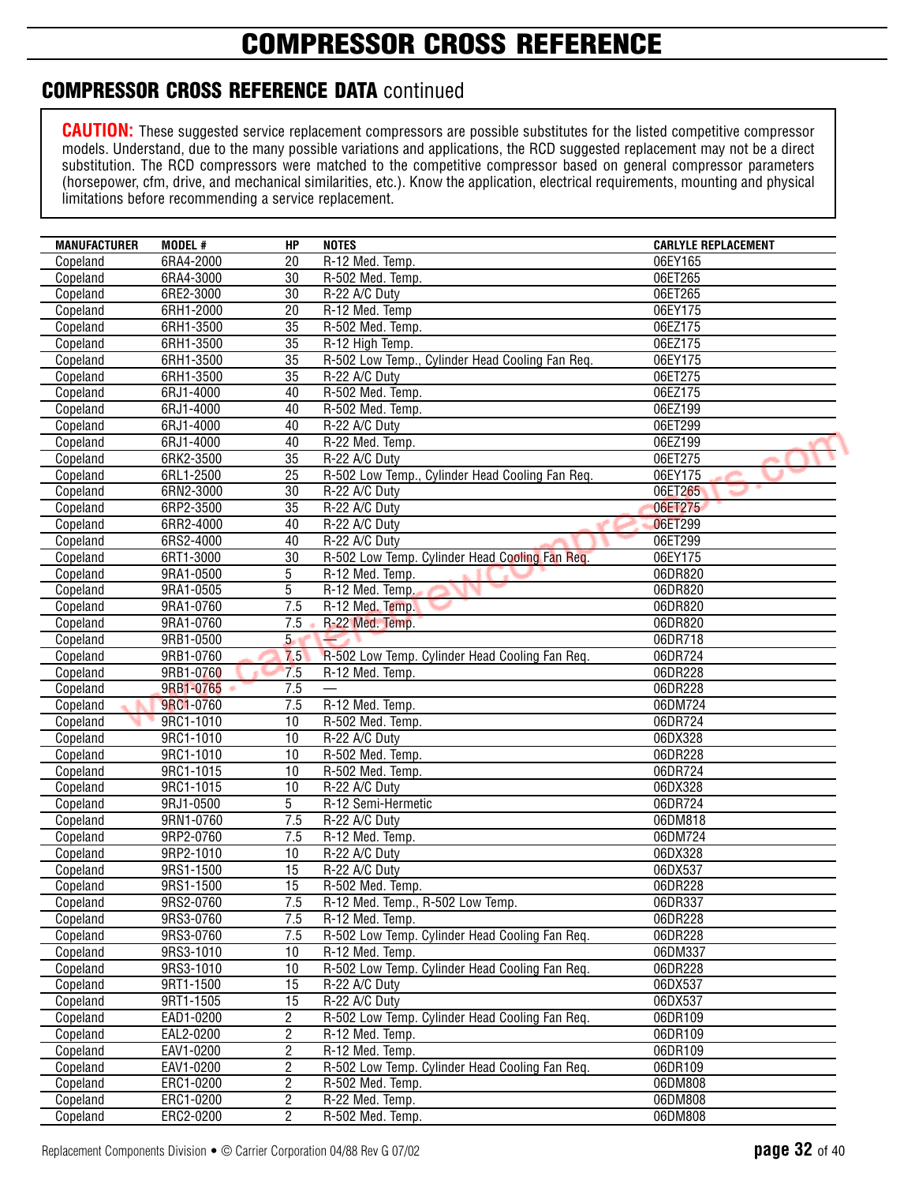# COMPRESSOR CROSS REFERENCE

## COMPRESSOR CROSS REFERENCE DATA continued

**CAUTION:** These suggested service replacement compressors are possible substitutes for the listed competitive compressor models. Understand, due to the many possible variations and applications, the RCD suggested replacement may not be a direct substitution. The RCD compressors were matched to the competitive compressor based on general compressor parameters (horsepower, cfm, drive, and mechanical similarities, etc.). Know the application, electrical requirements, mounting and physical limitations before recommending a service replacement.

| MANUFACTURER | MODEL # | HP | NOTES | CARLYLE REPLACEMENT |
|---|---|---|---|---|
| Copeland | 6RA4-2000 | 20 | R-12 Med. Temp. | 06EY165 |
| Copeland | 6RA4-3000 | 30 | R-502 Med. Temp. | 06ET265 |
| Copeland | 6RE2-3000 | 30 | R-22 A/C Duty | 06ET265 |
| Copeland | 6RH1-2000 | 20 | R-12 Med. Temp | 06EY175 |
| Copeland | 6RH1-3500 | 35 | R-502 Med. Temp. | 06EZ175 |
| Copeland | 6RH1-3500 | 35 | R-12 High Temp. | 06EZ175 |
| Copeland | 6RH1-3500 | 35 | R-502 Low Temp., Cylinder Head Cooling Fan Req. | 06EY175 |
| Copeland | 6RH1-3500 | 35 | R-22 A/C Duty | 06ET275 |
| Copeland | 6RJ1-4000 | 40 | R-502 Med. Temp. | 06EZ175 |
| Copeland | 6RJ1-4000 | 40 | R-502 Med. Temp. | 06EZ199 |
| Copeland | 6RJ1-4000 | 40 | R-22 A/C Duty | 06ET299 |
| Copeland | 6RJ1-4000 | 40 | R-22 Med. Temp. | 06EZ199 |
| Copeland | 6RK2-3500 | 35 | R-22 A/C Duty | 06ET275 |
| Copeland | 6RL1-2500 | 25 | R-502 Low Temp., Cylinder Head Cooling Fan Req. | 06EY175 |
| Copeland | 6RN2-3000 | 30 | R-22 A/C Duty | 06ET265 |
| Copeland | 6RP2-3500 | 35 | R-22 A/C Duty | 06ET275 |
| Copeland | 6RR2-4000 | 40 | R-22 A/C Duty | 06ET299 |
| Copeland | 6RS2-4000 | 40 | R-22 A/C Duty | 06ET299 |
| Copeland | 6RT1-3000 | 30 | R-502 Low Temp. Cylinder Head Cooling Fan Req. | 06EY175 |
| Copeland | 9RA1-0500 | 5 | R-12 Med. Temp. | 06DR820 |
| Copeland | 9RA1-0505 | 5 | R-12 Med. Temp. | 06DR820 |
| Copeland | 9RA1-0760 | 7.5 | R-12 Med. Temp. | 06DR820 |
| Copeland | 9RA1-0760 | 7.5 | R-22 Med. Temp. | 06DR820 |
| Copeland | 9RB1-0500 | 5 | — | 06DR718 |
| Copeland | 9RB1-0760 | 7.5 | R-502 Low Temp. Cylinder Head Cooling Fan Req. | 06DR724 |
| Copeland | 9RB1-0760 | 7.5 | R-12 Med. Temp. | 06DR228 |
| Copeland | 9RB1-0765 | 7.5 | — | 06DR228 |
| Copeland | 9RC1-0760 | 7.5 | R-12 Med. Temp. | 06DM724 |
| Copeland | 9RC1-1010 | 10 | R-502 Med. Temp. | 06DR724 |
| Copeland | 9RC1-1010 | 10 | R-22 A/C Duty | 06DX328 |
| Copeland | 9RC1-1010 | 10 | R-502 Med. Temp. | 06DR228 |
| Copeland | 9RC1-1015 | 10 | R-502 Med. Temp. | 06DR724 |
| Copeland | 9RC1-1015 | 10 | R-22 A/C Duty | 06DX328 |
| Copeland | 9RJ1-0500 | 5 | R-12 Semi-Hermetic | 06DR724 |
| Copeland | 9RN1-0760 | 7.5 | R-22 A/C Duty | 06DM818 |
| Copeland | 9RP2-0760 | 7.5 | R-12 Med. Temp. | 06DM724 |
| Copeland | 9RP2-1010 | 10 | R-22 A/C Duty | 06DX328 |
| Copeland | 9RS1-1500 | 15 | R-22 A/C Duty | 06DX537 |
| Copeland | 9RS1-1500 | 15 | R-502 Med. Temp. | 06DR228 |
| Copeland | 9RS2-0760 | 7.5 | R-12 Med. Temp., R-502 Low Temp. | 06DR337 |
| Copeland | 9RS3-0760 | 7.5 | R-12 Med. Temp. | 06DR228 |
| Copeland | 9RS3-0760 | 7.5 | R-502 Low Temp. Cylinder Head Cooling Fan Req. | 06DR228 |
| Copeland | 9RS3-1010 | 10 | R-12 Med. Temp. | 06DM337 |
| Copeland | 9RS3-1010 | 10 | R-502 Low Temp. Cylinder Head Cooling Fan Req. | 06DR228 |
| Copeland | 9RT1-1500 | 15 | R-22 A/C Duty | 06DX537 |
| Copeland | 9RT1-1505 | 15 | R-22 A/C Duty | 06DX537 |
| Copeland | EAD1-0200 | 2 | R-502 Low Temp. Cylinder Head Cooling Fan Req. | 06DR109 |
| Copeland | EAL2-0200 | 2 | R-12 Med. Temp. | 06DR109 |
| Copeland | EAV1-0200 | 2 | R-12 Med. Temp. | 06DR109 |
| Copeland | EAV1-0200 | 2 | R-502 Low Temp. Cylinder Head Cooling Fan Req. | 06DR109 |
| Copeland | ERC1-0200 | 2 | R-502 Med. Temp. | 06DM808 |
| Copeland | ERC1-0200 | 2 | R-22 Med. Temp. | 06DM808 |
| Copeland | ERC2-0200 | 2 | R-502 Med. Temp. | 06DM808 |

Replacement Components Division • © Carrier Corporation 04/88 Rev G 07/02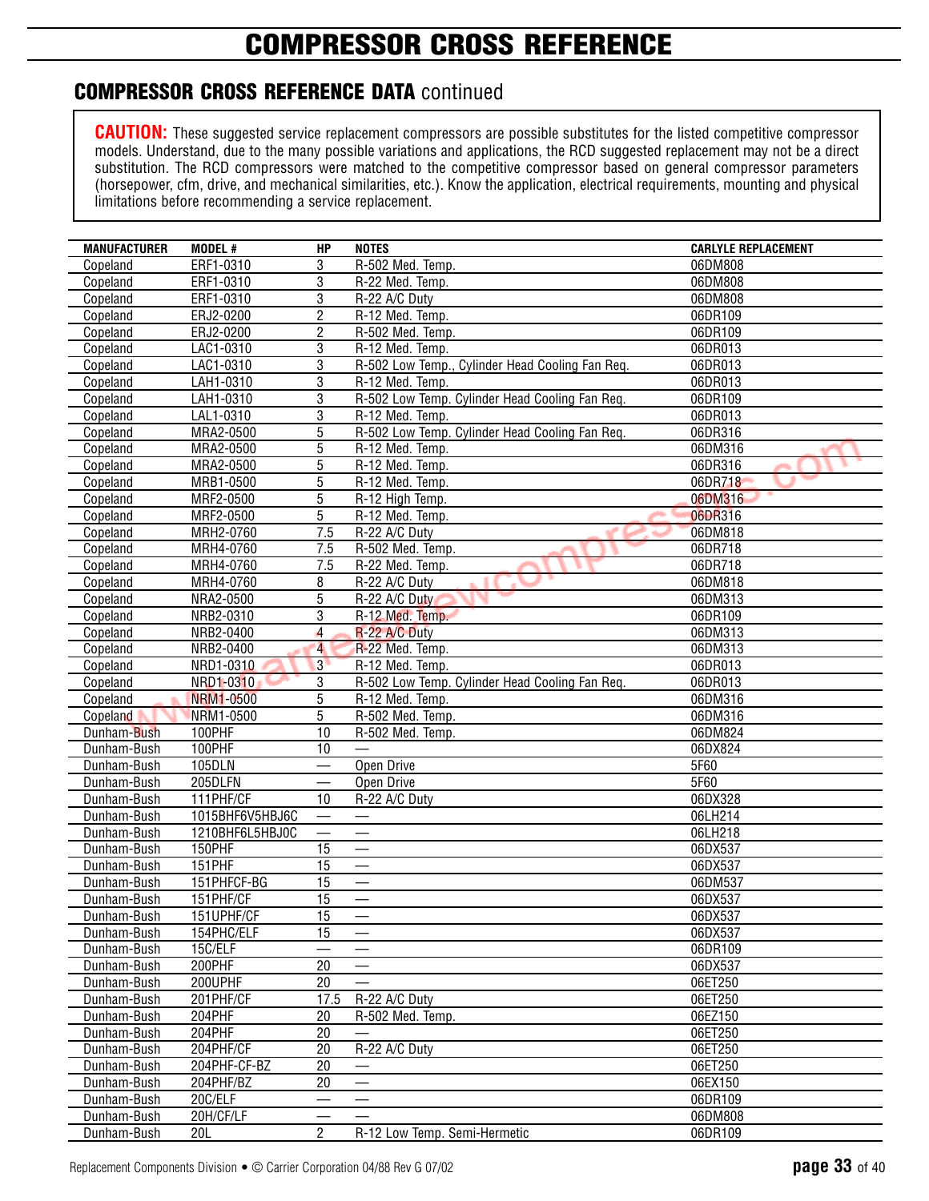# COMPRESSOR CROSS REFERENCE

## COMPRESSOR CROSS REFERENCE DATA continued

**CAUTION:** These suggested service replacement compressors are possible substitutes for the listed competitive compressor models. Understand, due to the many possible variations and applications, the RCD suggested replacement may not be a direct substitution. The RCD compressors were matched to the competitive compressor based on general compressor parameters (horsepower, cfm, drive, and mechanical similarities, etc.). Know the application, electrical requirements, mounting and physical limitations before recommending a service replacement.

| MANUFACTURER | MODEL # | HP | NOTES | CARLYLE REPLACEMENT |
|---|---|---|---|---|
| Copeland | ERF1-0310 | 3 | R-502 Med. Temp. | 06DM808 |
| Copeland | ERF1-0310 | 3 | R-22 Med. Temp. | 06DM808 |
| Copeland | ERF1-0310 | 3 | R-22 A/C Duty | 06DM808 |
| Copeland | ERJ2-0200 | 2 | R-12 Med. Temp. | 06DR109 |
| Copeland | ERJ2-0200 | 2 | R-502 Med. Temp. | 06DR109 |
| Copeland | LAC1-0310 | 3 | R-12 Med. Temp. | 06DR013 |
| Copeland | LAC1-0310 | 3 | R-502 Low Temp., Cylinder Head Cooling Fan Req. | 06DR013 |
| Copeland | LAH1-0310 | 3 | R-12 Med. Temp. | 06DR013 |
| Copeland | LAH1-0310 | 3 | R-502 Low Temp. Cylinder Head Cooling Fan Req. | 06DR109 |
| Copeland | LAL1-0310 | 3 | R-12 Med. Temp. | 06DR013 |
| Copeland | MRA2-0500 | 5 | R-502 Low Temp. Cylinder Head Cooling Fan Req. | 06DR316 |
| Copeland | MRA2-0500 | 5 | R-12 Med. Temp. | 06DM316 |
| Copeland | MRA2-0500 | 5 | R-12 Med. Temp. | 06DR316 |
| Copeland | MRB1-0500 | 5 | R-12 Med. Temp. | 06DR718 |
| Copeland | MRF2-0500 | 5 | R-12 High Temp. | 06DM316 |
| Copeland | MRF2-0500 | 5 | R-12 Med. Temp. | 06DR316 |
| Copeland | MRH2-0760 | 7.5 | R-22 A/C Duty | 06DM818 |
| Copeland | MRH4-0760 | 7.5 | R-502 Med. Temp. | 06DR718 |
| Copeland | MRH4-0760 | 7.5 | R-22 Med. Temp. | 06DR718 |
| Copeland | MRH4-0760 | 8 | R-22 A/C Duty | 06DM818 |
| Copeland | NRA2-0500 | 5 | R-22 A/C Duty | 06DM313 |
| Copeland | NRB2-0310 | 3 | R-12 Med. Temp. | 06DR109 |
| Copeland | NRB2-0400 | 4 | R-22 A/C Duty | 06DM313 |
| Copeland | NRB2-0400 | 4 | R-22 Med. Temp. | 06DM313 |
| Copeland | NRD1-0310 | 3 | R-12 Med. Temp. | 06DR013 |
| Copeland | NRD1-0310 | 3 | R-502 Low Temp. Cylinder Head Cooling Fan Req. | 06DR013 |
| Copeland | NRM1-0500 | 5 | R-12 Med. Temp. | 06DM316 |
| Copeland | NRM1-0500 | 5 | R-502 Med. Temp. | 06DM316 |
| Dunham-Bush | 100PHF | 10 | R-502 Med. Temp. | 06DM824 |
| Dunham-Bush | 100PHF | 10 | — | 06DX824 |
| Dunham-Bush | 105DLN | — | Open Drive | 5F60 |
| Dunham-Bush | 205DLFN | — | Open Drive | 5F60 |
| Dunham-Bush | 111PHF/CF | 10 | R-22 A/C Duty | 06DX328 |
| Dunham-Bush | 1015BHF6V5HBJ6C | — | — | 06LH214 |
| Dunham-Bush | 1210BHF6L5HBJ0C | — | — | 06LH218 |
| Dunham-Bush | 150PHF | 15 | — | 06DX537 |
| Dunham-Bush | 151PHF | 15 | — | 06DX537 |
| Dunham-Bush | 151PHFCF-BG | 15 | — | 06DM537 |
| Dunham-Bush | 151PHF/CF | 15 | — | 06DX537 |
| Dunham-Bush | 151UPHF/CF | 15 | — | 06DX537 |
| Dunham-Bush | 154PHC/ELF | 15 | — | 06DX537 |
| Dunham-Bush | 15C/ELF | — | — | 06DR109 |
| Dunham-Bush | 200PHF | 20 | — | 06DX537 |
| Dunham-Bush | 200UPHF | 20 | — | 06ET250 |
| Dunham-Bush | 201PHF/CF | 17.5 | R-22 A/C Duty | 06ET250 |
| Dunham-Bush | 204PHF | 20 | R-502 Med. Temp. | 06EZ150 |
| Dunham-Bush | 204PHF | 20 | — | 06ET250 |
| Dunham-Bush | 204PHF/CF | 20 | R-22 A/C Duty | 06ET250 |
| Dunham-Bush | 204PHF-CF-BZ | 20 | — | 06ET250 |
| Dunham-Bush | 204PHF/BZ | 20 | — | 06EX150 |
| Dunham-Bush | 20C/ELF | — | — | 06DR109 |
| Dunham-Bush | 20H/CF/LF | — | — | 06DM808 |
| Dunham-Bush | 20L | 2 | R-12 Low Temp. Semi-Hermetic | 06DR109 |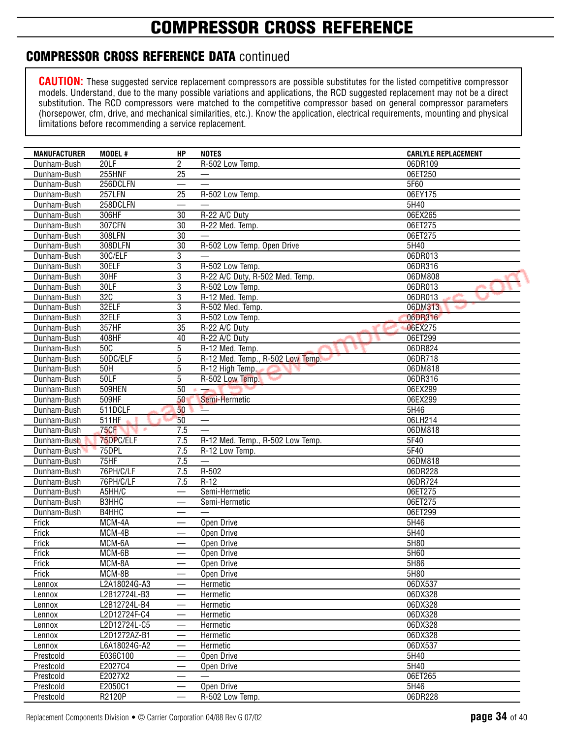# COMPRESSOR CROSS REFERENCE

## COMPRESSOR CROSS REFERENCE DATA continued

**CAUTION:** These suggested service replacement compressors are possible substitutes for the listed competitive compressor models. Understand, due to the many possible variations and applications, the RCD suggested replacement may not be a direct substitution. The RCD compressors were matched to the competitive compressor based on general compressor parameters (horsepower, cfm, drive, and mechanical similarities, etc.). Know the application, electrical requirements, mounting and physical limitations before recommending a service replacement.

| MANUFACTURER | MODEL # | HP | NOTES | CARLYLE REPLACEMENT |
|---|---|---|---|---|
| Dunham-Bush | 20LF | 2 | R-502 Low Temp. | 06DR109 |
| Dunham-Bush | 255HNF | 25 | — | 06ET250 |
| Dunham-Bush | 256DCLFN | — | — | 5F60 |
| Dunham-Bush | 257LFN | 25 | R-502 Low Temp. | 06EY175 |
| Dunham-Bush | 258DCLFN | — | — | 5H40 |
| Dunham-Bush | 306HF | 30 | R-22 A/C Duty | 06EX265 |
| Dunham-Bush | 307CFN | 30 | R-22 Med. Temp. | 06ET275 |
| Dunham-Bush | 308LFN | 30 | — | 06ET275 |
| Dunham-Bush | 308DLFN | 30 | R-502 Low Temp. Open Drive | 5H40 |
| Dunham-Bush | 30C/ELF | 3 | — | 06DR013 |
| Dunham-Bush | 30ELF | 3 | R-502 Low Temp. | 06DR316 |
| Dunham-Bush | 30HF | 3 | R-22 A/C Duty, R-502 Med. Temp. | 06DM808 |
| Dunham-Bush | 30LF | 3 | R-502 Low Temp. | 06DR013 |
| Dunham-Bush | 32C | 3 | R-12 Med. Temp. | 06DR013 |
| Dunham-Bush | 32ELF | 3 | R-502 Med. Temp. | 06DM313 |
| Dunham-Bush | 32ELF | 3 | R-502 Low Temp. | 06DR316 |
| Dunham-Bush | 357HF | 35 | R-22 A/C Duty | 06EX275 |
| Dunham-Bush | 408HF | 40 | R-22 A/C Duty | 06ET299 |
| Dunham-Bush | 50C | 5 | R-12 Med. Temp. | 06DR824 |
| Dunham-Bush | 50DC/ELF | 5 | R-12 Med. Temp., R-502 Low Temp. | 06DR718 |
| Dunham-Bush | 50H | 5 | R-12 High Temp. | 06DM818 |
| Dunham-Bush | 50LF | 5 | R-502 Low Temp. | 06DR316 |
| Dunham-Bush | 509HEN | 50 | — | 06EX299 |
| Dunham-Bush | 509HF | 50 | Semi-Hermetic | 06EX299 |
| Dunham-Bush | 511DCLF | 50 | — | 5H46 |
| Dunham-Bush | 511HF | 50 | — | 06LH214 |
| Dunham-Bush | 75CF | 7.5 | — | 06DM818 |
| Dunham-Bush | 75DPC/ELF | 7.5 | R-12 Med. Temp., R-502 Low Temp. | 5F40 |
| Dunham-Bush | 75DPL | 7.5 | R-12 Low Temp. | 5F40 |
| Dunham-Bush | 75HF | 7.5 | — | 06DM818 |
| Dunham-Bush | 76PH/C/LF | 7.5 | R-502 | 06DR228 |
| Dunham-Bush | 76PH/C/LF | 7.5 | R-12 | 06DR724 |
| Dunham-Bush | A5HH/C | — | Semi-Hermetic | 06ET275 |
| Dunham-Bush | B3HHC | — | Semi-Hermetic | 06ET275 |
| Dunham-Bush | B4HHC | — | — | 06ET299 |
| Frick | MCM-4A | — | Open Drive | 5H46 |
| Frick | MCM-4B | — | Open Drive | 5H40 |
| Frick | MCM-6A | — | Open Drive | 5H80 |
| Frick | MCM-6B | — | Open Drive | 5H60 |
| Frick | MCM-8A | — | Open Drive | 5H86 |
| Frick | MCM-8B | — | Open Drive | 5H80 |
| Lennox | L2A18024G-A3 | — | Hermetic | 06DX537 |
| Lennox | L2B12724L-B3 | — | Hermetic | 06DX328 |
| Lennox | L2B12724L-B4 | — | Hermetic | 06DX328 |
| Lennox | L2D12724F-C4 | — | Hermetic | 06DX328 |
| Lennox | L2D12724L-C5 | — | Hermetic | 06DX328 |
| Lennox | L2D1272AZ-B1 | — | Hermetic | 06DX328 |
| Lennox | L6A18024G-A2 | — | Hermetic | 06DX537 |
| Prestcold | E036C100 | — | Open Drive | 5H40 |
| Prestcold | E2027C4 | — | Open Drive | 5H40 |
| Prestcold | E2027X2 | — | — | 06ET265 |
| Prestcold | E2050C1 | — | Open Drive | 5H46 |
| Prestcold | R2120P | — | R-502 Low Temp. | 06DR228 |

Replacement Components Division • © Carrier Corporation 04/88 Rev G 07/02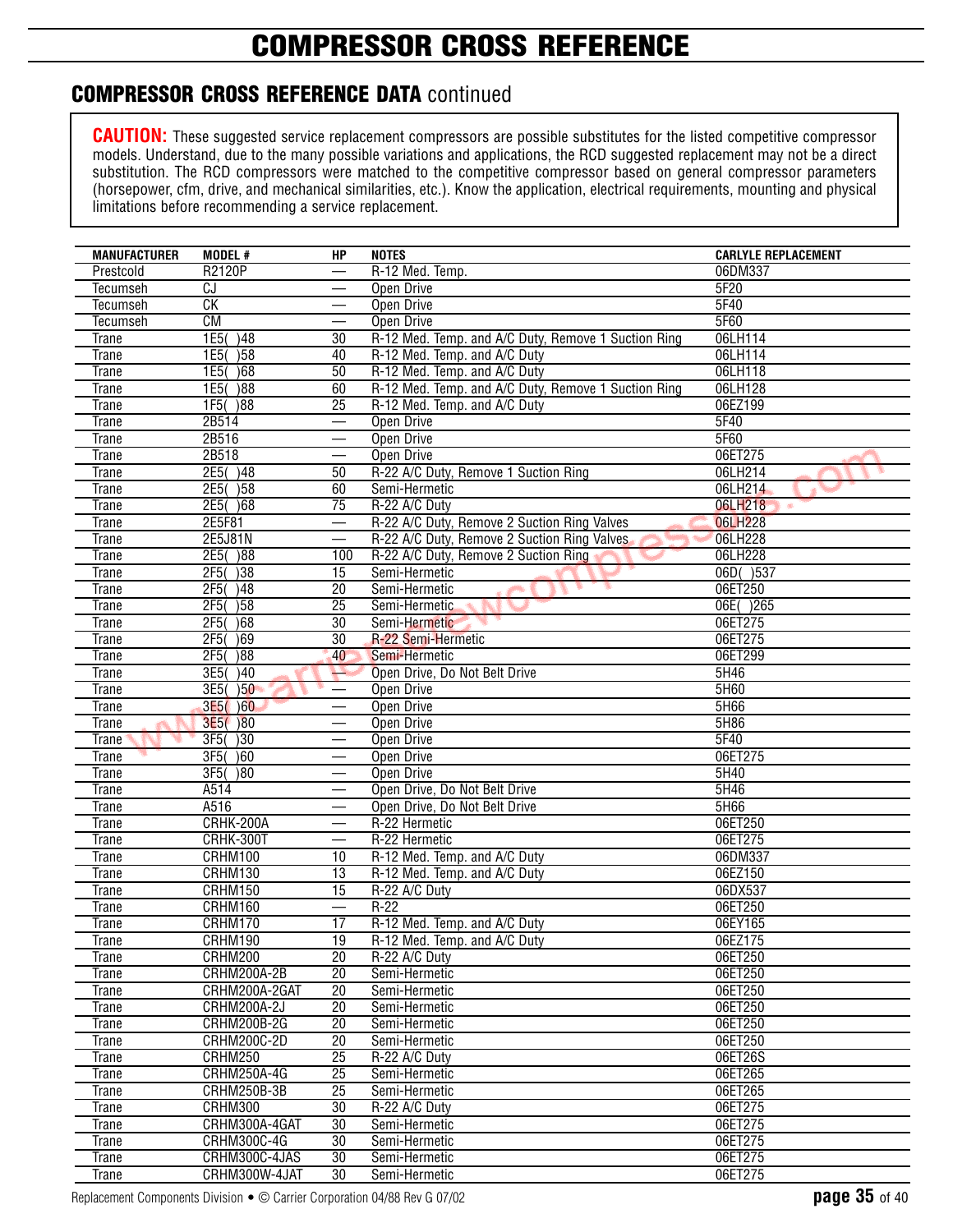# COMPRESSOR CROSS REFERENCE

## COMPRESSOR CROSS REFERENCE DATA continued

**CAUTION:** These suggested service replacement compressors are possible substitutes for the listed competitive compressor models. Understand, due to the many possible variations and applications, the RCD suggested replacement may not be a direct substitution. The RCD compressors were matched to the competitive compressor based on general compressor parameters (horsepower, cfm, drive, and mechanical similarities, etc.). Know the application, electrical requirements, mounting and physical limitations before recommending a service replacement.

| MANUFACTURER | MODEL # | HP | NOTES | CARLYLE REPLACEMENT |
|---|---|---|---|---|
| Prestcold | R2120P | — | R-12 Med. Temp. | 06DM337 |
| Tecumseh | CJ | — | Open Drive | 5F20 |
| Tecumseh | CK | — | Open Drive | 5F40 |
| Tecumseh | CM | — | Open Drive | 5F60 |
| Trane | 1E5( )48 | 30 | R-12 Med. Temp. and A/C Duty, Remove 1 Suction Ring | 06LH114 |
| Trane | 1E5( )58 | 40 | R-12 Med. Temp. and A/C Duty | 06LH114 |
| Trane | 1E5( )68 | 50 | R-12 Med. Temp. and A/C Duty | 06LH118 |
| Trane | 1E5( )88 | 60 | R-12 Med. Temp. and A/C Duty, Remove 1 Suction Ring | 06LH128 |
| Trane | 1F5( )88 | 25 | R-12 Med. Temp. and A/C Duty | 06EZ199 |
| Trane | 2B514 | — | Open Drive | 5F40 |
| Trane | 2B516 | — | Open Drive | 5F60 |
| Trane | 2B518 | — | Open Drive | 06ET275 |
| Trane | 2E5( )48 | 50 | R-22 A/C Duty, Remove 1 Suction Ring | 06LH214 |
| Trane | 2E5( )58 | 60 | Semi-Hermetic | 06LH214 |
| Trane | 2E5( )68 | 75 | R-22 A/C Duty | 06LH218 |
| Trane | 2E5F81 | — | R-22 A/C Duty, Remove 2 Suction Ring Valves | 06LH228 |
| Trane | 2E5J81N | — | R-22 A/C Duty, Remove 2 Suction Ring Valves | 06LH228 |
| Trane | 2E5( )88 | 100 | R-22 A/C Duty, Remove 2 Suction Ring | 06LH228 |
| Trane | 2F5( )38 | 15 | Semi-Hermetic | 06D( )537 |
| Trane | 2F5( )48 | 20 | Semi-Hermetic | 06ET250 |
| Trane | 2F5( )58 | 25 | Semi-Hermetic | 06E( )265 |
| Trane | 2F5( )68 | 30 | Semi-Hermetic | 06ET275 |
| Trane | 2F5( )69 | 30 | R-22 Semi-Hermetic | 06ET275 |
| Trane | 2F5( )88 | 40 | Semi-Hermetic | 06ET299 |
| Trane | 3E5( )40 | — | Open Drive, Do Not Belt Drive | 5H46 |
| Trane | 3E5( )50 | — | Open Drive | 5H60 |
| Trane | 3E5( )60 | — | Open Drive | 5H66 |
| Trane | 3E5( )80 | — | Open Drive | 5H86 |
| Trane | 3F5( )30 | — | Open Drive | 5F40 |
| Trane | 3F5( )60 | — | Open Drive | 06ET275 |
| Trane | 3F5( )80 | — | Open Drive | 5H40 |
| Trane | A514 | — | Open Drive, Do Not Belt Drive | 5H46 |
| Trane | A516 | — | Open Drive, Do Not Belt Drive | 5H66 |
| Trane | CRHK-200A | — | R-22 Hermetic | 06ET250 |
| Trane | CRHK-300T | — | R-22 Hermetic | 06ET275 |
| Trane | CRHM100 | 10 | R-12 Med. Temp. and A/C Duty | 06DM337 |
| Trane | CRHM130 | 13 | R-12 Med. Temp. and A/C Duty | 06EZ150 |
| Trane | CRHM150 | 15 | R-22 A/C Duty | 06DX537 |
| Trane | CRHM160 | — | R-22 | 06ET250 |
| Trane | CRHM170 | 17 | R-12 Med. Temp. and A/C Duty | 06EY165 |
| Trane | CRHM190 | 19 | R-12 Med. Temp. and A/C Duty | 06EZ175 |
| Trane | CRHM200 | 20 | R-22 A/C Duty | 06ET250 |
| Trane | CRHM200A-2B | 20 | Semi-Hermetic | 06ET250 |
| Trane | CRHM200A-2GAT | 20 | Semi-Hermetic | 06ET250 |
| Trane | CRHM200A-2J | 20 | Semi-Hermetic | 06ET250 |
| Trane | CRHM200B-2G | 20 | Semi-Hermetic | 06ET250 |
| Trane | CRHM200C-2D | 20 | Semi-Hermetic | 06ET250 |
| Trane | CRHM250 | 25 | R-22 A/C Duty | 06ET26S |
| Trane | CRHM250A-4G | 25 | Semi-Hermetic | 06ET265 |
| Trane | CRHM250B-3B | 25 | Semi-Hermetic | 06ET265 |
| Trane | CRHM300 | 30 | R-22 A/C Duty | 06ET275 |
| Trane | CRHM300A-4GAT | 30 | Semi-Hermetic | 06ET275 |
| Trane | CRHM300C-4G | 30 | Semi-Hermetic | 06ET275 |
| Trane | CRHM300C-4JAS | 30 | Semi-Hermetic | 06ET275 |
| Trane | CRHM300W-4JAT | 30 | Semi-Hermetic | 06ET275 |

Replacement Components Division • © Carrier Corporation 04/88 Rev G 07/02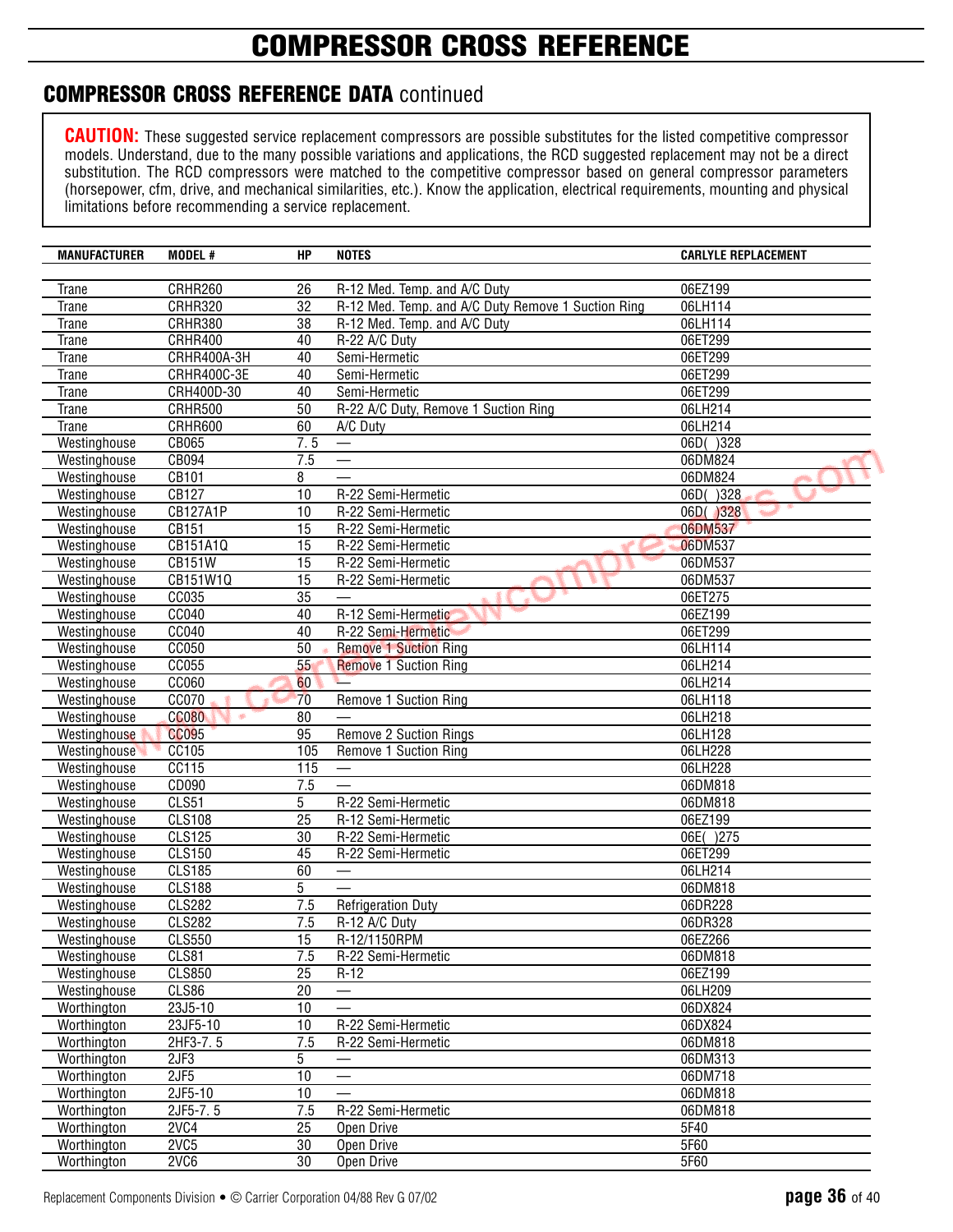# COMPRESSOR CROSS REFERENCE

## COMPRESSOR CROSS REFERENCE DATA continued

**CAUTION:** These suggested service replacement compressors are possible substitutes for the listed competitive compressor models. Understand, due to the many possible variations and applications, the RCD suggested replacement may not be a direct substitution. The RCD compressors were matched to the competitive compressor based on general compressor parameters (horsepower, cfm, drive, and mechanical similarities, etc.). Know the application, electrical requirements, mounting and physical limitations before recommending a service replacement.

| MANUFACTURER | MODEL # | HP | NOTES | CARLYLE REPLACEMENT |
|---|---|---|---|---|
| Trane | CRHR260 | 26 | R-12 Med. Temp. and A/C Duty | 06EZ199 |
| Trane | CRHR320 | 32 | R-12 Med. Temp. and A/C Duty Remove 1 Suction Ring | 06LH114 |
| Trane | CRHR380 | 38 | R-12 Med. Temp. and A/C Duty | 06LH114 |
| Trane | CRHR400 | 40 | R-22 A/C Duty | 06ET299 |
| Trane | CRHR400A-3H | 40 | Semi-Hermetic | 06ET299 |
| Trane | CRHR400C-3E | 40 | Semi-Hermetic | 06ET299 |
| Trane | CRH400D-30 | 40 | Semi-Hermetic | 06ET299 |
| Trane | CRHR500 | 50 | R-22 A/C Duty, Remove 1 Suction Ring | 06LH214 |
| Trane | CRHR600 | 60 | A/C Duty | 06LH214 |
| Westinghouse | CB065 | 7. 5 | — | 06D( )328 |
| Westinghouse | CB094 | 7.5 | — | 06DM824 |
| Westinghouse | CB101 | 8 | — | 06DM824 |
| Westinghouse | CB127 | 10 | R-22 Semi-Hermetic | 06D( )328 |
| Westinghouse | CB127A1P | 10 | R-22 Semi-Hermetic | 06D( )328 |
| Westinghouse | CB151 | 15 | R-22 Semi-Hermetic | 06DM537 |
| Westinghouse | CB151A1Q | 15 | R-22 Semi-Hermetic | 06DM537 |
| Westinghouse | CB151W | 15 | R-22 Semi-Hermetic | 06DM537 |
| Westinghouse | CB151W1Q | 15 | R-22 Semi-Hermetic | 06DM537 |
| Westinghouse | CC035 | 35 | — | 06ET275 |
| Westinghouse | CC040 | 40 | R-12 Semi-Hermetic | 06EZ199 |
| Westinghouse | CC040 | 40 | R-22 Semi-Hermetic | 06ET299 |
| Westinghouse | CC050 | 50 | Remove 1 Suction Ring | 06LH114 |
| Westinghouse | CC055 | 55 | Remove 1 Suction Ring | 06LH214 |
| Westinghouse | CC060 | 60 | — | 06LH214 |
| Westinghouse | CC070 | 70 | Remove 1 Suction Ring | 06LH118 |
| Westinghouse | CC080 | 80 | — | 06LH218 |
| Westinghouse | CC095 | 95 | Remove 2 Suction Rings | 06LH128 |
| Westinghouse | CC105 | 105 | Remove 1 Suction Ring | 06LH228 |
| Westinghouse | CC115 | 115 | — | 06LH228 |
| Westinghouse | CD090 | 7.5 | — | 06DM818 |
| Westinghouse | CLS51 | 5 | R-22 Semi-Hermetic | 06DM818 |
| Westinghouse | CLS108 | 25 | R-12 Semi-Hermetic | 06EZ199 |
| Westinghouse | CLS125 | 30 | R-22 Semi-Hermetic | 06E( )275 |
| Westinghouse | CLS150 | 45 | R-22 Semi-Hermetic | 06ET299 |
| Westinghouse | CLS185 | 60 | — | 06LH214 |
| Westinghouse | CLS188 | 5 | — | 06DM818 |
| Westinghouse | CLS282 | 7.5 | Refrigeration Duty | 06DR228 |
| Westinghouse | CLS282 | 7.5 | R-12 A/C Duty | 06DR328 |
| Westinghouse | CLS550 | 15 | R-12/1150RPM | 06EZ266 |
| Westinghouse | CLS81 | 7.5 | R-22 Semi-Hermetic | 06DM818 |
| Westinghouse | CLS850 | 25 | R-12 | 06EZ199 |
| Westinghouse | CLS86 | 20 | — | 06LH209 |
| Worthington | 23J5-10 | 10 | — | 06DX824 |
| Worthington | 23JF5-10 | 10 | R-22 Semi-Hermetic | 06DX824 |
| Worthington | 2HF3-7. 5 | 7.5 | R-22 Semi-Hermetic | 06DM818 |
| Worthington | 2JF3 | 5 | — | 06DM313 |
| Worthington | 2JF5 | 10 | — | 06DM718 |
| Worthington | 2JF5-10 | 10 | — | 06DM818 |
| Worthington | 2JF5-7. 5 | 7.5 | R-22 Semi-Hermetic | 06DM818 |
| Worthington | 2VC4 | 25 | Open Drive | 5F40 |
| Worthington | 2VC5 | 30 | Open Drive | 5F60 |
| Worthington | 2VC6 | 30 | Open Drive | 5F60 |

Replacement Components Division • © Carrier Corporation 04/88 Rev G 07/02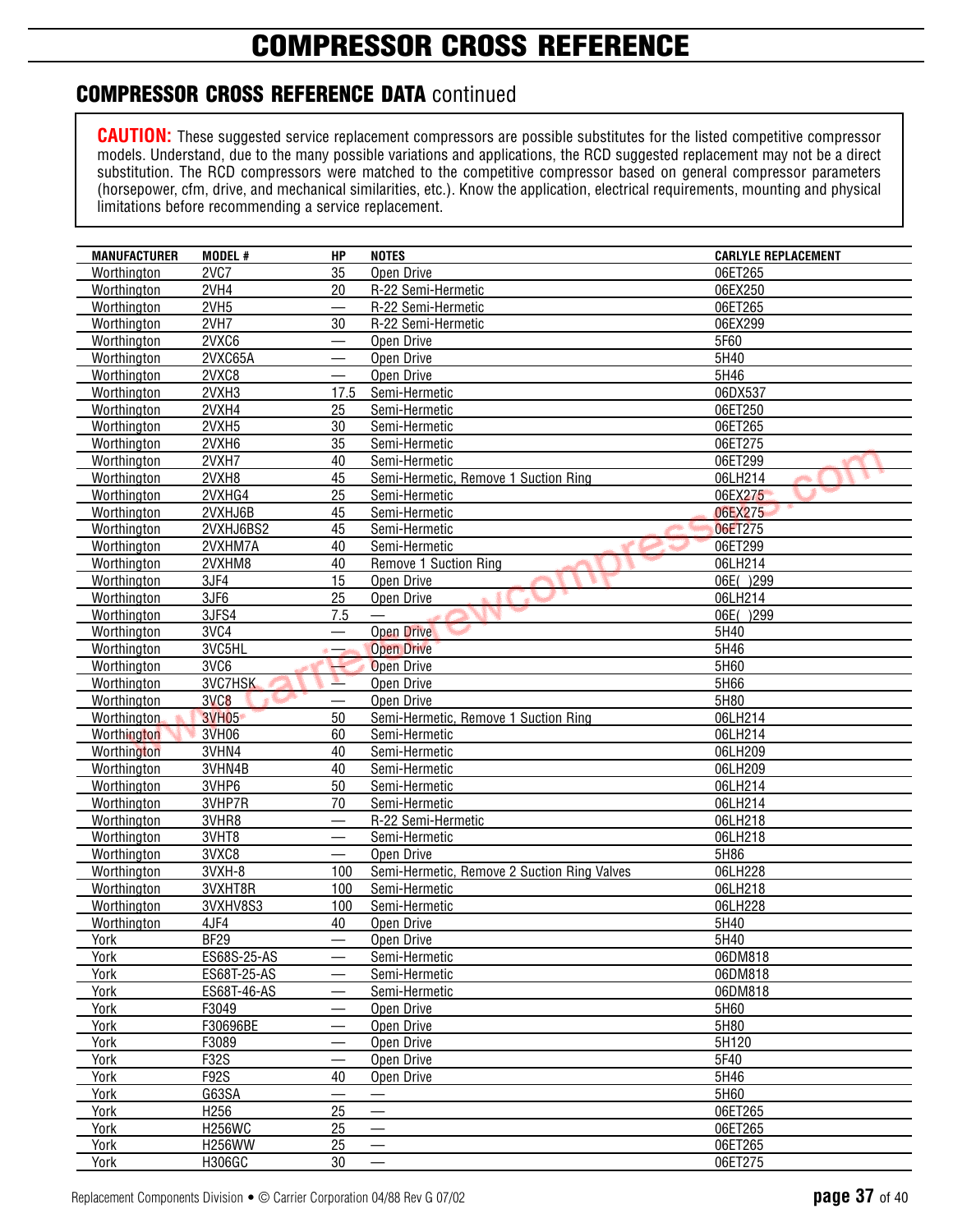# COMPRESSOR CROSS REFERENCE

## COMPRESSOR CROSS REFERENCE DATA continued

**CAUTION:** These suggested service replacement compressors are possible substitutes for the listed competitive compressor models. Understand, due to the many possible variations and applications, the RCD suggested replacement may not be a direct substitution. The RCD compressors were matched to the competitive compressor based on general compressor parameters (horsepower, cfm, drive, and mechanical similarities, etc.). Know the application, electrical requirements, mounting and physical limitations before recommending a service replacement.

| MANUFACTURER | MODEL # | HP | NOTES | CARLYLE REPLACEMENT |
|---|---|---|---|---|
| Worthington | 2VC7 | 35 | Open Drive | 06ET265 |
| Worthington | 2VH4 | 20 | R-22 Semi-Hermetic | 06EX250 |
| Worthington | 2VH5 | — | R-22 Semi-Hermetic | 06ET265 |
| Worthington | 2VH7 | 30 | R-22 Semi-Hermetic | 06EX299 |
| Worthington | 2VXC6 | — | Open Drive | 5F60 |
| Worthington | 2VXC65A | — | Open Drive | 5H40 |
| Worthington | 2VXC8 | — | Open Drive | 5H46 |
| Worthington | 2VXH3 | 17.5 | Semi-Hermetic | 06DX537 |
| Worthington | 2VXH4 | 25 | Semi-Hermetic | 06ET250 |
| Worthington | 2VXH5 | 30 | Semi-Hermetic | 06ET265 |
| Worthington | 2VXH6 | 35 | Semi-Hermetic | 06ET275 |
| Worthington | 2VXH7 | 40 | Semi-Hermetic | 06ET299 |
| Worthington | 2VXH8 | 45 | Semi-Hermetic, Remove 1 Suction Ring | 06LH214 |
| Worthington | 2VXHG4 | 25 | Semi-Hermetic | 06EX275 |
| Worthington | 2VXHJ6B | 45 | Semi-Hermetic | 06EX275 |
| Worthington | 2VXHJ6BS2 | 45 | Semi-Hermetic | 06ET275 |
| Worthington | 2VXHM7A | 40 | Semi-Hermetic | 06ET299 |
| Worthington | 2VXHM8 | 40 | Remove 1 Suction Ring | 06LH214 |
| Worthington | 3JF4 | 15 | Open Drive | 06E( )299 |
| Worthington | 3JF6 | 25 | Open Drive | 06LH214 |
| Worthington | 3JFS4 | 7.5 | — | 06E( )299 |
| Worthington | 3VC4 | — | Open Drive | 5H40 |
| Worthington | 3VC5HL | — | Open Drive | 5H46 |
| Worthington | 3VC6 | — | Open Drive | 5H60 |
| Worthington | 3VC7HSK | — | Open Drive | 5H66 |
| Worthington | 3VC8 | — | Open Drive | 5H80 |
| Worthington | 3VH05 | 50 | Semi-Hermetic, Remove 1 Suction Ring | 06LH214 |
| Worthington | 3VH06 | 60 | Semi-Hermetic | 06LH214 |
| Worthington | 3VHN4 | 40 | Semi-Hermetic | 06LH209 |
| Worthington | 3VHN4B | 40 | Semi-Hermetic | 06LH209 |
| Worthington | 3VHP6 | 50 | Semi-Hermetic | 06LH214 |
| Worthington | 3VHP7R | 70 | Semi-Hermetic | 06LH214 |
| Worthington | 3VHR8 | — | R-22 Semi-Hermetic | 06LH218 |
| Worthington | 3VHT8 | — | Semi-Hermetic | 06LH218 |
| Worthington | 3VXC8 | — | Open Drive | 5H86 |
| Worthington | 3VXH-8 | 100 | Semi-Hermetic, Remove 2 Suction Ring Valves | 06LH228 |
| Worthington | 3VXHT8R | 100 | Semi-Hermetic | 06LH218 |
| Worthington | 3VXHV8S3 | 100 | Semi-Hermetic | 06LH228 |
| Worthington | 4JF4 | 40 | Open Drive | 5H40 |
| York | BF29 | — | Open Drive | 5H40 |
| York | ES68S-25-AS | — | Semi-Hermetic | 06DM818 |
| York | ES68T-25-AS | — | Semi-Hermetic | 06DM818 |
| York | ES68T-46-AS | — | Semi-Hermetic | 06DM818 |
| York | F3049 | — | Open Drive | 5H60 |
| York | F30696BE | — | Open Drive | 5H80 |
| York | F3089 | — | Open Drive | 5H120 |
| York | F32S | — | Open Drive | 5F40 |
| York | F92S | 40 | Open Drive | 5H46 |
| York | G63SA | — | — | 5H60 |
| York | H256 | 25 | — | 06ET265 |
| York | H256WC | 25 | — | 06ET265 |
| York | H256WW | 25 | — | 06ET265 |
| York | H306GC | 30 | — | 06ET275 |

Replacement Components Division • © Carrier Corporation 04/88 Rev G 07/02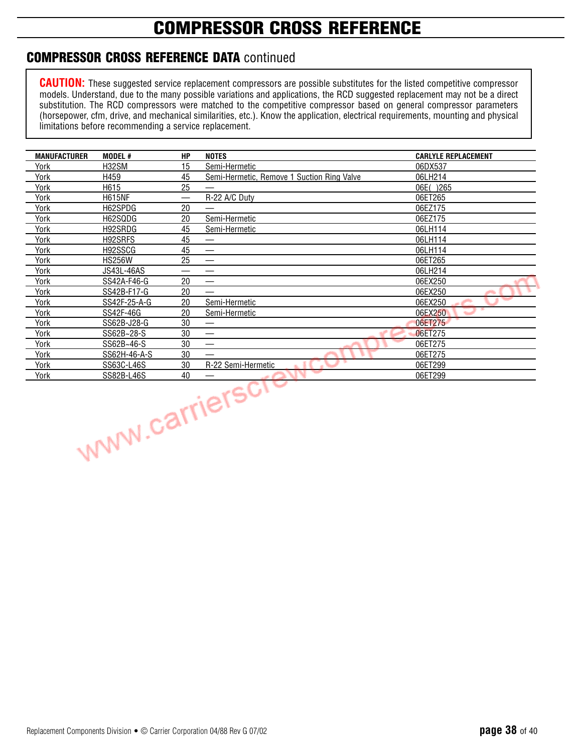# COMPRESSOR CROSS REFERENCE

## COMPRESSOR CROSS REFERENCE DATA continued

**CAUTION:** These suggested service replacement compressors are possible substitutes for the listed competitive compressor models. Understand, due to the many possible variations and applications, the RCD suggested replacement may not be a direct substitution. The RCD compressors were matched to the competitive compressor based on general compressor parameters (horsepower, cfm, drive, and mechanical similarities, etc.). Know the application, electrical requirements, mounting and physical limitations before recommending a service replacement.

| MANUFACTURER | MODEL # | HP | NOTES | CARLYLE REPLACEMENT |
|---|---|---|---|---|
| York | H32SM | 15 | Semi-Hermetic | 06DX537 |
| York | H459 | 45 | Semi-Hermetic, Remove 1 Suction Ring Valve | 06LH214 |
| York | H615 | 25 | — | 06E( )265 |
| York | H615NF | — | R-22 A/C Duty | 06ET265 |
| York | H62SPDG | 20 | — | 06EZ175 |
| York | H62SQDG | 20 | Semi-Hermetic | 06EZ175 |
| York | H92SRDG | 45 | Semi-Hermetic | 06LH114 |
| York | H92SRFS | 45 | — | 06LH114 |
| York | H92SSCG | 45 | — | 06LH114 |
| York | HS256W | 25 | — | 06ET265 |
| York | JS43L-46AS | — | — | 06LH214 |
| York | SS42A-F46-G | 20 | — | 06EX250 |
| York | SS42B-F17-G | 20 | — | 06EX250 |
| York | SS42F-25-A-G | 20 | Semi-Hermetic | 06EX250 |
| York | SS42F-46G | 20 | Semi-Hermetic | 06EX250 |
| York | SS62B-J28-G | 30 | — | 06ET275 |
| York | SS62B~28-S | 30 | — | 06ET275 |
| York | SS62B~46-S | 30 | — | 06ET275 |
| York | SS62H-46-A-S | 30 | — | 06ET275 |
| York | SS63C-L46S | 30 | R-22 Semi-Hermetic | 06ET299 |
| York | SS82B-L46S | 40 | — | 06ET299 |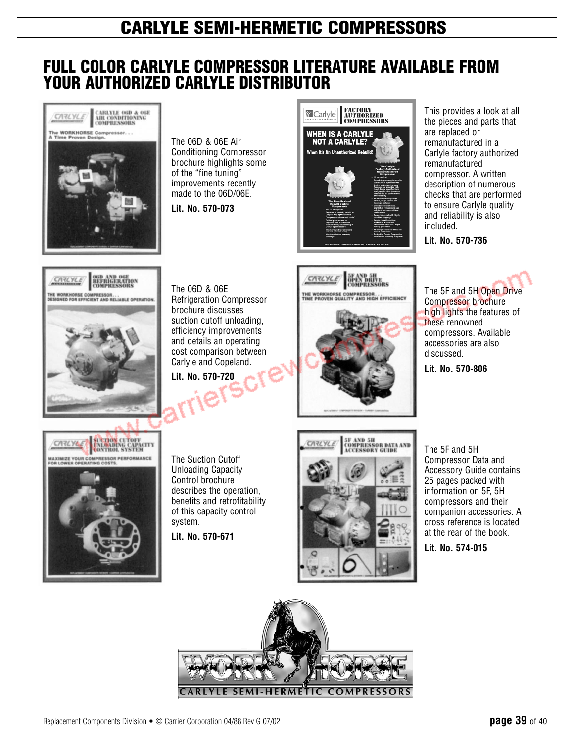# CARLYLE SEMI-HERMETIC COMPRESSORS

## FULL COLOR CARLYLE COMPRESSOR LITERATURE AVAILABLE FROM YOUR AUTHORIZED CARLYLE DISTRIBUTOR

The 06D & 06E Air Conditioning Compressor brochure highlights some of the "fine tuning" improvements recently made to the 06D/06E.

**Lit. No. 570-073**

This provides a look at all the pieces and parts that are replaced or remanufactured in a Carlyle factory authorized remanufactured compressor. A written description of numerous checks that are performed to ensure Carlyle quality and reliability is also included.

**Lit. No. 570-736**

The 06D & 06E Refrigeration Compressor brochure discusses suction cutoff unloading, efficiency improvements and details an operating cost comparison between Carlyle and Copeland.

**Lit. No. 570-720**

The 5F and 5H Open Drive Compressor brochure high lights the features of these renowned compressors. Available accessories are also discussed.

**Lit. No. 570-806**

The Suction Cutoff Unloading Capacity Control brochure describes the operation, benefits and retrofitability of this capacity control system.

**Lit. No. 570-671**

The 5F and 5H Compressor Data and Accessory Guide contains 25 pages packed with information on 5F, 5H compressors and their companion accessories. A cross reference is located at the rear of the book.

**Lit. No. 574-015**

WORK HORSE
CARLYLE SEMI-HERMETIC COMPRESSORS

Replacement Components Division • © Carrier Corporation 04/88 Rev G 07/02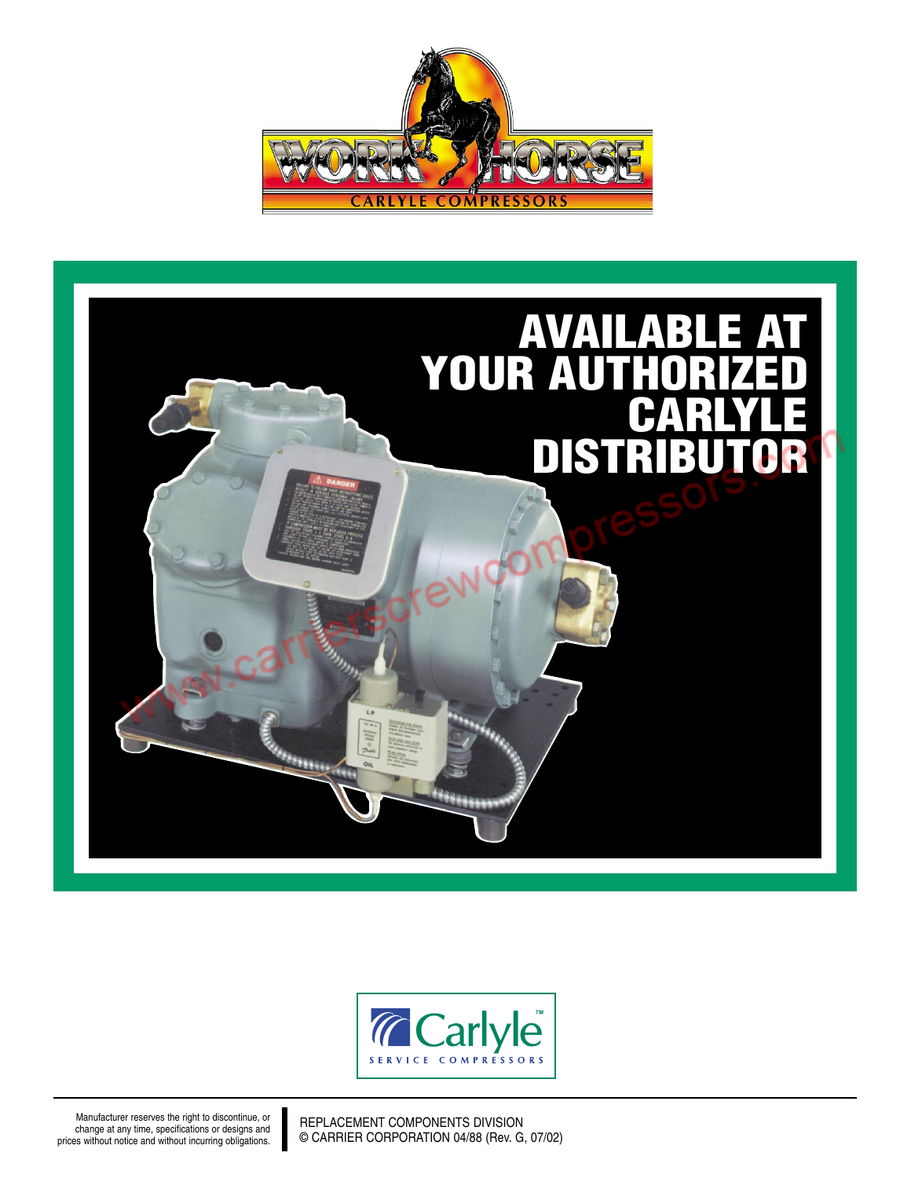WORK HORSE

CARLYLE COMPRESSORS

# AVAILABLE AT YOUR AUTHORIZED CARLYLE DISTRIBUTOR

Carlyle™

SERVICE COMPRESSORS

Manufacturer reserves the right to discontinue, or change at any time, specifications or designs and prices without notice and without incurring obligations.

REPLACEMENT COMPONENTS DIVISION
© CARRIER CORPORATION 04/88 (Rev. G, 07/02)